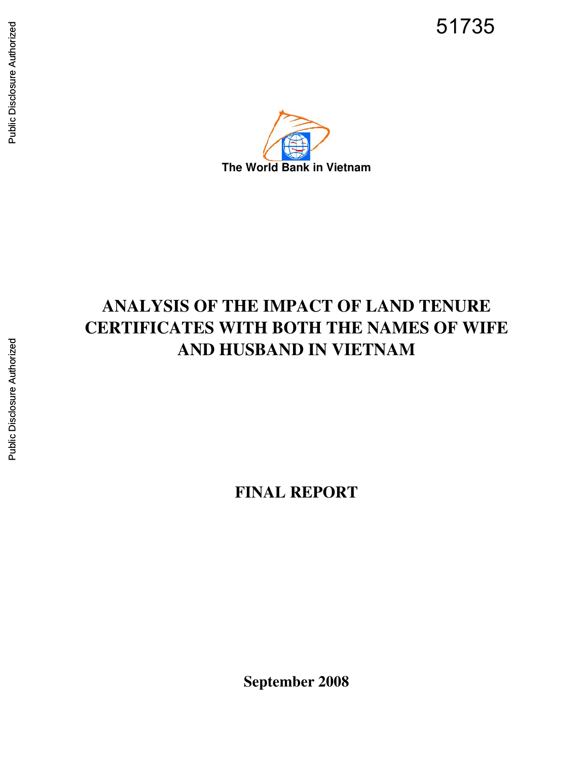51735

The World Bank in Vietnam

# ANALYSIS OF THE IMPACT OF LAND TENURE CERTIFICATES WITH BOTH THE NAMES OF WIFE AND HUSBAND IN VIETNAM

## FINAL REPORT

**September 2008**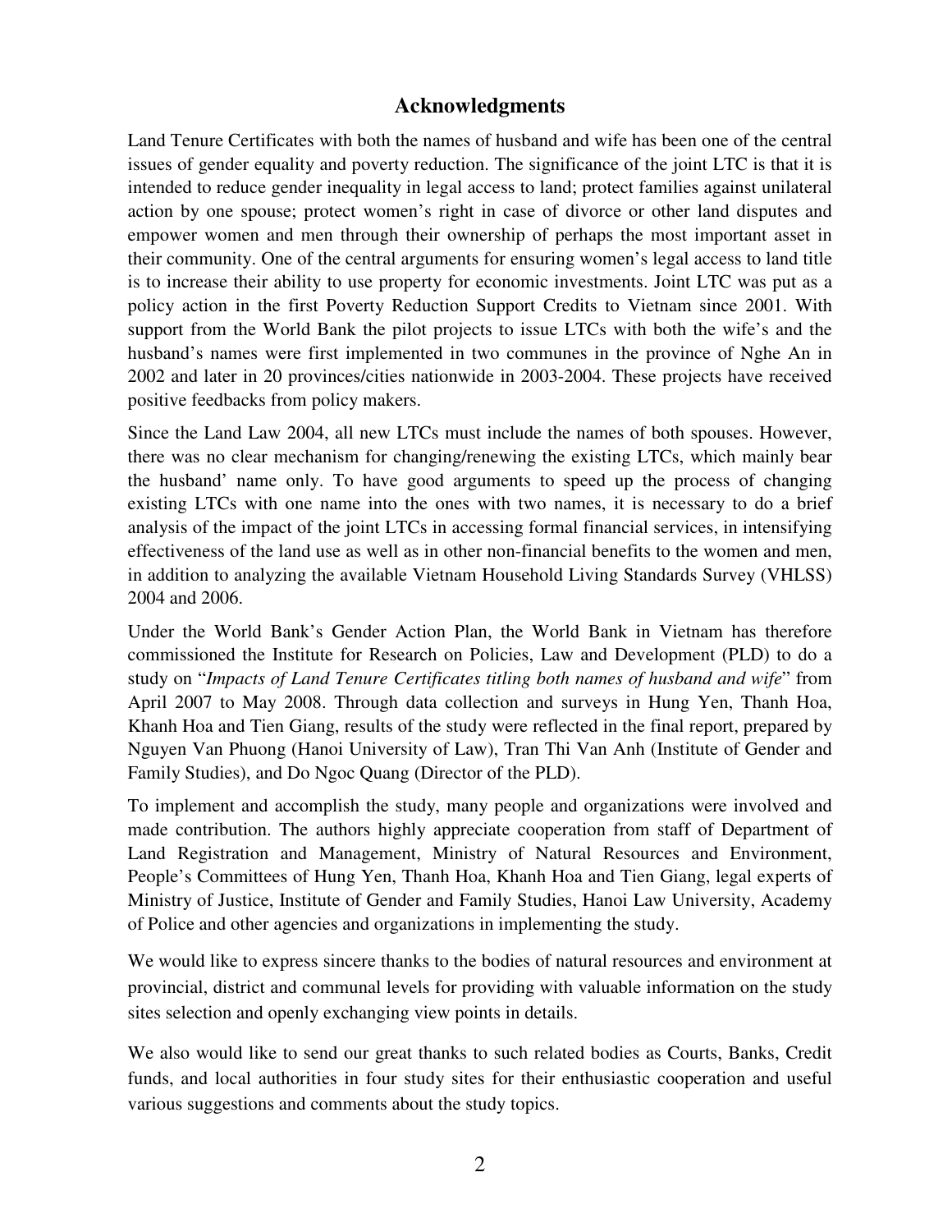## Acknowledgments

Land Tenure Certificates with both the names of husband and wife has been one of the central issues of gender equality and poverty reduction. The significance of the joint LTC is that it is intended to reduce gender inequality in legal access to land; protect families against unilateral action by one spouse; protect women's right in case of divorce or other land disputes and empower women and men through their ownership of perhaps the most important asset in their community. One of the central arguments for ensuring women's legal access to land title is to increase their ability to use property for economic investments. Joint LTC was put as a policy action in the first Poverty Reduction Support Credits to Vietnam since 2001. With support from the World Bank the pilot projects to issue LTCs with both the wife's and the husband's names were first implemented in two communes in the province of Nghe An in 2002 and later in 20 provinces/cities nationwide in 2003-2004. These projects have received positive feedbacks from policy makers.

Since the Land Law 2004, all new LTCs must include the names of both spouses. However, there was no clear mechanism for changing/renewing the existing LTCs, which mainly bear the husband' name only. To have good arguments to speed up the process of changing existing LTCs with one name into the ones with two names, it is necessary to do a brief analysis of the impact of the joint LTCs in accessing formal financial services, in intensifying effectiveness of the land use as well as in other non-financial benefits to the women and men, in addition to analyzing the available Vietnam Household Living Standards Survey (VHLSS) 2004 and 2006.

Under the World Bank's Gender Action Plan, the World Bank in Vietnam has therefore commissioned the Institute for Research on Policies, Law and Development (PLD) to do a study on "*Impacts of Land Tenure Certificates titling both names of husband and wife*" from April 2007 to May 2008. Through data collection and surveys in Hung Yen, Thanh Hoa, Khanh Hoa and Tien Giang, results of the study were reflected in the final report, prepared by Nguyen Van Phuong (Hanoi University of Law), Tran Thi Van Anh (Institute of Gender and Family Studies), and Do Ngoc Quang (Director of the PLD).

To implement and accomplish the study, many people and organizations were involved and made contribution. The authors highly appreciate cooperation from staff of Department of Land Registration and Management, Ministry of Natural Resources and Environment, People's Committees of Hung Yen, Thanh Hoa, Khanh Hoa and Tien Giang, legal experts of Ministry of Justice, Institute of Gender and Family Studies, Hanoi Law University, Academy of Police and other agencies and organizations in implementing the study.

We would like to express sincere thanks to the bodies of natural resources and environment at provincial, district and communal levels for providing with valuable information on the study sites selection and openly exchanging view points in details.

We also would like to send our great thanks to such related bodies as Courts, Banks, Credit funds, and local authorities in four study sites for their enthusiastic cooperation and useful various suggestions and comments about the study topics.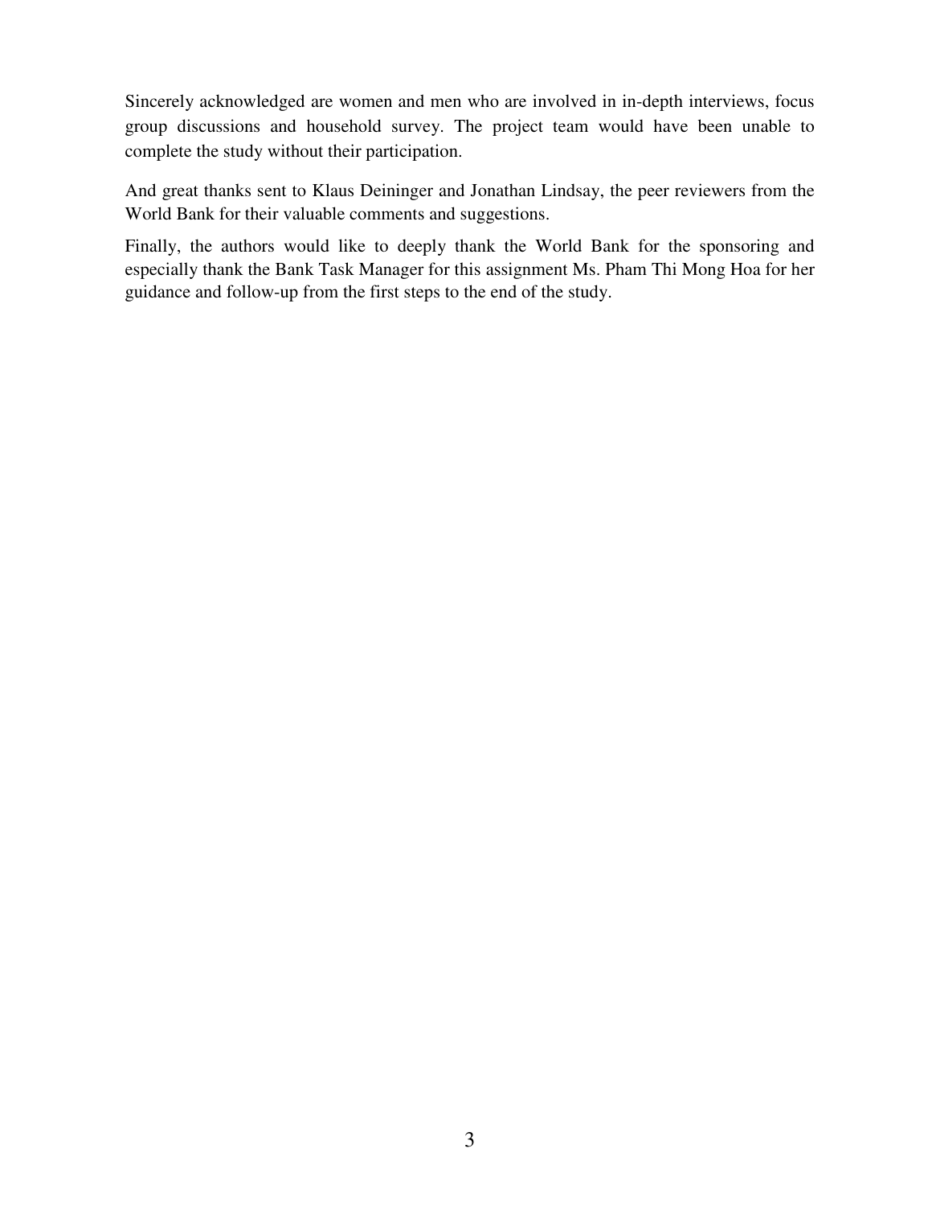Sincerely acknowledged are women and men who are involved in in-depth interviews, focus group discussions and household survey. The project team would have been unable to complete the study without their participation.

And great thanks sent to Klaus Deininger and Jonathan Lindsay, the peer reviewers from the World Bank for their valuable comments and suggestions.

Finally, the authors would like to deeply thank the World Bank for the sponsoring and especially thank the Bank Task Manager for this assignment Ms. Pham Thi Mong Hoa for her guidance and follow-up from the first steps to the end of the study.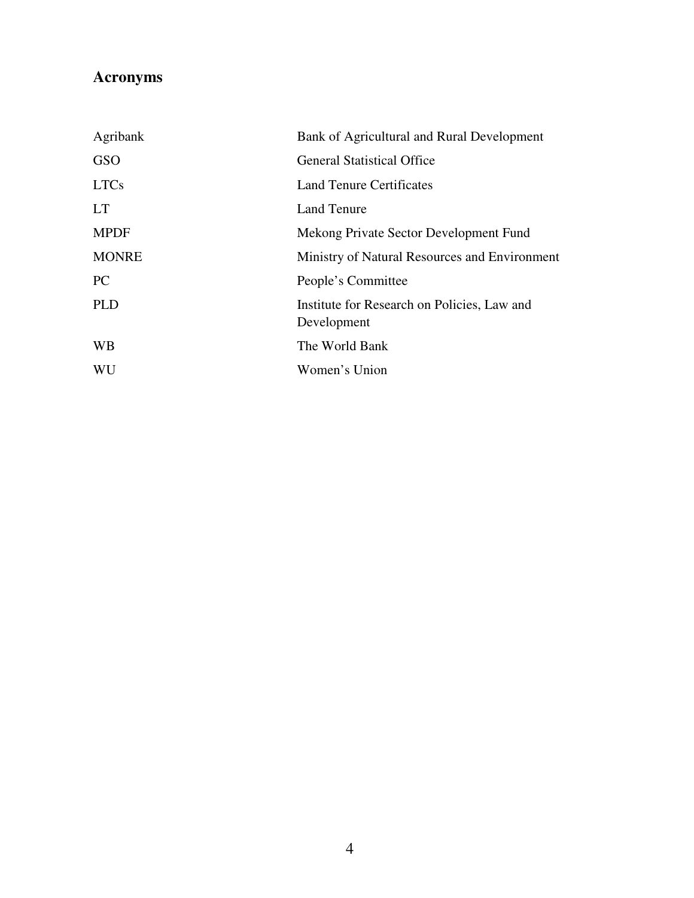## Acronyms

| | |
|---|---|
| Agribank | Bank of Agricultural and Rural Development |
| GSO | General Statistical Office |
| LTCs | Land Tenure Certificates |
| LT | Land Tenure |
| MPDF | Mekong Private Sector Development Fund |
| MONRE | Ministry of Natural Resources and Environment |
| PC | People's Committee |
| PLD | Institute for Research on Policies, Law and Development |
| WB | The World Bank |
| WU | Women's Union |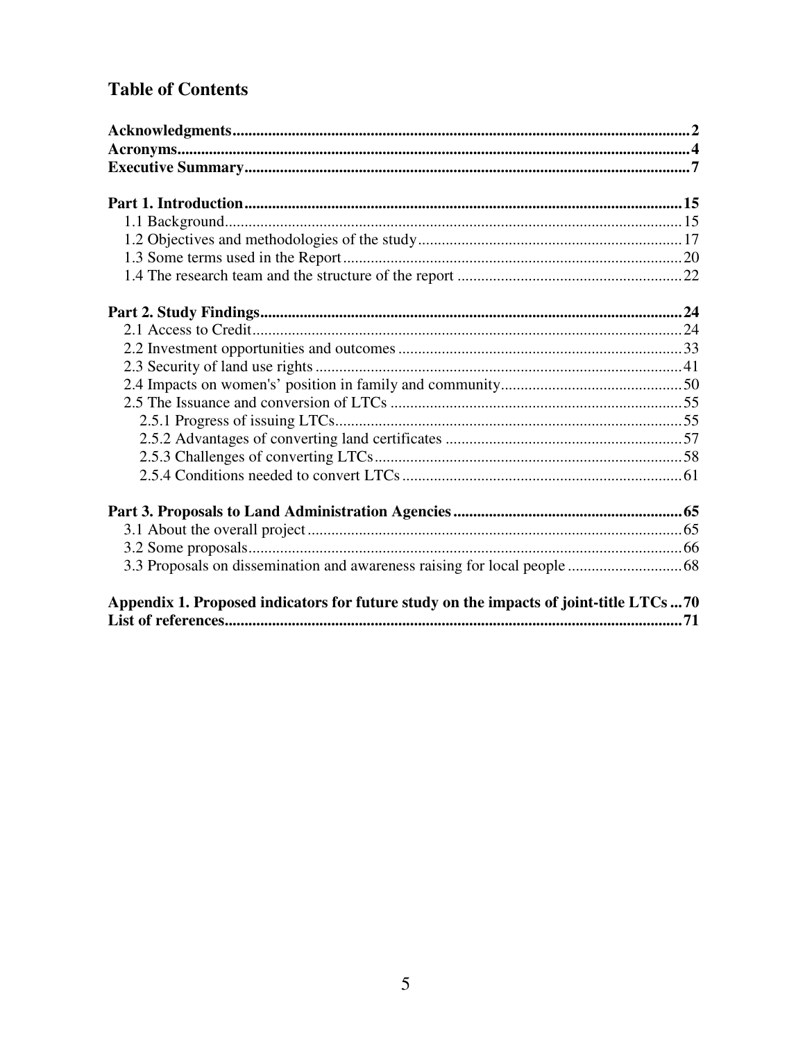## Table of Contents

**Acknowledgments** .......... **2**
**Acronyms** .......... **4**
**Executive Summary** .......... **7**

**Part 1. Introduction** .......... **15**
- 1.1 Background .......... 15
- 1.2 Objectives and methodologies of the study .......... 17
- 1.3 Some terms used in the Report .......... 20
- 1.4 The research team and the structure of the report .......... 22

**Part 2. Study Findings** .......... **24**
- 2.1 Access to Credit .......... 24
- 2.2 Investment opportunities and outcomes .......... 33
- 2.3 Security of land use rights .......... 41
- 2.4 Impacts on women's' position in family and community .......... 50
- 2.5 The Issuance and conversion of LTCs .......... 55
  - 2.5.1 Progress of issuing LTCs .......... 55
  - 2.5.2 Advantages of converting land certificates .......... 57
  - 2.5.3 Challenges of converting LTCs .......... 58
  - 2.5.4 Conditions needed to convert LTCs .......... 61

**Part 3. Proposals to Land Administration Agencies** .......... **65**
- 3.1 About the overall project .......... 65
- 3.2 Some proposals .......... 66
- 3.3 Proposals on dissemination and awareness raising for local people .......... 68

**Appendix 1. Proposed indicators for future study on the impacts of joint-title LTCs** .......... **70**
**List of references** .......... **71**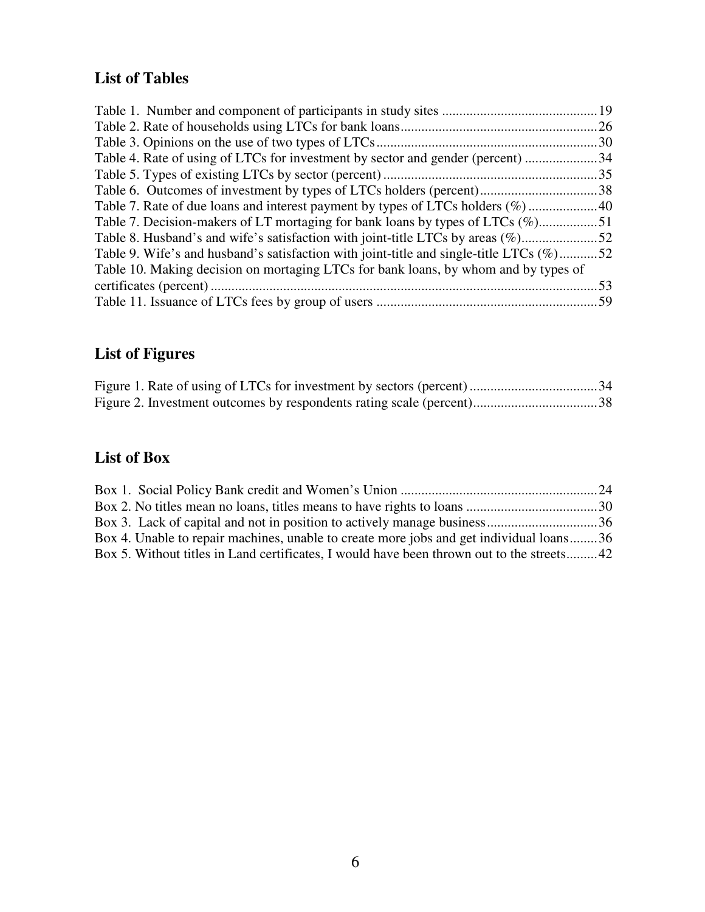## List of Tables

Table 1. Number and component of participants in study sites ............................................19
Table 2. Rate of households using LTCs for bank loans.........................................................26
Table 3. Opinions on the use of two types of LTCs................................................................30
Table 4. Rate of using of LTCs for investment by sector and gender (percent) .....................34
Table 5. Types of existing LTCs by sector (percent) ..............................................................35
Table 6. Outcomes of investment by types of LTCs holders (percent)..................................38
Table 7. Rate of due loans and interest payment by types of LTCs holders (%) ....................40
Table 7. Decision-makers of LT mortaging for bank loans by types of LTCs (%).................51
Table 8. Husband's and wife's satisfaction with joint-title LTCs by areas (%)......................52
Table 9. Wife's and husband's satisfaction with joint-title and single-title LTCs (%)...........52
Table 10. Making decision on mortaging LTCs for bank loans, by whom and by types of certificates (percent) ................................................................................................................53
Table 11. Issuance of LTCs fees by group of users ................................................................59

## List of Figures

Figure 1. Rate of using of LTCs for investment by sectors (percent) .....................................34
Figure 2. Investment outcomes by respondents rating scale (percent)....................................38

## List of Box

Box 1. Social Policy Bank credit and Women's Union ..........................................................24
Box 2. No titles mean no loans, titles means to have rights to loans ......................................30
Box 3. Lack of capital and not in position to actively manage business................................36
Box 4. Unable to repair machines, unable to create more jobs and get individual loans........36
Box 5. Without titles in Land certificates, I would have been thrown out to the streets.........42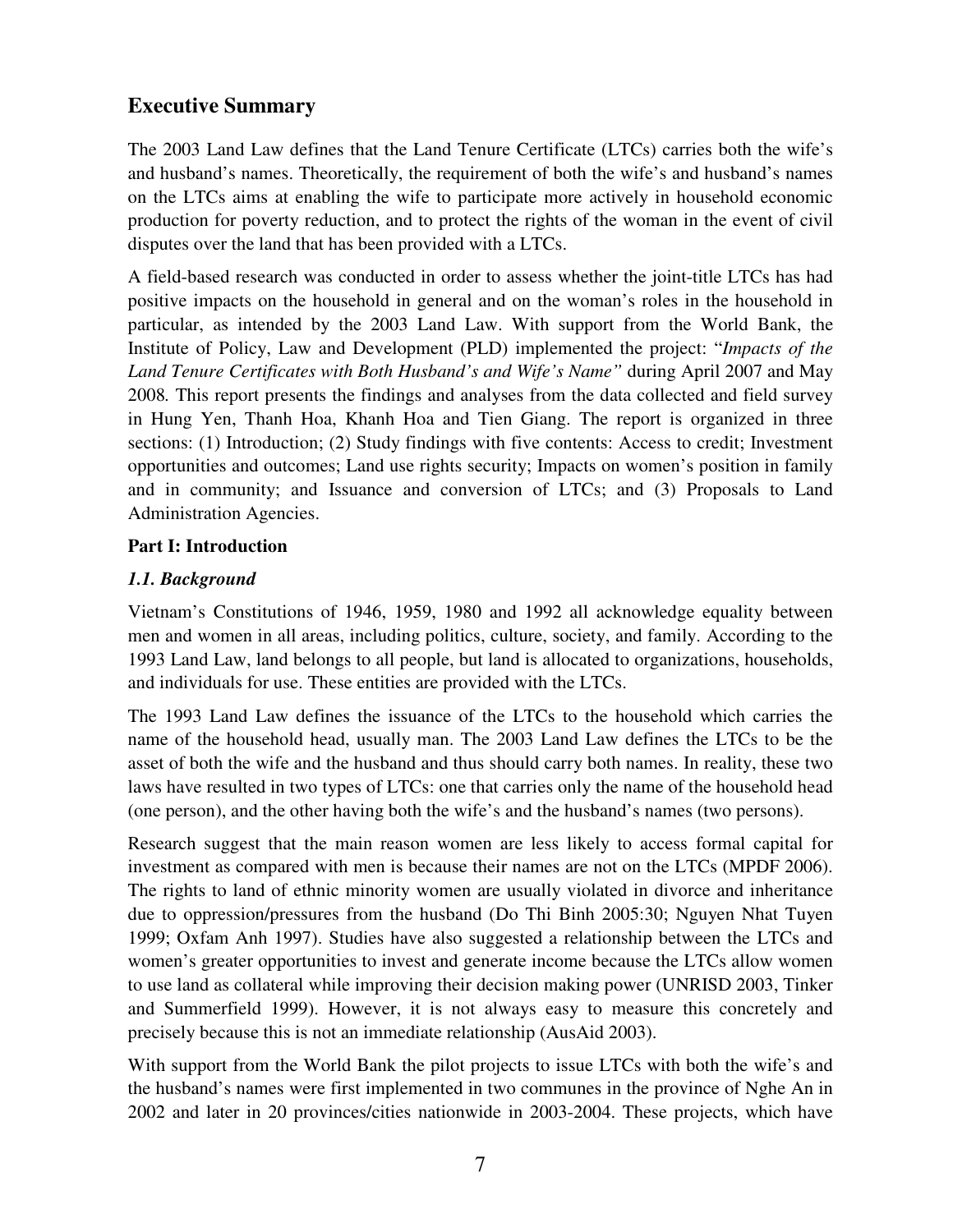## Executive Summary

The 2003 Land Law defines that the Land Tenure Certificate (LTCs) carries both the wife's and husband's names. Theoretically, the requirement of both the wife's and husband's names on the LTCs aims at enabling the wife to participate more actively in household economic production for poverty reduction, and to protect the rights of the woman in the event of civil disputes over the land that has been provided with a LTCs.

A field-based research was conducted in order to assess whether the joint-title LTCs has had positive impacts on the household in general and on the woman's roles in the household in particular, as intended by the 2003 Land Law. With support from the World Bank, the Institute of Policy, Law and Development (PLD) implemented the project: "*Impacts of the Land Tenure Certificates with Both Husband's and Wife's Name"* during April 2007 and May 2008. This report presents the findings and analyses from the data collected and field survey in Hung Yen, Thanh Hoa, Khanh Hoa and Tien Giang. The report is organized in three sections: (1) Introduction; (2) Study findings with five contents: Access to credit; Investment opportunities and outcomes; Land use rights security; Impacts on women's position in family and in community; and Issuance and conversion of LTCs; and (3) Proposals to Land Administration Agencies.

### Part I: Introduction

#### *1.1. Background*

Vietnam's Constitutions of 1946, 1959, 1980 and 1992 all acknowledge equality between men and women in all areas, including politics, culture, society, and family. According to the 1993 Land Law, land belongs to all people, but land is allocated to organizations, households, and individuals for use. These entities are provided with the LTCs.

The 1993 Land Law defines the issuance of the LTCs to the household which carries the name of the household head, usually man. The 2003 Land Law defines the LTCs to be the asset of both the wife and the husband and thus should carry both names. In reality, these two laws have resulted in two types of LTCs: one that carries only the name of the household head (one person), and the other having both the wife's and the husband's names (two persons).

Research suggest that the main reason women are less likely to access formal capital for investment as compared with men is because their names are not on the LTCs (MPDF 2006). The rights to land of ethnic minority women are usually violated in divorce and inheritance due to oppression/pressures from the husband (Do Thi Binh 2005:30; Nguyen Nhat Tuyen 1999; Oxfam Anh 1997). Studies have also suggested a relationship between the LTCs and women's greater opportunities to invest and generate income because the LTCs allow women to use land as collateral while improving their decision making power (UNRISD 2003, Tinker and Summerfield 1999). However, it is not always easy to measure this concretely and precisely because this is not an immediate relationship (AusAid 2003).

With support from the World Bank the pilot projects to issue LTCs with both the wife's and the husband's names were first implemented in two communes in the province of Nghe An in 2002 and later in 20 provinces/cities nationwide in 2003-2004. These projects, which have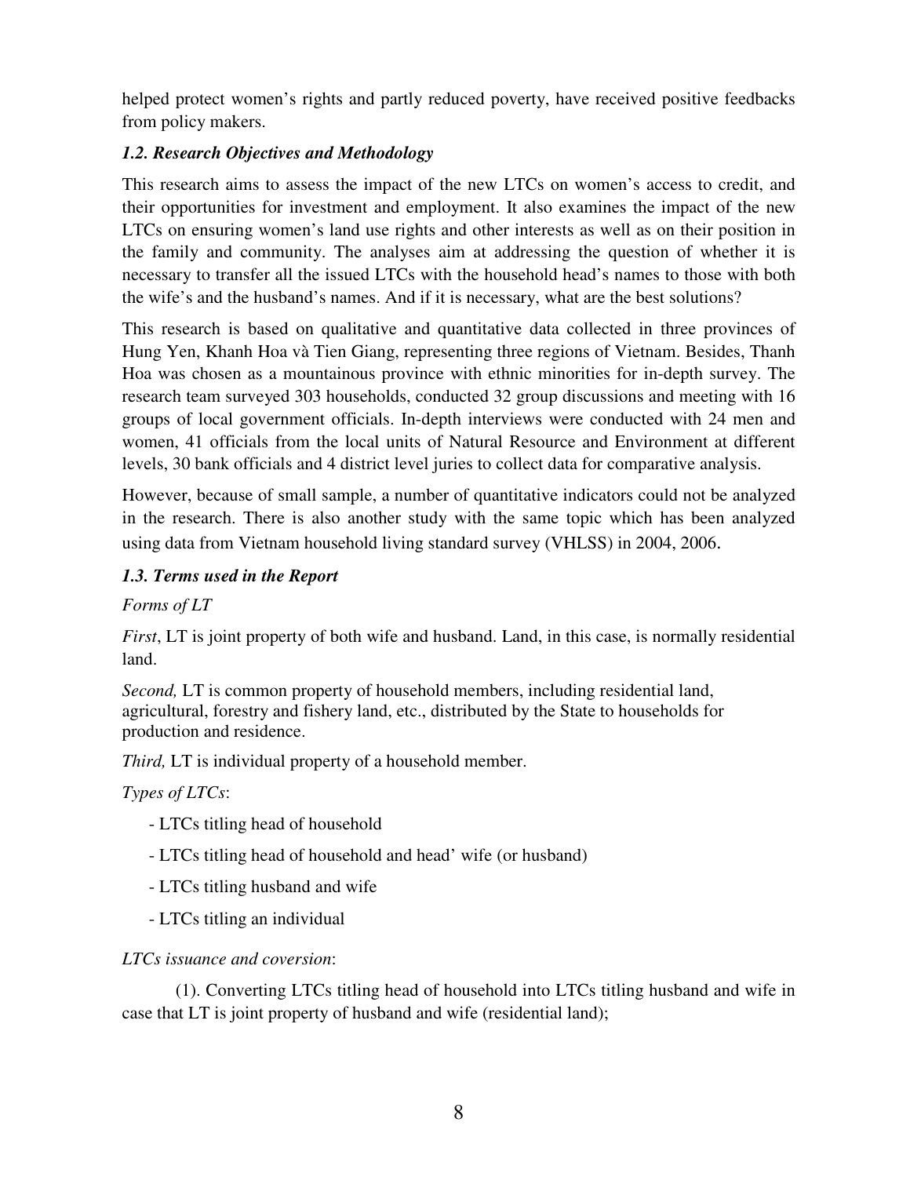helped protect women's rights and partly reduced poverty, have received positive feedbacks from policy makers.

### *1.2. Research Objectives and Methodology*

This research aims to assess the impact of the new LTCs on women's access to credit, and their opportunities for investment and employment. It also examines the impact of the new LTCs on ensuring women's land use rights and other interests as well as on their position in the family and community. The analyses aim at addressing the question of whether it is necessary to transfer all the issued LTCs with the household head's names to those with both the wife's and the husband's names. And if it is necessary, what are the best solutions?

This research is based on qualitative and quantitative data collected in three provinces of Hung Yen, Khanh Hoa và Tien Giang, representing three regions of Vietnam. Besides, Thanh Hoa was chosen as a mountainous province with ethnic minorities for in-depth survey. The research team surveyed 303 households, conducted 32 group discussions and meeting with 16 groups of local government officials. In-depth interviews were conducted with 24 men and women, 41 officials from the local units of Natural Resource and Environment at different levels, 30 bank officials and 4 district level juries to collect data for comparative analysis.

However, because of small sample, a number of quantitative indicators could not be analyzed in the research. There is also another study with the same topic which has been analyzed using data from Vietnam household living standard survey (VHLSS) in 2004, 2006.

### *1.3. Terms used in the Report*

*Forms of LT*

*First*, LT is joint property of both wife and husband. Land, in this case, is normally residential land.

*Second,* LT is common property of household members, including residential land, agricultural, forestry and fishery land, etc., distributed by the State to households for production and residence.

*Third,* LT is individual property of a household member.

*Types of LTCs*:

- LTCs titling head of household
- LTCs titling head of household and head' wife (or husband)
- LTCs titling husband and wife
- LTCs titling an individual

*LTCs issuance and coversion*:

(1). Converting LTCs titling head of household into LTCs titling husband and wife in case that LT is joint property of husband and wife (residential land);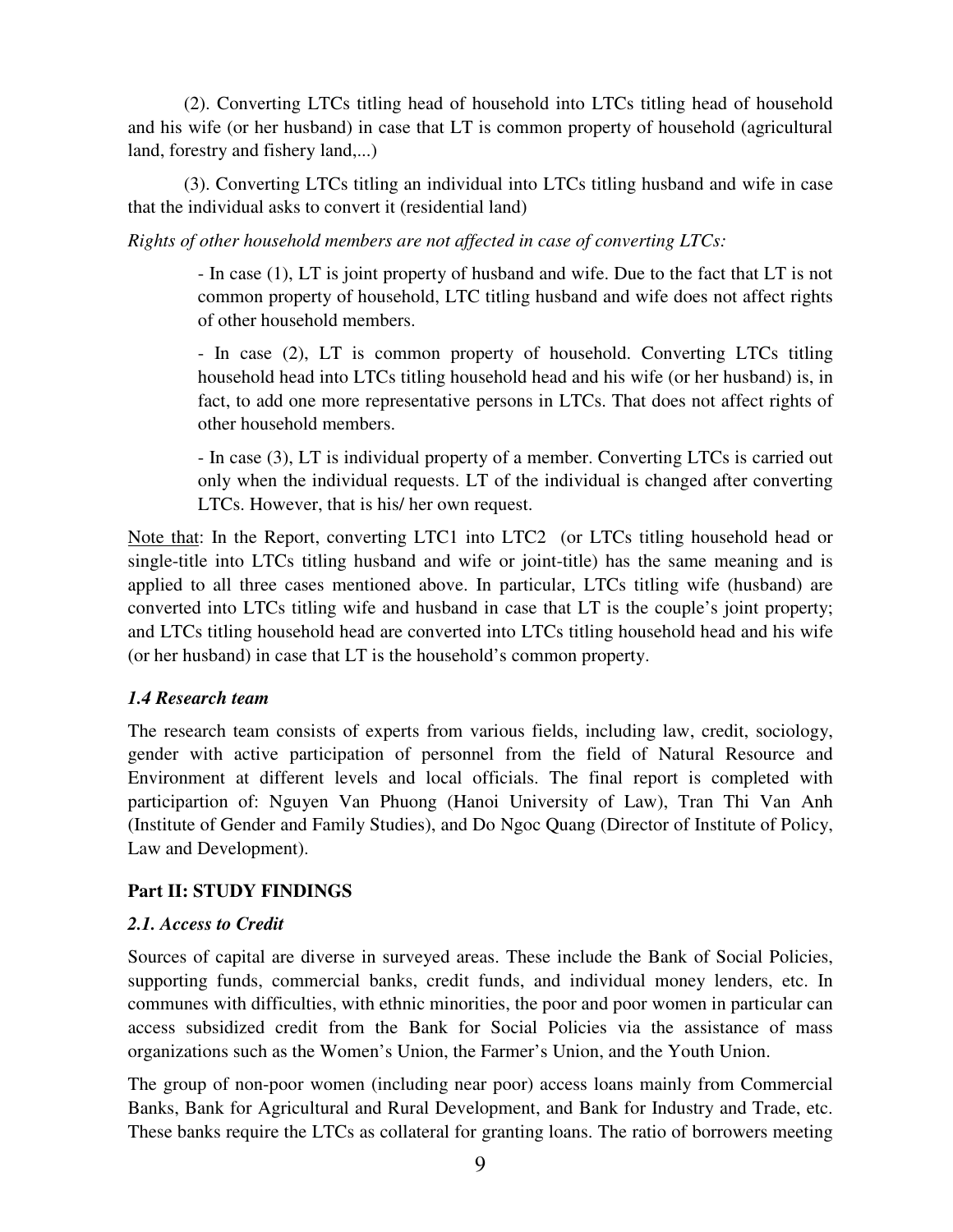(2). Converting LTCs titling head of household into LTCs titling head of household and his wife (or her husband) in case that LT is common property of household (agricultural land, forestry and fishery land,...)

(3). Converting LTCs titling an individual into LTCs titling husband and wife in case that the individual asks to convert it (residential land)

*Rights of other household members are not affected in case of converting LTCs:*

> - In case (1), LT is joint property of husband and wife. Due to the fact that LT is not common property of household, LTC titling husband and wife does not affect rights of other household members.
>
> - In case (2), LT is common property of household. Converting LTCs titling household head into LTCs titling household head and his wife (or her husband) is, in fact, to add one more representative persons in LTCs. That does not affect rights of other household members.
>
> - In case (3), LT is individual property of a member. Converting LTCs is carried out only when the individual requests. LT of the individual is changed after converting LTCs. However, that is his/ her own request.

Note that: In the Report, converting LTC1 into LTC2 (or LTCs titling household head or single-title into LTCs titling husband and wife or joint-title) has the same meaning and is applied to all three cases mentioned above. In particular, LTCs titling wife (husband) are converted into LTCs titling wife and husband in case that LT is the couple's joint property; and LTCs titling household head are converted into LTCs titling household head and his wife (or her husband) in case that LT is the household's common property.

### *1.4 Research team*

The research team consists of experts from various fields, including law, credit, sociology, gender with active participation of personnel from the field of Natural Resource and Environment at different levels and local officials. The final report is completed with participartion of: Nguyen Van Phuong (Hanoi University of Law), Tran Thi Van Anh (Institute of Gender and Family Studies), and Do Ngoc Quang (Director of Institute of Policy, Law and Development).

## Part II: STUDY FINDINGS

### *2.1. Access to Credit*

Sources of capital are diverse in surveyed areas. These include the Bank of Social Policies, supporting funds, commercial banks, credit funds, and individual money lenders, etc. In communes with difficulties, with ethnic minorities, the poor and poor women in particular can access subsidized credit from the Bank for Social Policies via the assistance of mass organizations such as the Women's Union, the Farmer's Union, and the Youth Union.

The group of non-poor women (including near poor) access loans mainly from Commercial Banks, Bank for Agricultural and Rural Development, and Bank for Industry and Trade, etc. These banks require the LTCs as collateral for granting loans. The ratio of borrowers meeting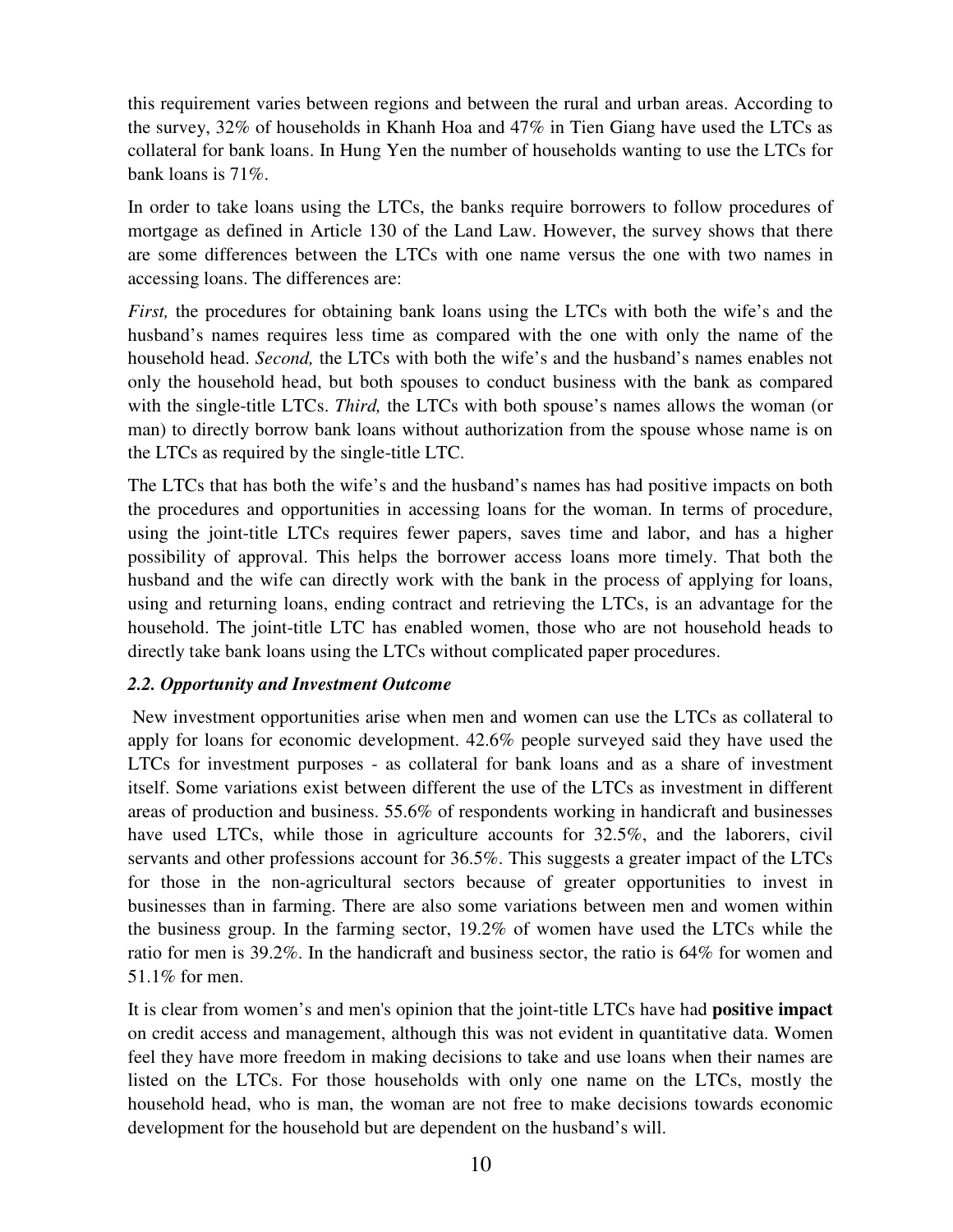this requirement varies between regions and between the rural and urban areas. According to the survey, 32% of households in Khanh Hoa and 47% in Tien Giang have used the LTCs as collateral for bank loans. In Hung Yen the number of households wanting to use the LTCs for bank loans is 71%.

In order to take loans using the LTCs, the banks require borrowers to follow procedures of mortgage as defined in Article 130 of the Land Law. However, the survey shows that there are some differences between the LTCs with one name versus the one with two names in accessing loans. The differences are:

*First,* the procedures for obtaining bank loans using the LTCs with both the wife's and the husband's names requires less time as compared with the one with only the name of the household head. *Second,* the LTCs with both the wife's and the husband's names enables not only the household head, but both spouses to conduct business with the bank as compared with the single-title LTCs. *Third,* the LTCs with both spouse's names allows the woman (or man) to directly borrow bank loans without authorization from the spouse whose name is on the LTCs as required by the single-title LTC.

The LTCs that has both the wife's and the husband's names has had positive impacts on both the procedures and opportunities in accessing loans for the woman. In terms of procedure, using the joint-title LTCs requires fewer papers, saves time and labor, and has a higher possibility of approval. This helps the borrower access loans more timely. That both the husband and the wife can directly work with the bank in the process of applying for loans, using and returning loans, ending contract and retrieving the LTCs, is an advantage for the household. The joint-title LTC has enabled women, those who are not household heads to directly take bank loans using the LTCs without complicated paper procedures.

### *2.2. Opportunity and Investment Outcome*

New investment opportunities arise when men and women can use the LTCs as collateral to apply for loans for economic development. 42.6% people surveyed said they have used the LTCs for investment purposes - as collateral for bank loans and as a share of investment itself. Some variations exist between different the use of the LTCs as investment in different areas of production and business. 55.6% of respondents working in handicraft and businesses have used LTCs, while those in agriculture accounts for 32.5%, and the laborers, civil servants and other professions account for 36.5%. This suggests a greater impact of the LTCs for those in the non-agricultural sectors because of greater opportunities to invest in businesses than in farming. There are also some variations between men and women within the business group. In the farming sector, 19.2% of women have used the LTCs while the ratio for men is 39.2%. In the handicraft and business sector, the ratio is 64% for women and 51.1% for men.

It is clear from women's and men's opinion that the joint-title LTCs have had **positive impact** on credit access and management, although this was not evident in quantitative data. Women feel they have more freedom in making decisions to take and use loans when their names are listed on the LTCs. For those households with only one name on the LTCs, mostly the household head, who is man, the woman are not free to make decisions towards economic development for the household but are dependent on the husband's will.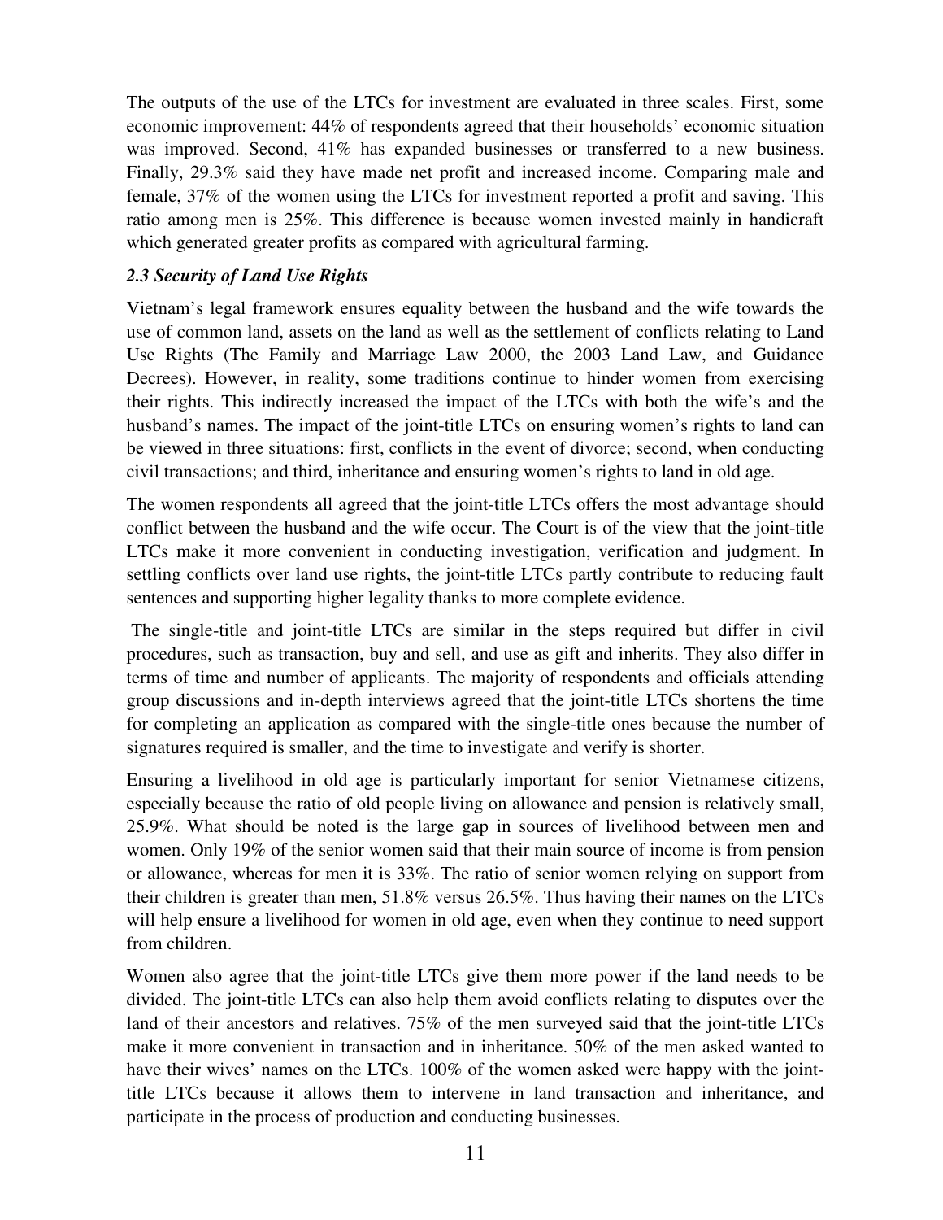The outputs of the use of the LTCs for investment are evaluated in three scales. First, some economic improvement: 44% of respondents agreed that their households' economic situation was improved. Second, 41% has expanded businesses or transferred to a new business. Finally, 29.3% said they have made net profit and increased income. Comparing male and female, 37% of the women using the LTCs for investment reported a profit and saving. This ratio among men is 25%. This difference is because women invested mainly in handicraft which generated greater profits as compared with agricultural farming.

### *2.3 Security of Land Use Rights*

Vietnam's legal framework ensures equality between the husband and the wife towards the use of common land, assets on the land as well as the settlement of conflicts relating to Land Use Rights (The Family and Marriage Law 2000, the 2003 Land Law, and Guidance Decrees). However, in reality, some traditions continue to hinder women from exercising their rights. This indirectly increased the impact of the LTCs with both the wife's and the husband's names. The impact of the joint-title LTCs on ensuring women's rights to land can be viewed in three situations: first, conflicts in the event of divorce; second, when conducting civil transactions; and third, inheritance and ensuring women's rights to land in old age.

The women respondents all agreed that the joint-title LTCs offers the most advantage should conflict between the husband and the wife occur. The Court is of the view that the joint-title LTCs make it more convenient in conducting investigation, verification and judgment. In settling conflicts over land use rights, the joint-title LTCs partly contribute to reducing fault sentences and supporting higher legality thanks to more complete evidence.

The single-title and joint-title LTCs are similar in the steps required but differ in civil procedures, such as transaction, buy and sell, and use as gift and inherits. They also differ in terms of time and number of applicants. The majority of respondents and officials attending group discussions and in-depth interviews agreed that the joint-title LTCs shortens the time for completing an application as compared with the single-title ones because the number of signatures required is smaller, and the time to investigate and verify is shorter.

Ensuring a livelihood in old age is particularly important for senior Vietnamese citizens, especially because the ratio of old people living on allowance and pension is relatively small, 25.9%. What should be noted is the large gap in sources of livelihood between men and women. Only 19% of the senior women said that their main source of income is from pension or allowance, whereas for men it is 33%. The ratio of senior women relying on support from their children is greater than men, 51.8% versus 26.5%. Thus having their names on the LTCs will help ensure a livelihood for women in old age, even when they continue to need support from children.

Women also agree that the joint-title LTCs give them more power if the land needs to be divided. The joint-title LTCs can also help them avoid conflicts relating to disputes over the land of their ancestors and relatives. 75% of the men surveyed said that the joint-title LTCs make it more convenient in transaction and in inheritance. 50% of the men asked wanted to have their wives' names on the LTCs. 100% of the women asked were happy with the joint-title LTCs because it allows them to intervene in land transaction and inheritance, and participate in the process of production and conducting businesses.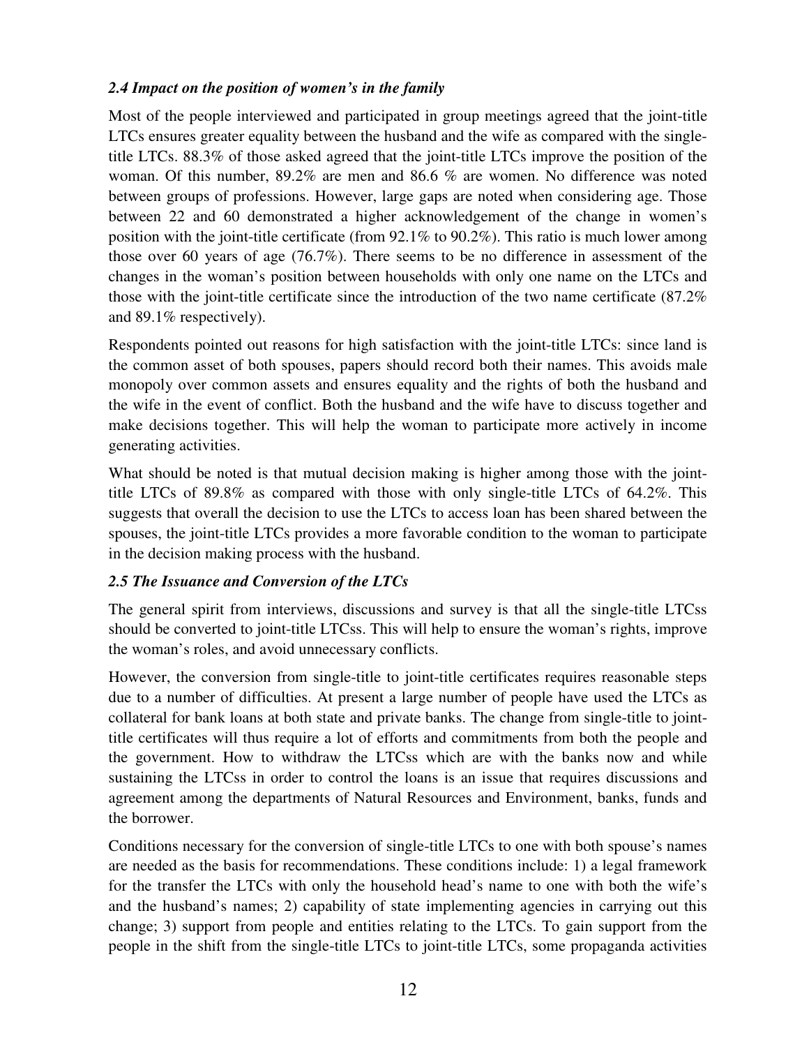### *2.4 Impact on the position of women's in the family*

Most of the people interviewed and participated in group meetings agreed that the joint-title LTCs ensures greater equality between the husband and the wife as compared with the single-title LTCs. 88.3% of those asked agreed that the joint-title LTCs improve the position of the woman. Of this number, 89.2% are men and 86.6 % are women. No difference was noted between groups of professions. However, large gaps are noted when considering age. Those between 22 and 60 demonstrated a higher acknowledgement of the change in women's position with the joint-title certificate (from 92.1% to 90.2%). This ratio is much lower among those over 60 years of age (76.7%). There seems to be no difference in assessment of the changes in the woman's position between households with only one name on the LTCs and those with the joint-title certificate since the introduction of the two name certificate (87.2% and 89.1% respectively).

Respondents pointed out reasons for high satisfaction with the joint-title LTCs: since land is the common asset of both spouses, papers should record both their names. This avoids male monopoly over common assets and ensures equality and the rights of both the husband and the wife in the event of conflict. Both the husband and the wife have to discuss together and make decisions together. This will help the woman to participate more actively in income generating activities.

What should be noted is that mutual decision making is higher among those with the joint-title LTCs of 89.8% as compared with those with only single-title LTCs of 64.2%. This suggests that overall the decision to use the LTCs to access loan has been shared between the spouses, the joint-title LTCs provides a more favorable condition to the woman to participate in the decision making process with the husband.

### *2.5 The Issuance and Conversion of the LTCs*

The general spirit from interviews, discussions and survey is that all the single-title LTCss should be converted to joint-title LTCss. This will help to ensure the woman's rights, improve the woman's roles, and avoid unnecessary conflicts.

However, the conversion from single-title to joint-title certificates requires reasonable steps due to a number of difficulties. At present a large number of people have used the LTCs as collateral for bank loans at both state and private banks. The change from single-title to joint-title certificates will thus require a lot of efforts and commitments from both the people and the government. How to withdraw the LTCss which are with the banks now and while sustaining the LTCss in order to control the loans is an issue that requires discussions and agreement among the departments of Natural Resources and Environment, banks, funds and the borrower.

Conditions necessary for the conversion of single-title LTCs to one with both spouse's names are needed as the basis for recommendations. These conditions include: 1) a legal framework for the transfer the LTCs with only the household head's name to one with both the wife's and the husband's names; 2) capability of state implementing agencies in carrying out this change; 3) support from people and entities relating to the LTCs. To gain support from the people in the shift from the single-title LTCs to joint-title LTCs, some propaganda activities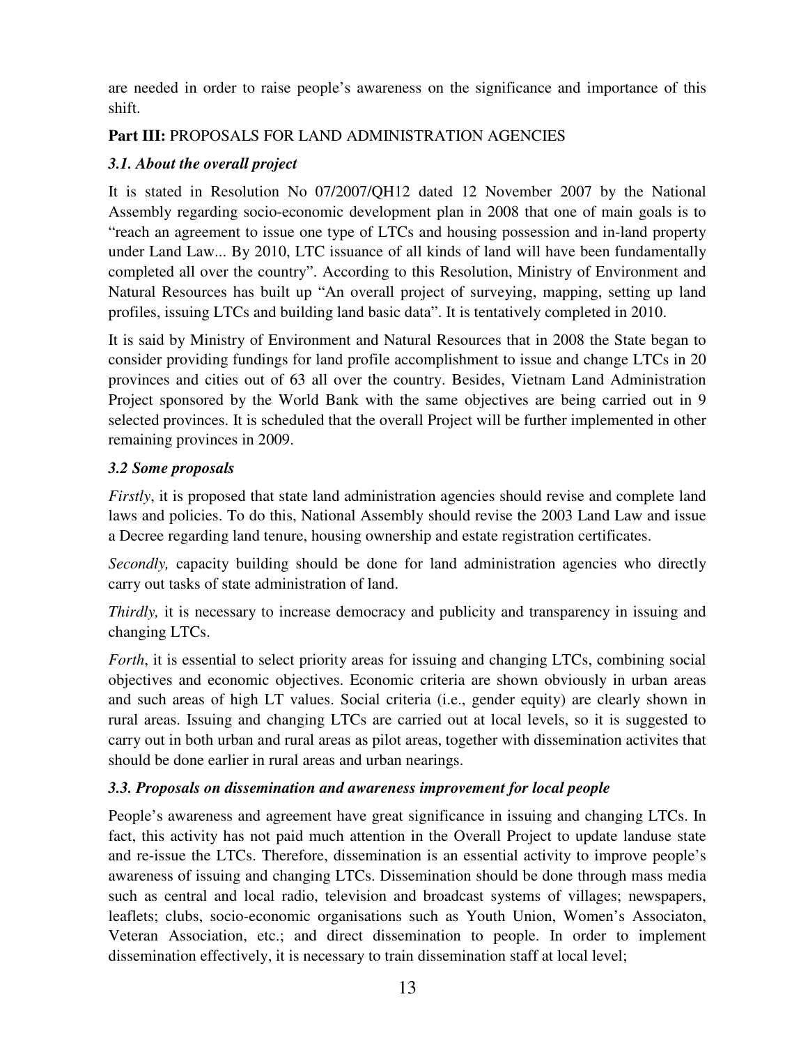are needed in order to raise people's awareness on the significance and importance of this shift.

**Part III:** PROPOSALS FOR LAND ADMINISTRATION AGENCIES

### *3.1. About the overall project*

It is stated in Resolution No 07/2007/QH12 dated 12 November 2007 by the National Assembly regarding socio-economic development plan in 2008 that one of main goals is to "reach an agreement to issue one type of LTCs and housing possession and in-land property under Land Law... By 2010, LTC issuance of all kinds of land will have been fundamentally completed all over the country". According to this Resolution, Ministry of Environment and Natural Resources has built up "An overall project of surveying, mapping, setting up land profiles, issuing LTCs and building land basic data". It is tentatively completed in 2010.

It is said by Ministry of Environment and Natural Resources that in 2008 the State began to consider providing fundings for land profile accomplishment to issue and change LTCs in 20 provinces and cities out of 63 all over the country. Besides, Vietnam Land Administration Project sponsored by the World Bank with the same objectives are being carried out in 9 selected provinces. It is scheduled that the overall Project will be further implemented in other remaining provinces in 2009.

### *3.2 Some proposals*

*Firstly*, it is proposed that state land administration agencies should revise and complete land laws and policies. To do this, National Assembly should revise the 2003 Land Law and issue a Decree regarding land tenure, housing ownership and estate registration certificates.

*Secondly,* capacity building should be done for land administration agencies who directly carry out tasks of state administration of land.

*Thirdly,* it is necessary to increase democracy and publicity and transparency in issuing and changing LTCs.

*Forth*, it is essential to select priority areas for issuing and changing LTCs, combining social objectives and economic objectives. Economic criteria are shown obviously in urban areas and such areas of high LT values. Social criteria (i.e., gender equity) are clearly shown in rural areas. Issuing and changing LTCs are carried out at local levels, so it is suggested to carry out in both urban and rural areas as pilot areas, together with dissemination activites that should be done earlier in rural areas and urban nearings.

### *3.3. Proposals on dissemination and awareness improvement for local people*

People's awareness and agreement have great significance in issuing and changing LTCs. In fact, this activity has not paid much attention in the Overall Project to update landuse state and re-issue the LTCs. Therefore, dissemination is an essential activity to improve people's awareness of issuing and changing LTCs. Dissemination should be done through mass media such as central and local radio, television and broadcast systems of villages; newspapers, leaflets; clubs, socio-economic organisations such as Youth Union, Women's Associaton, Veteran Association, etc.; and direct dissemination to people. In order to implement dissemination effectively, it is necessary to train dissemination staff at local level;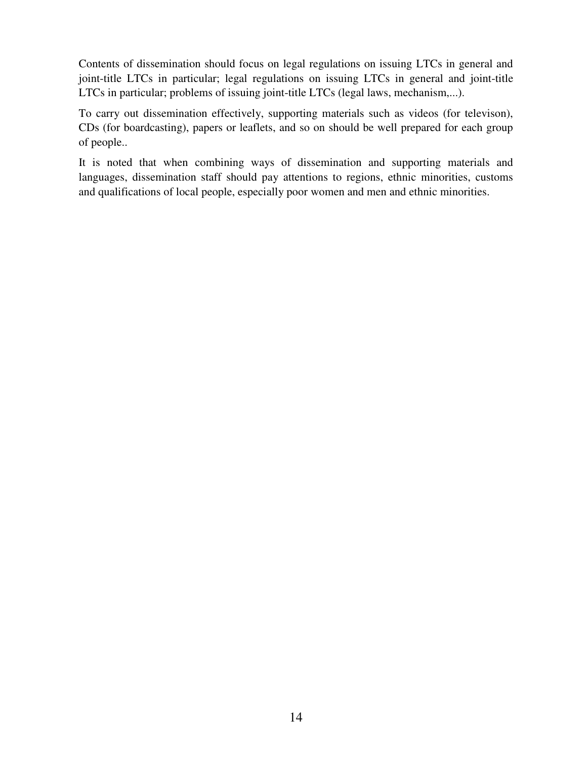Contents of dissemination should focus on legal regulations on issuing LTCs in general and joint-title LTCs in particular; legal regulations on issuing LTCs in general and joint-title LTCs in particular; problems of issuing joint-title LTCs (legal laws, mechanism,...).

To carry out dissemination effectively, supporting materials such as videos (for televison), CDs (for boardcasting), papers or leaflets, and so on should be well prepared for each group of people..

It is noted that when combining ways of dissemination and supporting materials and languages, dissemination staff should pay attentions to regions, ethnic minorities, customs and qualifications of local people, especially poor women and men and ethnic minorities.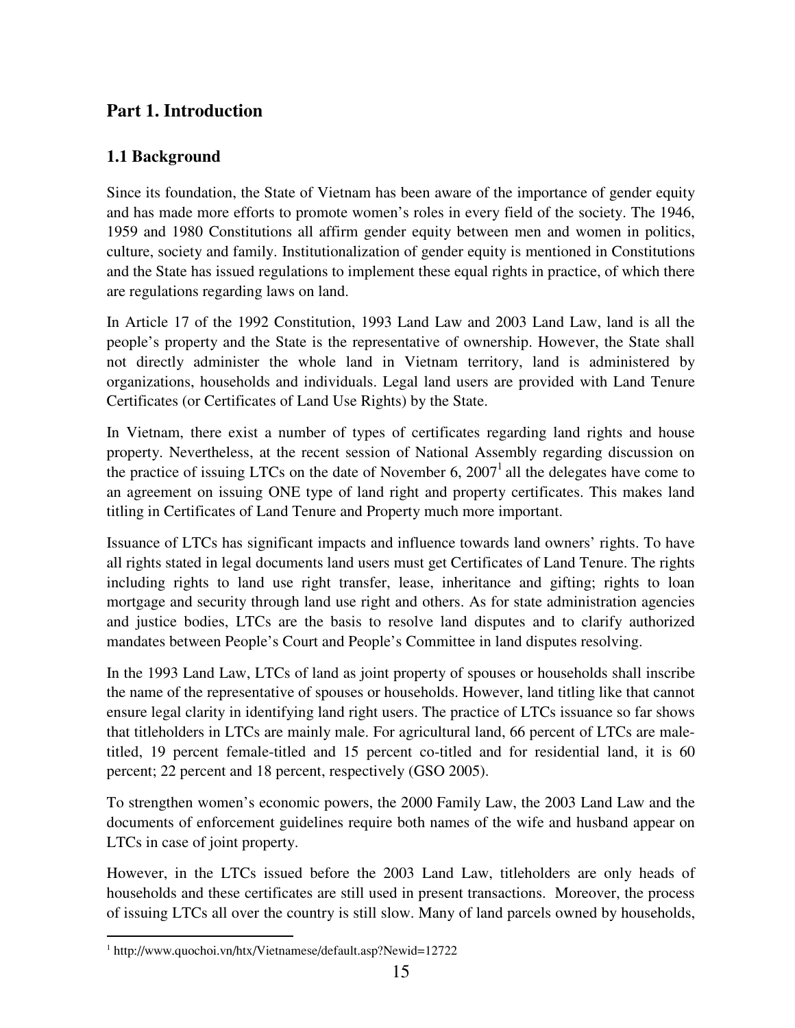# Part 1. Introduction

## 1.1 Background

Since its foundation, the State of Vietnam has been aware of the importance of gender equity and has made more efforts to promote women's roles in every field of the society. The 1946, 1959 and 1980 Constitutions all affirm gender equity between men and women in politics, culture, society and family. Institutionalization of gender equity is mentioned in Constitutions and the State has issued regulations to implement these equal rights in practice, of which there are regulations regarding laws on land.

In Article 17 of the 1992 Constitution, 1993 Land Law and 2003 Land Law, land is all the people's property and the State is the representative of ownership. However, the State shall not directly administer the whole land in Vietnam territory, land is administered by organizations, households and individuals. Legal land users are provided with Land Tenure Certificates (or Certificates of Land Use Rights) by the State.

In Vietnam, there exist a number of types of certificates regarding land rights and house property. Nevertheless, at the recent session of National Assembly regarding discussion on the practice of issuing LTCs on the date of November 6, 2007[1] all the delegates have come to an agreement on issuing ONE type of land right and property certificates. This makes land titling in Certificates of Land Tenure and Property much more important.

Issuance of LTCs has significant impacts and influence towards land owners' rights. To have all rights stated in legal documents land users must get Certificates of Land Tenure. The rights including rights to land use right transfer, lease, inheritance and gifting; rights to loan mortgage and security through land use right and others. As for state administration agencies and justice bodies, LTCs are the basis to resolve land disputes and to clarify authorized mandates between People's Court and People's Committee in land disputes resolving.

In the 1993 Land Law, LTCs of land as joint property of spouses or households shall inscribe the name of the representative of spouses or households. However, land titling like that cannot ensure legal clarity in identifying land right users. The practice of LTCs issuance so far shows that titleholders in LTCs are mainly male. For agricultural land, 66 percent of LTCs are male-titled, 19 percent female-titled and 15 percent co-titled and for residential land, it is 60 percent; 22 percent and 18 percent, respectively (GSO 2005).

To strengthen women's economic powers, the 2000 Family Law, the 2003 Land Law and the documents of enforcement guidelines require both names of the wife and husband appear on LTCs in case of joint property.

However, in the LTCs issued before the 2003 Land Law, titleholders are only heads of households and these certificates are still used in present transactions. Moreover, the process of issuing LTCs all over the country is still slow. Many of land parcels owned by households,

---

[1] http://www.quochoi.vn/htx/Vietnamese/default.asp?Newid=12722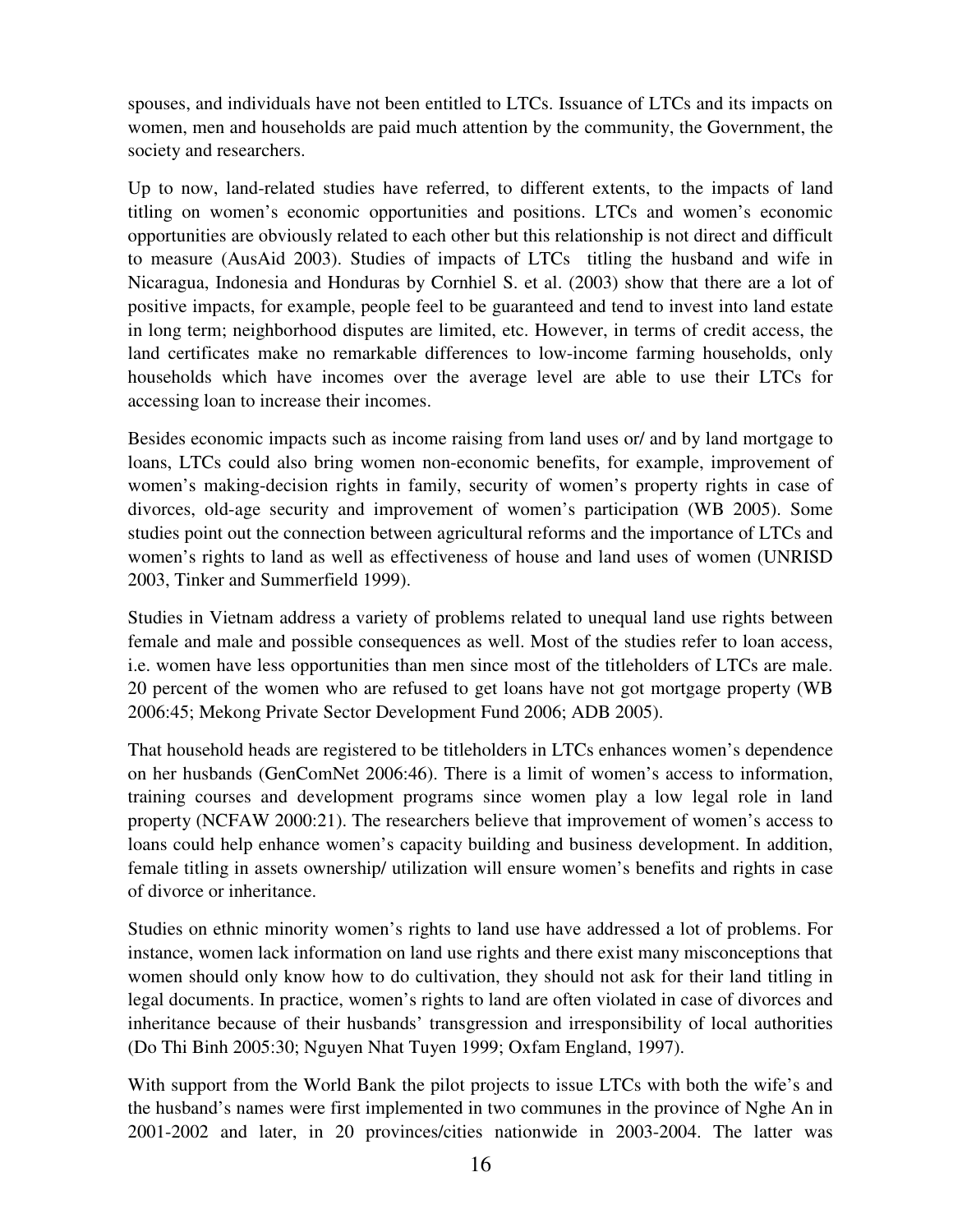spouses, and individuals have not been entitled to LTCs. Issuance of LTCs and its impacts on women, men and households are paid much attention by the community, the Government, the society and researchers.

Up to now, land-related studies have referred, to different extents, to the impacts of land titling on women's economic opportunities and positions. LTCs and women's economic opportunities are obviously related to each other but this relationship is not direct and difficult to measure (AusAid 2003). Studies of impacts of LTCs titling the husband and wife in Nicaragua, Indonesia and Honduras by Cornhiel S. et al. (2003) show that there are a lot of positive impacts, for example, people feel to be guaranteed and tend to invest into land estate in long term; neighborhood disputes are limited, etc. However, in terms of credit access, the land certificates make no remarkable differences to low-income farming households, only households which have incomes over the average level are able to use their LTCs for accessing loan to increase their incomes.

Besides economic impacts such as income raising from land uses or/ and by land mortgage to loans, LTCs could also bring women non-economic benefits, for example, improvement of women's making-decision rights in family, security of women's property rights in case of divorces, old-age security and improvement of women's participation (WB 2005). Some studies point out the connection between agricultural reforms and the importance of LTCs and women's rights to land as well as effectiveness of house and land uses of women (UNRISD 2003, Tinker and Summerfield 1999).

Studies in Vietnam address a variety of problems related to unequal land use rights between female and male and possible consequences as well. Most of the studies refer to loan access, i.e. women have less opportunities than men since most of the titleholders of LTCs are male. 20 percent of the women who are refused to get loans have not got mortgage property (WB 2006:45; Mekong Private Sector Development Fund 2006; ADB 2005).

That household heads are registered to be titleholders in LTCs enhances women's dependence on her husbands (GenComNet 2006:46). There is a limit of women's access to information, training courses and development programs since women play a low legal role in land property (NCFAW 2000:21). The researchers believe that improvement of women's access to loans could help enhance women's capacity building and business development. In addition, female titling in assets ownership/ utilization will ensure women's benefits and rights in case of divorce or inheritance.

Studies on ethnic minority women's rights to land use have addressed a lot of problems. For instance, women lack information on land use rights and there exist many misconceptions that women should only know how to do cultivation, they should not ask for their land titling in legal documents. In practice, women's rights to land are often violated in case of divorces and inheritance because of their husbands' transgression and irresponsibility of local authorities (Do Thi Binh 2005:30; Nguyen Nhat Tuyen 1999; Oxfam England, 1997).

With support from the World Bank the pilot projects to issue LTCs with both the wife's and the husband's names were first implemented in two communes in the province of Nghe An in 2001-2002 and later, in 20 provinces/cities nationwide in 2003-2004. The latter was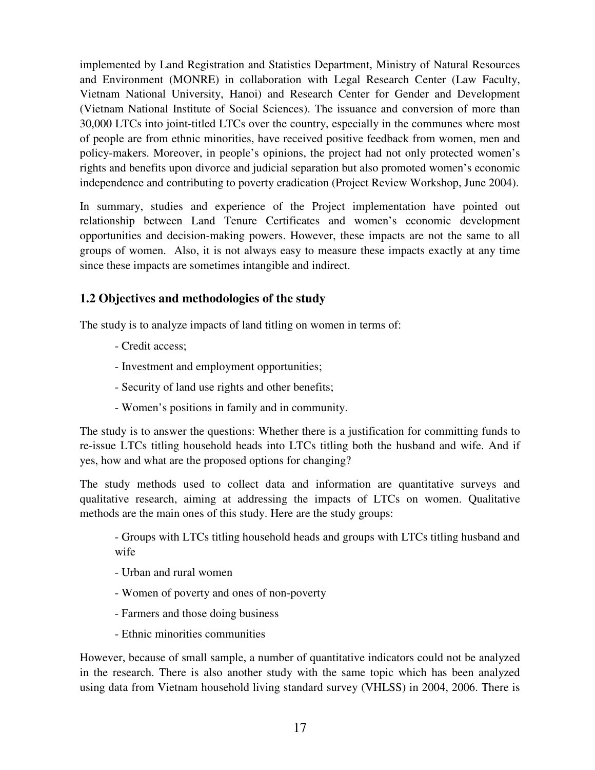implemented by Land Registration and Statistics Department, Ministry of Natural Resources and Environment (MONRE) in collaboration with Legal Research Center (Law Faculty, Vietnam National University, Hanoi) and Research Center for Gender and Development (Vietnam National Institute of Social Sciences). The issuance and conversion of more than 30,000 LTCs into joint-titled LTCs over the country, especially in the communes where most of people are from ethnic minorities, have received positive feedback from women, men and policy-makers. Moreover, in people's opinions, the project had not only protected women's rights and benefits upon divorce and judicial separation but also promoted women's economic independence and contributing to poverty eradication (Project Review Workshop, June 2004).

In summary, studies and experience of the Project implementation have pointed out relationship between Land Tenure Certificates and women's economic development opportunities and decision-making powers. However, these impacts are not the same to all groups of women. Also, it is not always easy to measure these impacts exactly at any time since these impacts are sometimes intangible and indirect.

## 1.2 Objectives and methodologies of the study

The study is to analyze impacts of land titling on women in terms of:

- Credit access;
- Investment and employment opportunities;
- Security of land use rights and other benefits;
- Women's positions in family and in community.

The study is to answer the questions: Whether there is a justification for committing funds to re-issue LTCs titling household heads into LTCs titling both the husband and wife. And if yes, how and what are the proposed options for changing?

The study methods used to collect data and information are quantitative surveys and qualitative research, aiming at addressing the impacts of LTCs on women. Qualitative methods are the main ones of this study. Here are the study groups:

- Groups with LTCs titling household heads and groups with LTCs titling husband and wife
- Urban and rural women
- Women of poverty and ones of non-poverty
- Farmers and those doing business
- Ethnic minorities communities

However, because of small sample, a number of quantitative indicators could not be analyzed in the research. There is also another study with the same topic which has been analyzed using data from Vietnam household living standard survey (VHLSS) in 2004, 2006. There is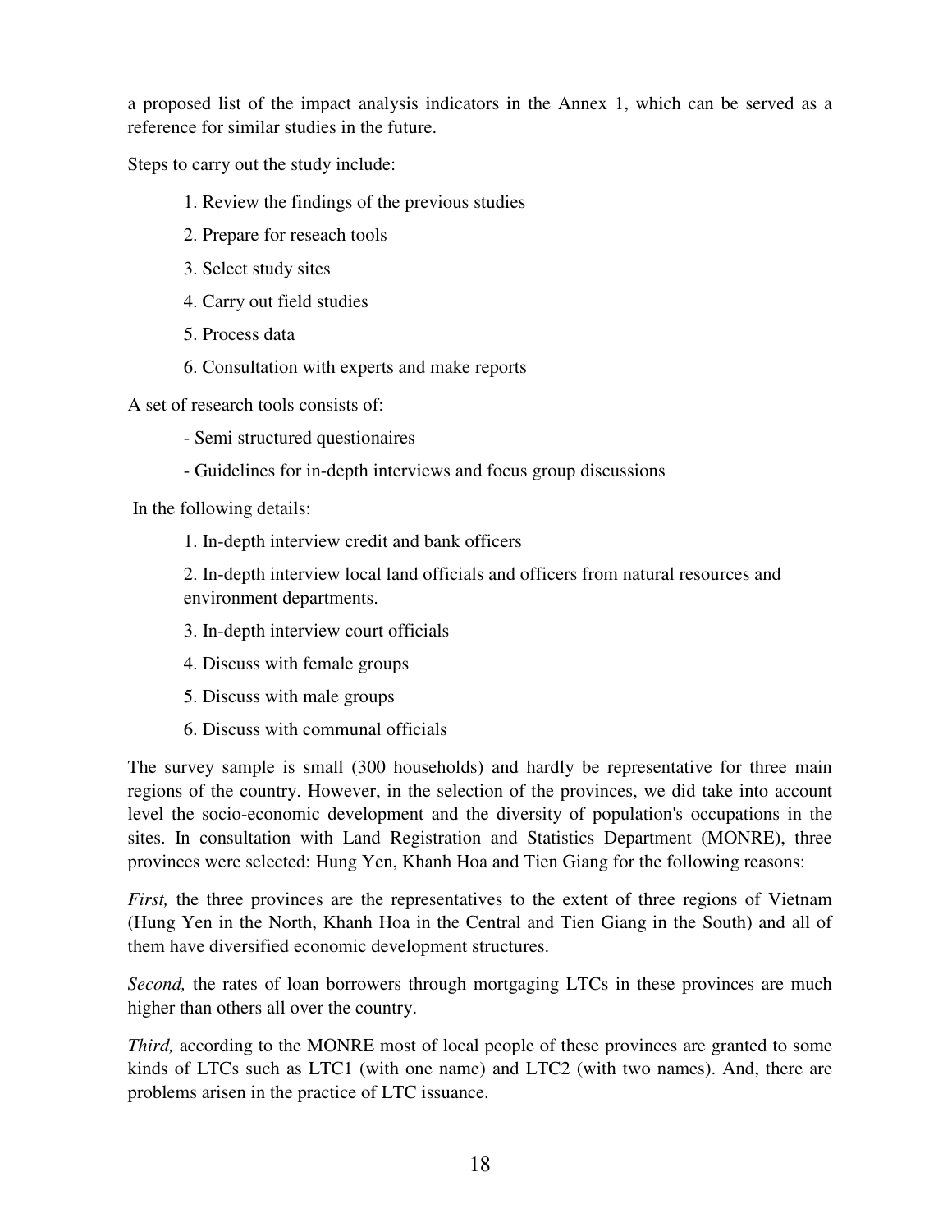a proposed list of the impact analysis indicators in the Annex 1, which can be served as a reference for similar studies in the future.

Steps to carry out the study include:

1. Review the findings of the previous studies
2. Prepare for reseach tools
3. Select study sites
4. Carry out field studies
5. Process data
6. Consultation with experts and make reports

A set of research tools consists of:

- Semi structured questionaires
- Guidelines for in-depth interviews and focus group discussions

In the following details:

1. In-depth interview credit and bank officers
2. In-depth interview local land officials and officers from natural resources and environment departments.
3. In-depth interview court officials
4. Discuss with female groups
5. Discuss with male groups
6. Discuss with communal officials

The survey sample is small (300 households) and hardly be representative for three main regions of the country. However, in the selection of the provinces, we did take into account level the socio-economic development and the diversity of population's occupations in the sites. In consultation with Land Registration and Statistics Department (MONRE), three provinces were selected: Hung Yen, Khanh Hoa and Tien Giang for the following reasons:

*First,* the three provinces are the representatives to the extent of three regions of Vietnam (Hung Yen in the North, Khanh Hoa in the Central and Tien Giang in the South) and all of them have diversified economic development structures.

*Second,* the rates of loan borrowers through mortgaging LTCs in these provinces are much higher than others all over the country.

*Third,* according to the MONRE most of local people of these provinces are granted to some kinds of LTCs such as LTC1 (with one name) and LTC2 (with two names). And, there are problems arisen in the practice of LTC issuance.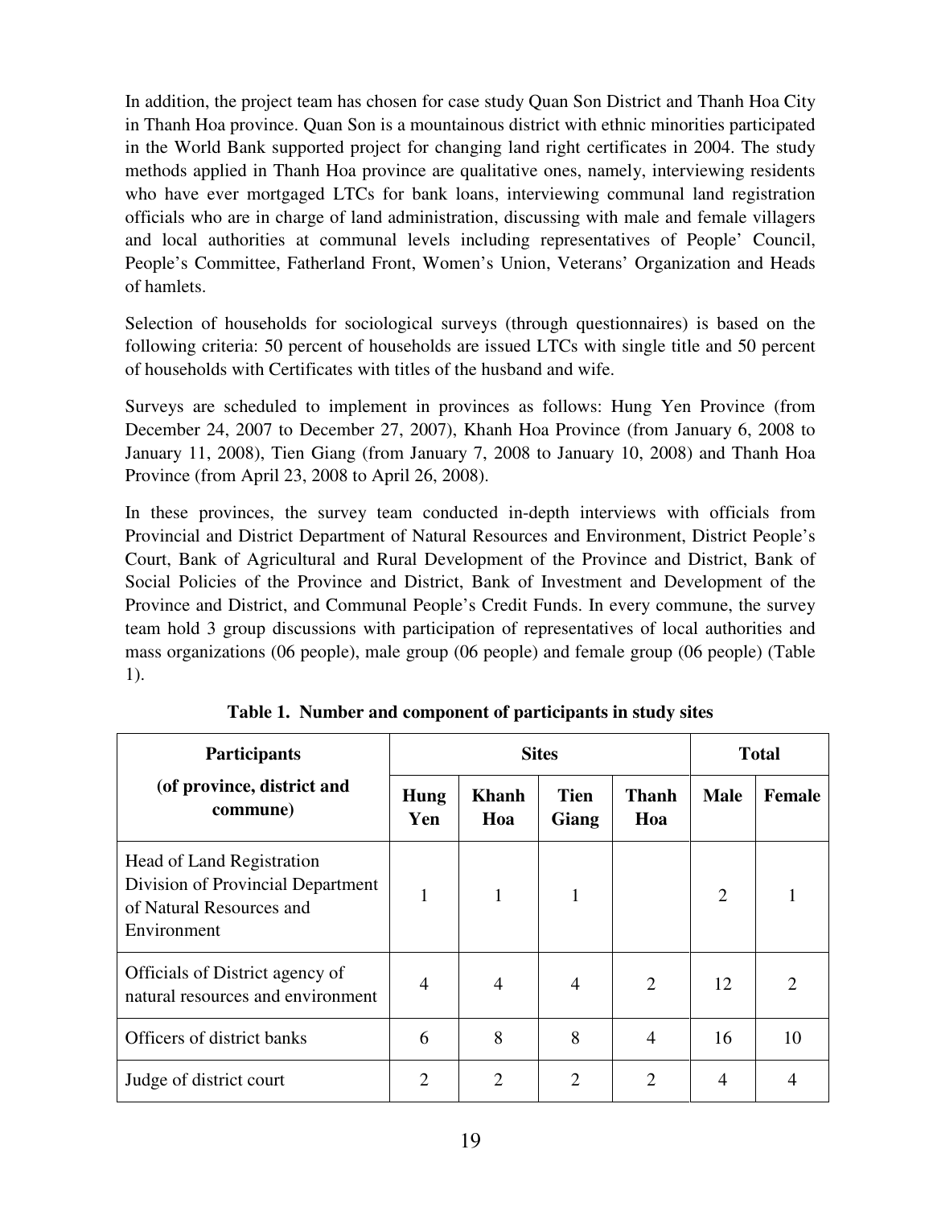In addition, the project team has chosen for case study Quan Son District and Thanh Hoa City in Thanh Hoa province. Quan Son is a mountainous district with ethnic minorities participated in the World Bank supported project for changing land right certificates in 2004. The study methods applied in Thanh Hoa province are qualitative ones, namely, interviewing residents who have ever mortgaged LTCs for bank loans, interviewing communal land registration officials who are in charge of land administration, discussing with male and female villagers and local authorities at communal levels including representatives of People' Council, People's Committee, Fatherland Front, Women's Union, Veterans' Organization and Heads of hamlets.

Selection of households for sociological surveys (through questionnaires) is based on the following criteria: 50 percent of households are issued LTCs with single title and 50 percent of households with Certificates with titles of the husband and wife.

Surveys are scheduled to implement in provinces as follows: Hung Yen Province (from December 24, 2007 to December 27, 2007), Khanh Hoa Province (from January 6, 2008 to January 11, 2008), Tien Giang (from January 7, 2008 to January 10, 2008) and Thanh Hoa Province (from April 23, 2008 to April 26, 2008).

In these provinces, the survey team conducted in-depth interviews with officials from Provincial and District Department of Natural Resources and Environment, District People's Court, Bank of Agricultural and Rural Development of the Province and District, Bank of Social Policies of the Province and District, Bank of Investment and Development of the Province and District, and Communal People's Credit Funds. In every commune, the survey team hold 3 group discussions with participation of representatives of local authorities and mass organizations (06 people), male group (06 people) and female group (06 people) (Table 1).

**Table 1. Number and component of participants in study sites**

| Participants (of province, district and commune) | Sites | | | | Total | |
|---|---|---|---|---|---|---|
| | Hung Yen | Khanh Hoa | Tien Giang | Thanh Hoa | Male | Female |
| Head of Land Registration Division of Provincial Department of Natural Resources and Environment | 1 | 1 | 1 | | 2 | 1 |
| Officials of District agency of natural resources and environment | 4 | 4 | 4 | 2 | 12 | 2 |
| Officers of district banks | 6 | 8 | 8 | 4 | 16 | 10 |
| Judge of district court | 2 | 2 | 2 | 2 | 4 | 4 |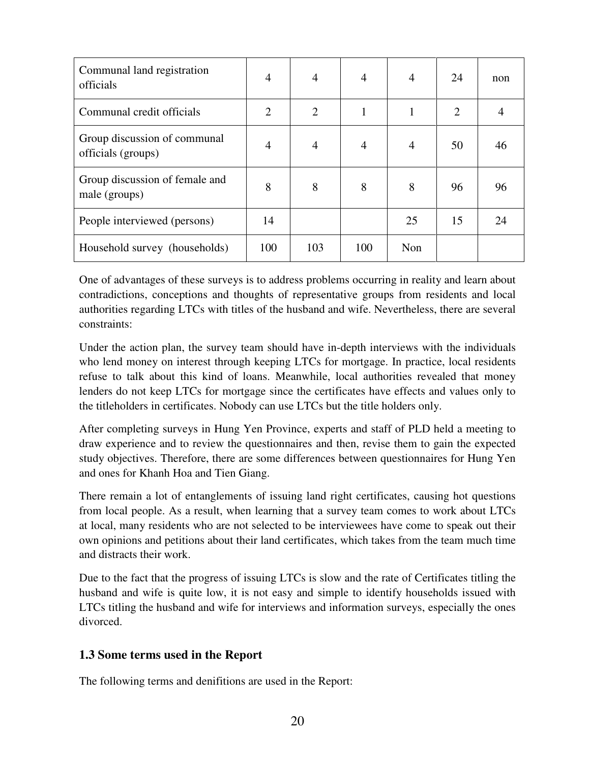| | | | | | | |
|---|---|---|---|---|---|---|
| Communal land registration officials | 4 | 4 | 4 | 4 | 24 | non |
| Communal credit officials | 2 | 2 | 1 | 1 | 2 | 4 |
| Group discussion of communal officials (groups) | 4 | 4 | 4 | 4 | 50 | 46 |
| Group discussion of female and male (groups) | 8 | 8 | 8 | 8 | 96 | 96 |
| People interviewed (persons) | 14 | | | 25 | 15 | 24 |
| Household survey (households) | 100 | 103 | 100 | Non | | |

One of advantages of these surveys is to address problems occurring in reality and learn about contradictions, conceptions and thoughts of representative groups from residents and local authorities regarding LTCs with titles of the husband and wife. Nevertheless, there are several constraints:

Under the action plan, the survey team should have in-depth interviews with the individuals who lend money on interest through keeping LTCs for mortgage. In practice, local residents refuse to talk about this kind of loans. Meanwhile, local authorities revealed that money lenders do not keep LTCs for mortgage since the certificates have effects and values only to the titleholders in certificates. Nobody can use LTCs but the title holders only.

After completing surveys in Hung Yen Province, experts and staff of PLD held a meeting to draw experience and to review the questionnaires and then, revise them to gain the expected study objectives. Therefore, there are some differences between questionnaires for Hung Yen and ones for Khanh Hoa and Tien Giang.

There remain a lot of entanglements of issuing land right certificates, causing hot questions from local people. As a result, when learning that a survey team comes to work about LTCs at local, many residents who are not selected to be interviewees have come to speak out their own opinions and petitions about their land certificates, which takes from the team much time and distracts their work.

Due to the fact that the progress of issuing LTCs is slow and the rate of Certificates titling the husband and wife is quite low, it is not easy and simple to identify households issued with LTCs titling the husband and wife for interviews and information surveys, especially the ones divorced.

## 1.3 Some terms used in the Report

The following terms and denifitions are used in the Report: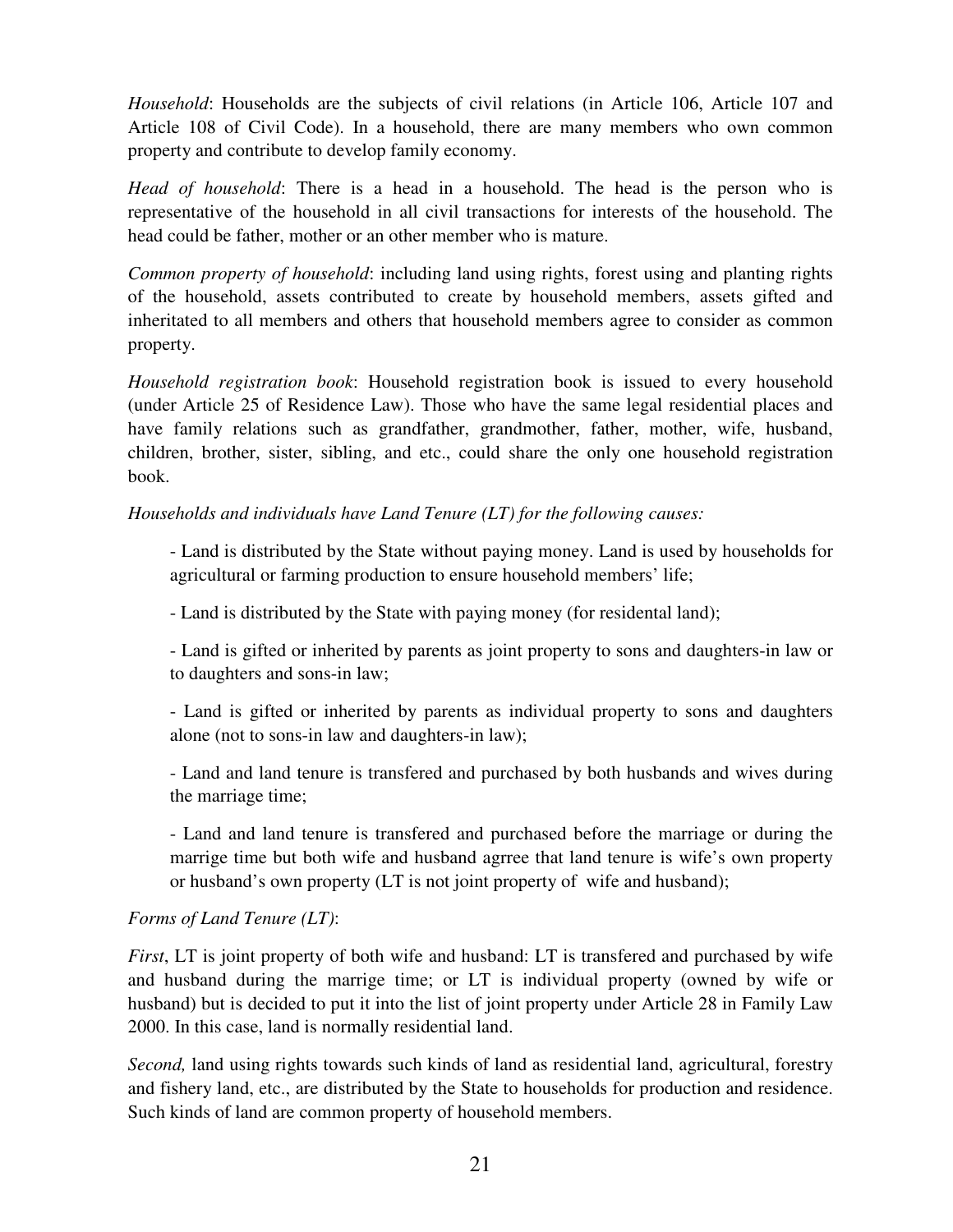*Household*: Households are the subjects of civil relations (in Article 106, Article 107 and Article 108 of Civil Code). In a household, there are many members who own common property and contribute to develop family economy.

*Head of household*: There is a head in a household. The head is the person who is representative of the household in all civil transactions for interests of the household. The head could be father, mother or an other member who is mature.

*Common property of household*: including land using rights, forest using and planting rights of the household, assets contributed to create by household members, assets gifted and inheritated to all members and others that household members agree to consider as common property.

*Household registration book*: Household registration book is issued to every household (under Article 25 of Residence Law). Those who have the same legal residential places and have family relations such as grandfather, grandmother, father, mother, wife, husband, children, brother, sister, sibling, and etc., could share the only one household registration book.

*Households and individuals have Land Tenure (LT) for the following causes:*

- Land is distributed by the State without paying money. Land is used by households for agricultural or farming production to ensure household members' life;

- Land is distributed by the State with paying money (for residental land);

- Land is gifted or inherited by parents as joint property to sons and daughters-in law or to daughters and sons-in law;

- Land is gifted or inherited by parents as individual property to sons and daughters alone (not to sons-in law and daughters-in law);

- Land and land tenure is transfered and purchased by both husbands and wives during the marriage time;

- Land and land tenure is transfered and purchased before the marriage or during the marrige time but both wife and husband agrree that land tenure is wife's own property or husband's own property (LT is not joint property of wife and husband);

*Forms of Land Tenure (LT)*:

*First*, LT is joint property of both wife and husband: LT is transfered and purchased by wife and husband during the marrige time; or LT is individual property (owned by wife or husband) but is decided to put it into the list of joint property under Article 28 in Family Law 2000. In this case, land is normally residential land.

*Second,* land using rights towards such kinds of land as residential land, agricultural, forestry and fishery land, etc., are distributed by the State to households for production and residence. Such kinds of land are common property of household members.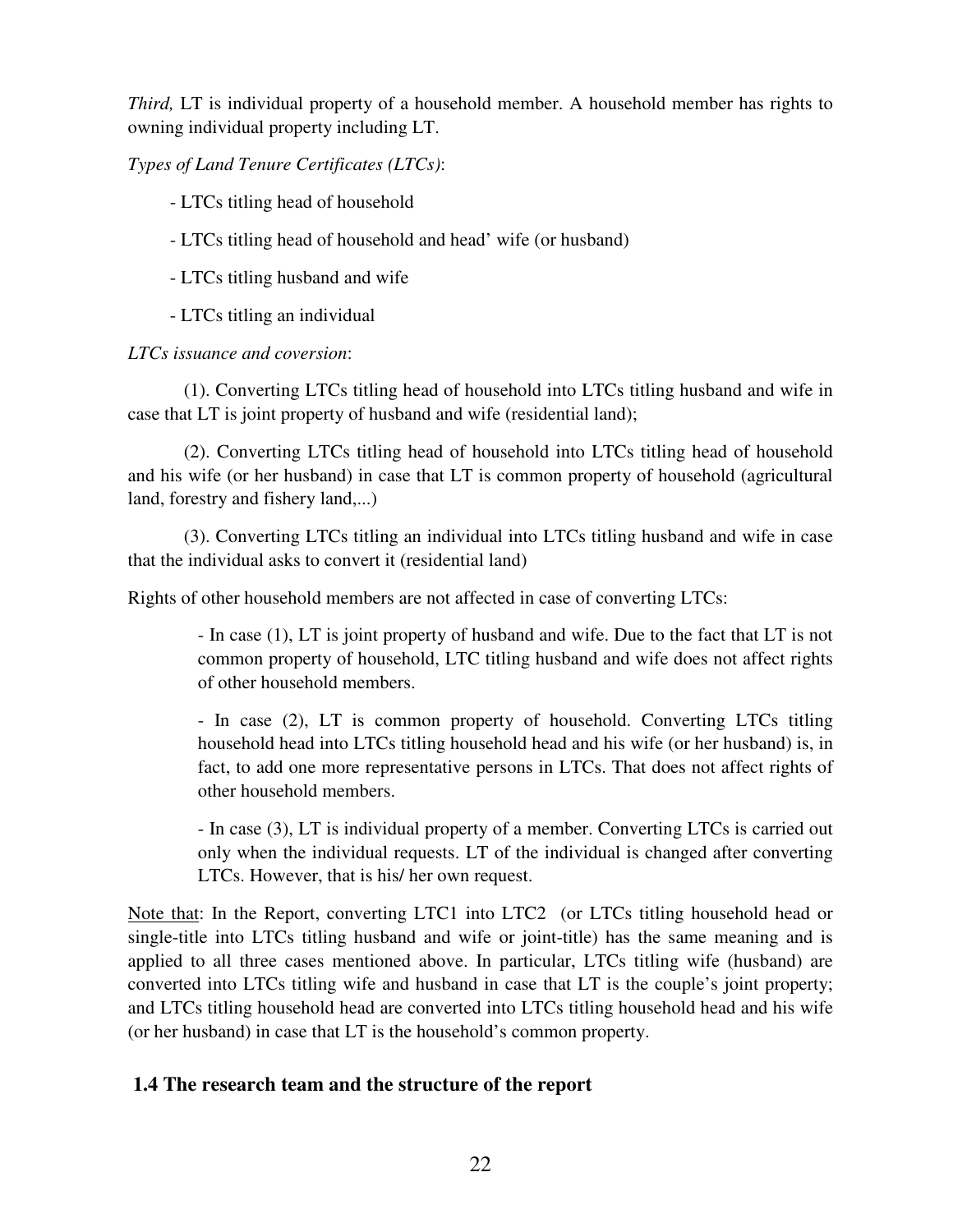*Third,* LT is individual property of a household member. A household member has rights to owning individual property including LT.

*Types of Land Tenure Certificates (LTCs)*:

- LTCs titling head of household
- LTCs titling head of household and head' wife (or husband)
- LTCs titling husband and wife
- LTCs titling an individual

*LTCs issuance and coversion*:

(1). Converting LTCs titling head of household into LTCs titling husband and wife in case that LT is joint property of husband and wife (residential land);

(2). Converting LTCs titling head of household into LTCs titling head of household and his wife (or her husband) in case that LT is common property of household (agricultural land, forestry and fishery land,...)

(3). Converting LTCs titling an individual into LTCs titling husband and wife in case that the individual asks to convert it (residential land)

Rights of other household members are not affected in case of converting LTCs:

> - In case (1), LT is joint property of husband and wife. Due to the fact that LT is not common property of household, LTC titling husband and wife does not affect rights of other household members.
>
> - In case (2), LT is common property of household. Converting LTCs titling household head into LTCs titling household head and his wife (or her husband) is, in fact, to add one more representative persons in LTCs. That does not affect rights of other household members.
>
> - In case (3), LT is individual property of a member. Converting LTCs is carried out only when the individual requests. LT of the individual is changed after converting LTCs. However, that is his/ her own request.

Note that: In the Report, converting LTC1 into LTC2 (or LTCs titling household head or single-title into LTCs titling husband and wife or joint-title) has the same meaning and is applied to all three cases mentioned above. In particular, LTCs titling wife (husband) are converted into LTCs titling wife and husband in case that LT is the couple's joint property; and LTCs titling household head are converted into LTCs titling household head and his wife (or her husband) in case that LT is the household's common property.

### 1.4 The research team and the structure of the report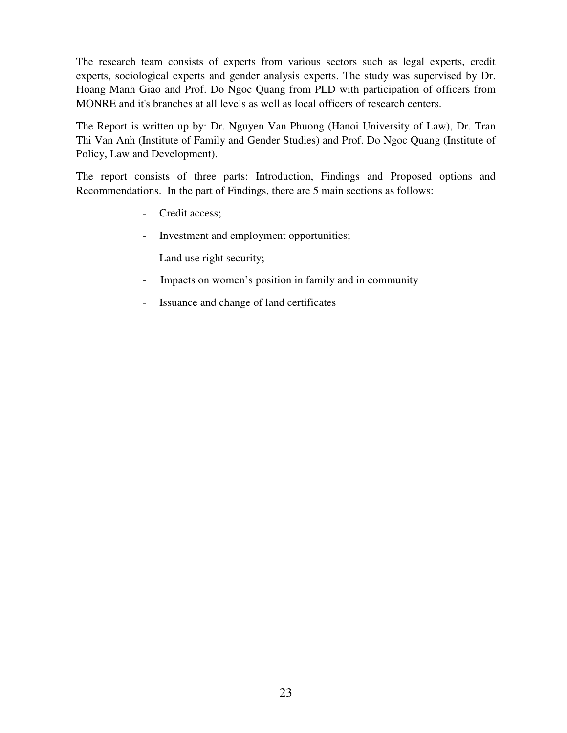The research team consists of experts from various sectors such as legal experts, credit experts, sociological experts and gender analysis experts. The study was supervised by Dr. Hoang Manh Giao and Prof. Do Ngoc Quang from PLD with participation of officers from MONRE and it's branches at all levels as well as local officers of research centers.

The Report is written up by: Dr. Nguyen Van Phuong (Hanoi University of Law), Dr. Tran Thi Van Anh (Institute of Family and Gender Studies) and Prof. Do Ngoc Quang (Institute of Policy, Law and Development).

The report consists of three parts: Introduction, Findings and Proposed options and Recommendations. In the part of Findings, there are 5 main sections as follows:

- Credit access;
- Investment and employment opportunities;
- Land use right security;
- Impacts on women's position in family and in community
- Issuance and change of land certificates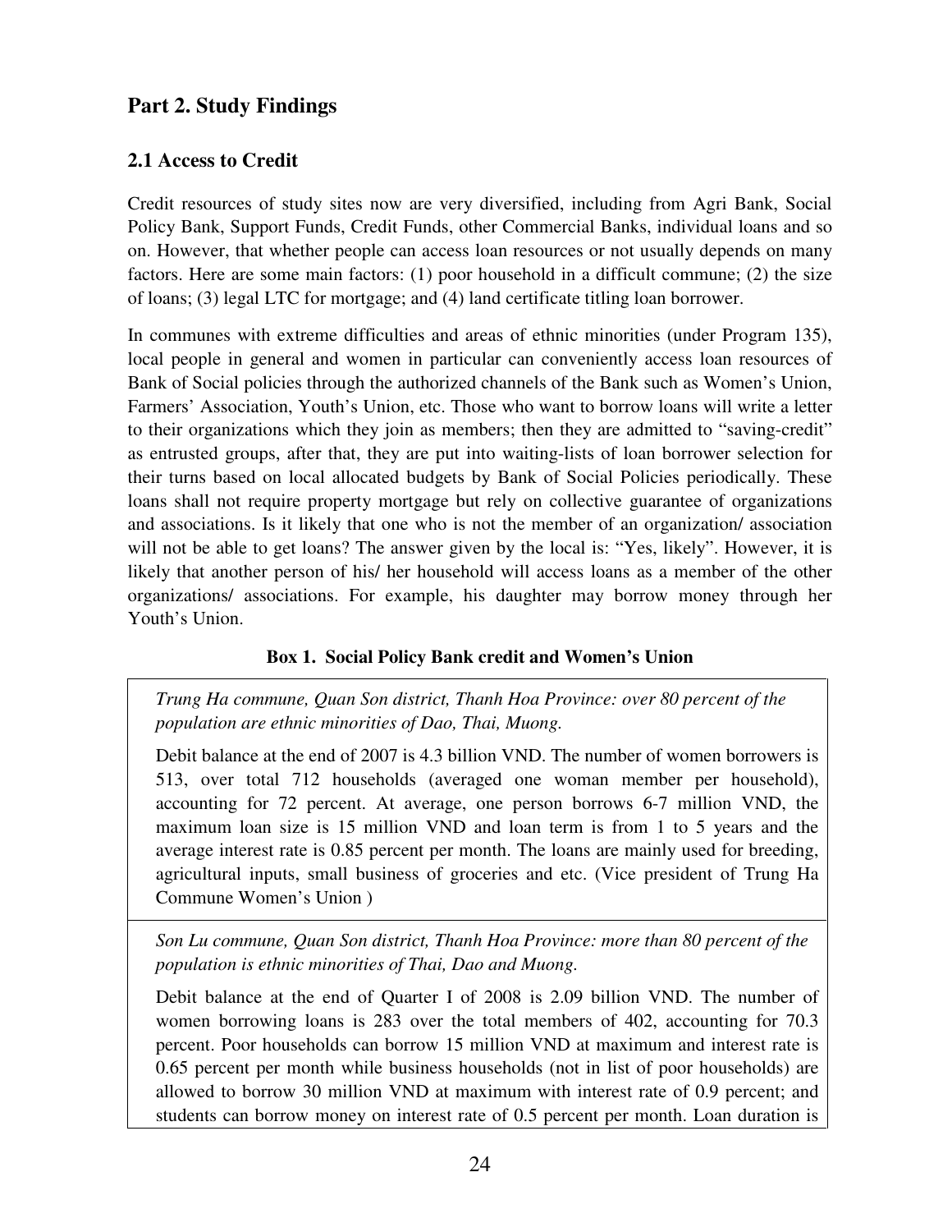## Part 2. Study Findings

### 2.1 Access to Credit

Credit resources of study sites now are very diversified, including from Agri Bank, Social Policy Bank, Support Funds, Credit Funds, other Commercial Banks, individual loans and so on. However, that whether people can access loan resources or not usually depends on many factors. Here are some main factors: (1) poor household in a difficult commune; (2) the size of loans; (3) legal LTC for mortgage; and (4) land certificate titling loan borrower.

In communes with extreme difficulties and areas of ethnic minorities (under Program 135), local people in general and women in particular can conveniently access loan resources of Bank of Social policies through the authorized channels of the Bank such as Women's Union, Farmers' Association, Youth's Union, etc. Those who want to borrow loans will write a letter to their organizations which they join as members; then they are admitted to "saving-credit" as entrusted groups, after that, they are put into waiting-lists of loan borrower selection for their turns based on local allocated budgets by Bank of Social Policies periodically. These loans shall not require property mortgage but rely on collective guarantee of organizations and associations. Is it likely that one who is not the member of an organization/ association will not be able to get loans? The answer given by the local is: "Yes, likely". However, it is likely that another person of his/ her household will access loans as a member of the other organizations/ associations. For example, his daughter may borrow money through her Youth's Union.

**Box 1. Social Policy Bank credit and Women's Union**

*Trung Ha commune, Quan Son district, Thanh Hoa Province: over 80 percent of the population are ethnic minorities of Dao, Thai, Muong.*

Debit balance at the end of 2007 is 4.3 billion VND. The number of women borrowers is 513, over total 712 households (averaged one woman member per household), accounting for 72 percent. At average, one person borrows 6-7 million VND, the maximum loan size is 15 million VND and loan term is from 1 to 5 years and the average interest rate is 0.85 percent per month. The loans are mainly used for breeding, agricultural inputs, small business of groceries and etc. (Vice president of Trung Ha Commune Women's Union )

*Son Lu commune, Quan Son district, Thanh Hoa Province: more than 80 percent of the population is ethnic minorities of Thai, Dao and Muong.*

Debit balance at the end of Quarter I of 2008 is 2.09 billion VND. The number of women borrowing loans is 283 over the total members of 402, accounting for 70.3 percent. Poor households can borrow 15 million VND at maximum and interest rate is 0.65 percent per month while business households (not in list of poor households) are allowed to borrow 30 million VND at maximum with interest rate of 0.9 percent; and students can borrow money on interest rate of 0.5 percent per month. Loan duration is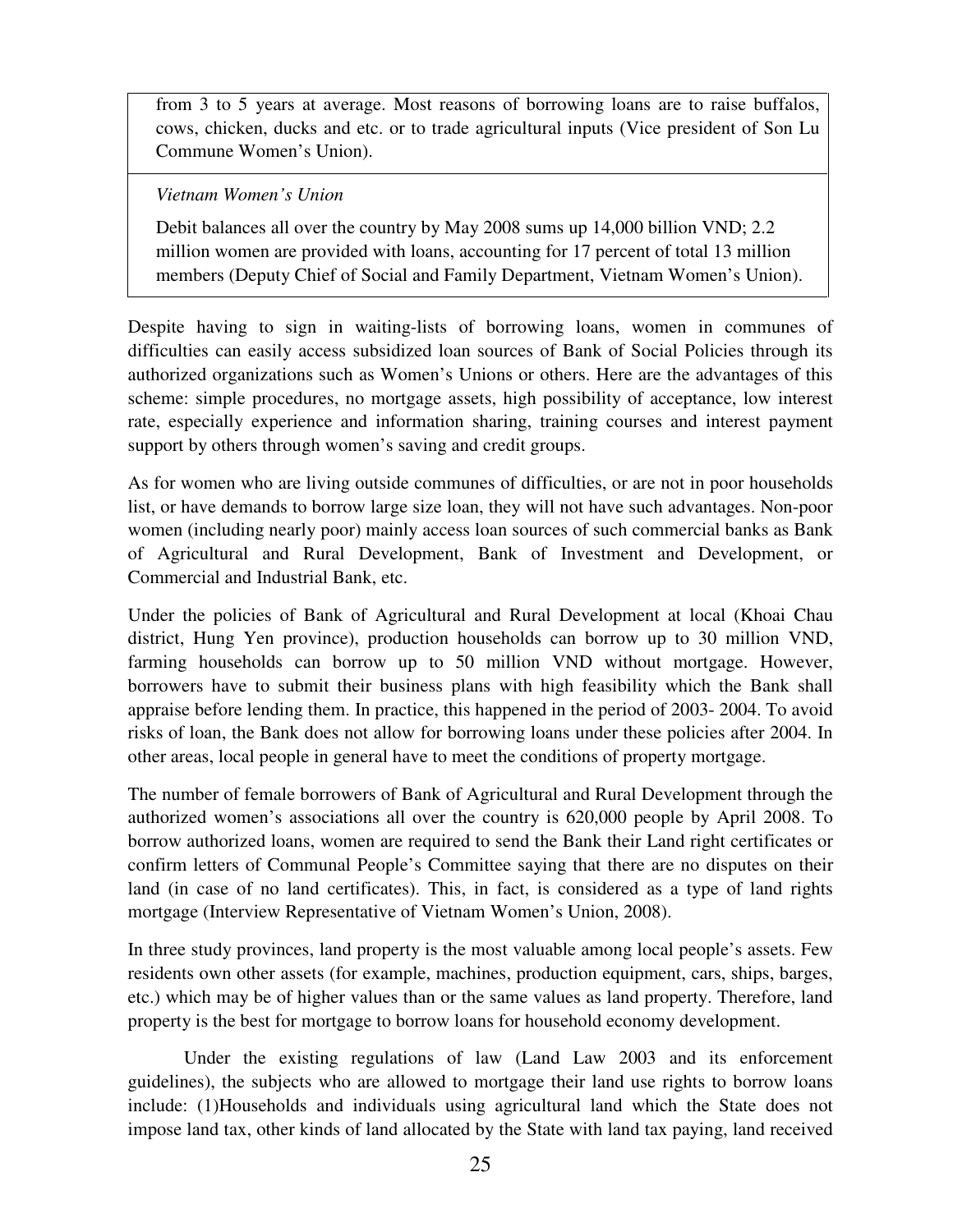from 3 to 5 years at average. Most reasons of borrowing loans are to raise buffalos, cows, chicken, ducks and etc. or to trade agricultural inputs (Vice president of Son Lu Commune Women's Union).

*Vietnam Women's Union*

Debit balances all over the country by May 2008 sums up 14,000 billion VND; 2.2 million women are provided with loans, accounting for 17 percent of total 13 million members (Deputy Chief of Social and Family Department, Vietnam Women's Union).

Despite having to sign in waiting-lists of borrowing loans, women in communes of difficulties can easily access subsidized loan sources of Bank of Social Policies through its authorized organizations such as Women's Unions or others. Here are the advantages of this scheme: simple procedures, no mortgage assets, high possibility of acceptance, low interest rate, especially experience and information sharing, training courses and interest payment support by others through women's saving and credit groups.

As for women who are living outside communes of difficulties, or are not in poor households list, or have demands to borrow large size loan, they will not have such advantages. Non-poor women (including nearly poor) mainly access loan sources of such commercial banks as Bank of Agricultural and Rural Development, Bank of Investment and Development, or Commercial and Industrial Bank, etc.

Under the policies of Bank of Agricultural and Rural Development at local (Khoai Chau district, Hung Yen province), production households can borrow up to 30 million VND, farming households can borrow up to 50 million VND without mortgage. However, borrowers have to submit their business plans with high feasibility which the Bank shall appraise before lending them. In practice, this happened in the period of 2003- 2004. To avoid risks of loan, the Bank does not allow for borrowing loans under these policies after 2004. In other areas, local people in general have to meet the conditions of property mortgage.

The number of female borrowers of Bank of Agricultural and Rural Development through the authorized women's associations all over the country is 620,000 people by April 2008. To borrow authorized loans, women are required to send the Bank their Land right certificates or confirm letters of Communal People's Committee saying that there are no disputes on their land (in case of no land certificates). This, in fact, is considered as a type of land rights mortgage (Interview Representative of Vietnam Women's Union, 2008).

In three study provinces, land property is the most valuable among local people's assets. Few residents own other assets (for example, machines, production equipment, cars, ships, barges, etc.) which may be of higher values than or the same values as land property. Therefore, land property is the best for mortgage to borrow loans for household economy development.

Under the existing regulations of law (Land Law 2003 and its enforcement guidelines), the subjects who are allowed to mortgage their land use rights to borrow loans include: (1)Households and individuals using agricultural land which the State does not impose land tax, other kinds of land allocated by the State with land tax paying, land received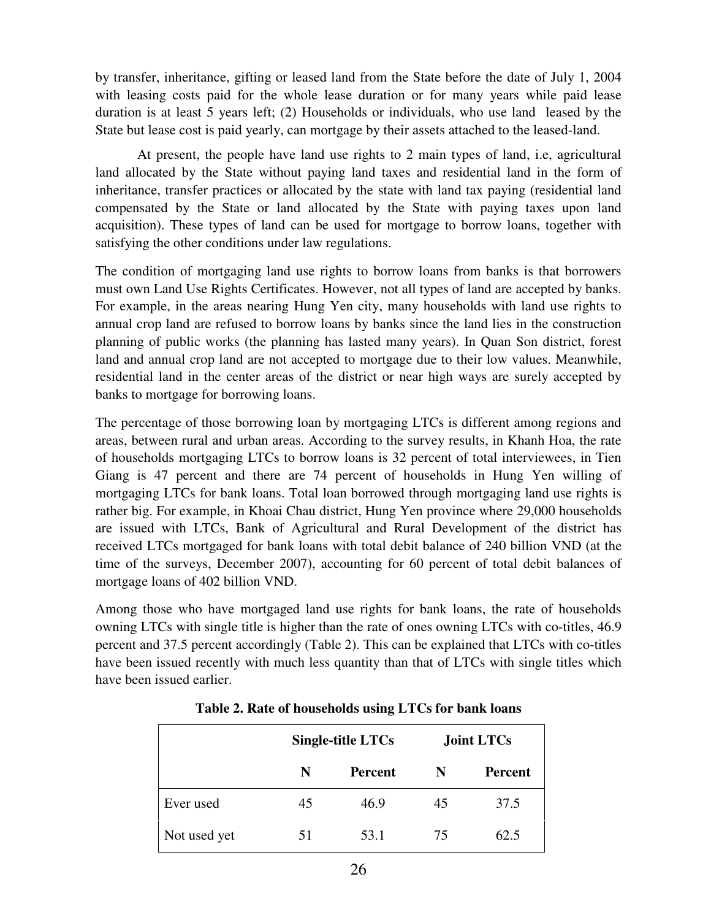by transfer, inheritance, gifting or leased land from the State before the date of July 1, 2004 with leasing costs paid for the whole lease duration or for many years while paid lease duration is at least 5 years left; (2) Households or individuals, who use land leased by the State but lease cost is paid yearly, can mortgage by their assets attached to the leased-land.

At present, the people have land use rights to 2 main types of land, i.e, agricultural land allocated by the State without paying land taxes and residential land in the form of inheritance, transfer practices or allocated by the state with land tax paying (residential land compensated by the State or land allocated by the State with paying taxes upon land acquisition). These types of land can be used for mortgage to borrow loans, together with satisfying the other conditions under law regulations.

The condition of mortgaging land use rights to borrow loans from banks is that borrowers must own Land Use Rights Certificates. However, not all types of land are accepted by banks. For example, in the areas nearing Hung Yen city, many households with land use rights to annual crop land are refused to borrow loans by banks since the land lies in the construction planning of public works (the planning has lasted many years). In Quan Son district, forest land and annual crop land are not accepted to mortgage due to their low values. Meanwhile, residential land in the center areas of the district or near high ways are surely accepted by banks to mortgage for borrowing loans.

The percentage of those borrowing loan by mortgaging LTCs is different among regions and areas, between rural and urban areas. According to the survey results, in Khanh Hoa, the rate of households mortgaging LTCs to borrow loans is 32 percent of total interviewees, in Tien Giang is 47 percent and there are 74 percent of households in Hung Yen willing of mortgaging LTCs for bank loans. Total loan borrowed through mortgaging land use rights is rather big. For example, in Khoai Chau district, Hung Yen province where 29,000 households are issued with LTCs, Bank of Agricultural and Rural Development of the district has received LTCs mortgaged for bank loans with total debit balance of 240 billion VND (at the time of the surveys, December 2007), accounting for 60 percent of total debit balances of mortgage loans of 402 billion VND.

Among those who have mortgaged land use rights for bank loans, the rate of households owning LTCs with single title is higher than the rate of ones owning LTCs with co-titles, 46.9 percent and 37.5 percent accordingly (Table 2). This can be explained that LTCs with co-titles have been issued recently with much less quantity than that of LTCs with single titles which have been issued earlier.

**Table 2. Rate of households using LTCs for bank loans**

| | Single-title LTCs | | Joint LTCs | |
|---|---|---|---|---|
| | **N** | **Percent** | **N** | **Percent** |
| Ever used | 45 | 46.9 | 45 | 37.5 |
| Not used yet | 51 | 53.1 | 75 | 62.5 |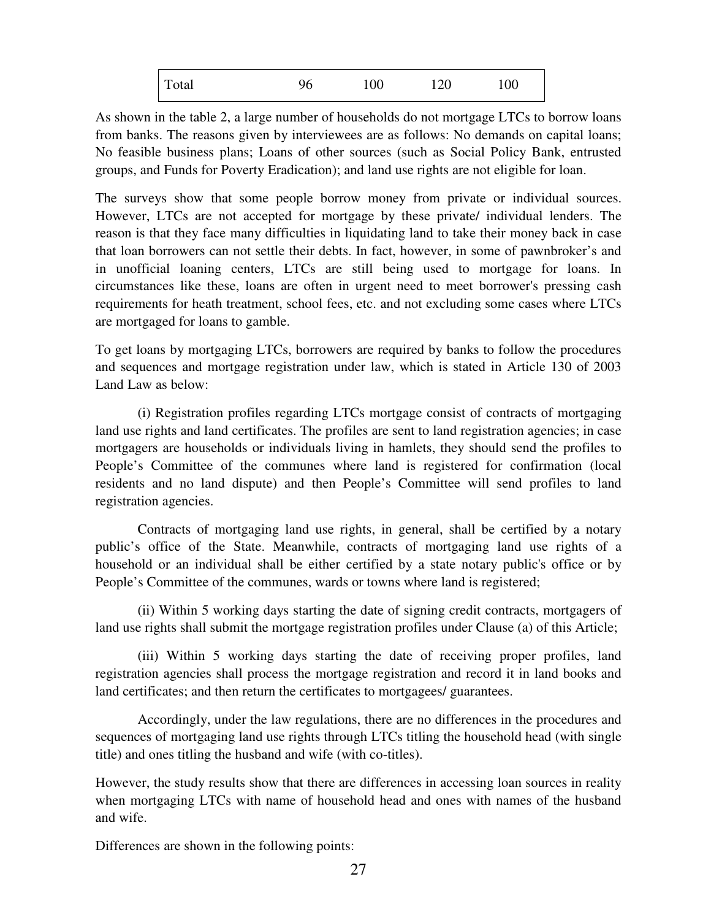| Total | 96 | 100 | 120 | 100 |
|---|---|---|---|---|

As shown in the table 2, a large number of households do not mortgage LTCs to borrow loans from banks. The reasons given by interviewees are as follows: No demands on capital loans; No feasible business plans; Loans of other sources (such as Social Policy Bank, entrusted groups, and Funds for Poverty Eradication); and land use rights are not eligible for loan.

The surveys show that some people borrow money from private or individual sources. However, LTCs are not accepted for mortgage by these private/ individual lenders. The reason is that they face many difficulties in liquidating land to take their money back in case that loan borrowers can not settle their debts. In fact, however, in some of pawnbroker's and in unofficial loaning centers, LTCs are still being used to mortgage for loans. In circumstances like these, loans are often in urgent need to meet borrower's pressing cash requirements for heath treatment, school fees, etc. and not excluding some cases where LTCs are mortgaged for loans to gamble.

To get loans by mortgaging LTCs, borrowers are required by banks to follow the procedures and sequences and mortgage registration under law, which is stated in Article 130 of 2003 Land Law as below:

(i) Registration profiles regarding LTCs mortgage consist of contracts of mortgaging land use rights and land certificates. The profiles are sent to land registration agencies; in case mortgagers are households or individuals living in hamlets, they should send the profiles to People's Committee of the communes where land is registered for confirmation (local residents and no land dispute) and then People's Committee will send profiles to land registration agencies.

Contracts of mortgaging land use rights, in general, shall be certified by a notary public's office of the State. Meanwhile, contracts of mortgaging land use rights of a household or an individual shall be either certified by a state notary public's office or by People's Committee of the communes, wards or towns where land is registered;

(ii) Within 5 working days starting the date of signing credit contracts, mortgagers of land use rights shall submit the mortgage registration profiles under Clause (a) of this Article;

(iii) Within 5 working days starting the date of receiving proper profiles, land registration agencies shall process the mortgage registration and record it in land books and land certificates; and then return the certificates to mortgagees/ guarantees.

Accordingly, under the law regulations, there are no differences in the procedures and sequences of mortgaging land use rights through LTCs titling the household head (with single title) and ones titling the husband and wife (with co-titles).

However, the study results show that there are differences in accessing loan sources in reality when mortgaging LTCs with name of household head and ones with names of the husband and wife.

Differences are shown in the following points: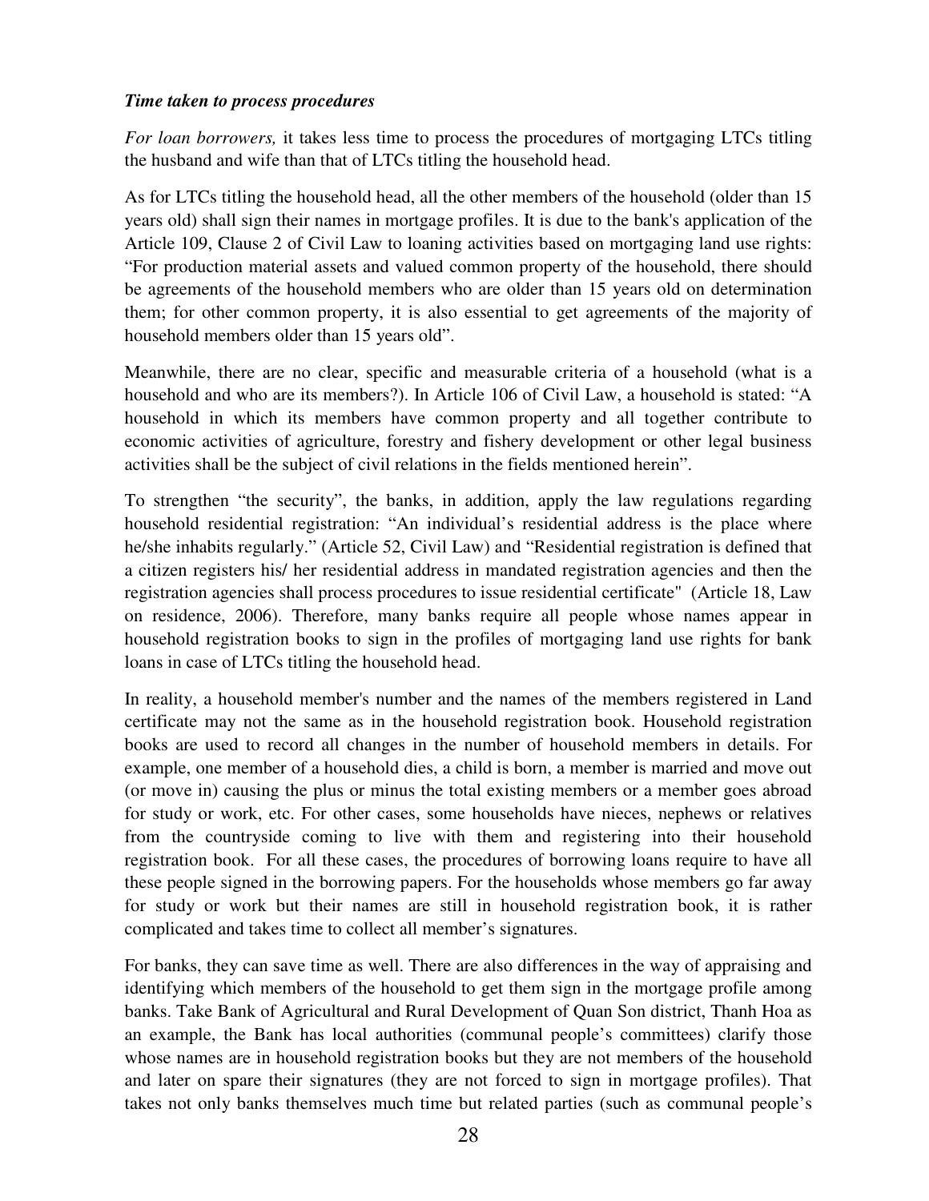***Time taken to process procedures***

*For loan borrowers,* it takes less time to process the procedures of mortgaging LTCs titling the husband and wife than that of LTCs titling the household head.

As for LTCs titling the household head, all the other members of the household (older than 15 years old) shall sign their names in mortgage profiles. It is due to the bank's application of the Article 109, Clause 2 of Civil Law to loaning activities based on mortgaging land use rights: "For production material assets and valued common property of the household, there should be agreements of the household members who are older than 15 years old on determination them; for other common property, it is also essential to get agreements of the majority of household members older than 15 years old".

Meanwhile, there are no clear, specific and measurable criteria of a household (what is a household and who are its members?). In Article 106 of Civil Law, a household is stated: "A household in which its members have common property and all together contribute to economic activities of agriculture, forestry and fishery development or other legal business activities shall be the subject of civil relations in the fields mentioned herein".

To strengthen "the security", the banks, in addition, apply the law regulations regarding household residential registration: "An individual's residential address is the place where he/she inhabits regularly." (Article 52, Civil Law) and "Residential registration is defined that a citizen registers his/ her residential address in mandated registration agencies and then the registration agencies shall process procedures to issue residential certificate" (Article 18, Law on residence, 2006). Therefore, many banks require all people whose names appear in household registration books to sign in the profiles of mortgaging land use rights for bank loans in case of LTCs titling the household head.

In reality, a household member's number and the names of the members registered in Land certificate may not the same as in the household registration book. Household registration books are used to record all changes in the number of household members in details. For example, one member of a household dies, a child is born, a member is married and move out (or move in) causing the plus or minus the total existing members or a member goes abroad for study or work, etc. For other cases, some households have nieces, nephews or relatives from the countryside coming to live with them and registering into their household registration book. For all these cases, the procedures of borrowing loans require to have all these people signed in the borrowing papers. For the households whose members go far away for study or work but their names are still in household registration book, it is rather complicated and takes time to collect all member's signatures.

For banks, they can save time as well. There are also differences in the way of appraising and identifying which members of the household to get them sign in the mortgage profile among banks. Take Bank of Agricultural and Rural Development of Quan Son district, Thanh Hoa as an example, the Bank has local authorities (communal people's committees) clarify those whose names are in household registration books but they are not members of the household and later on spare their signatures (they are not forced to sign in mortgage profiles). That takes not only banks themselves much time but related parties (such as communal people's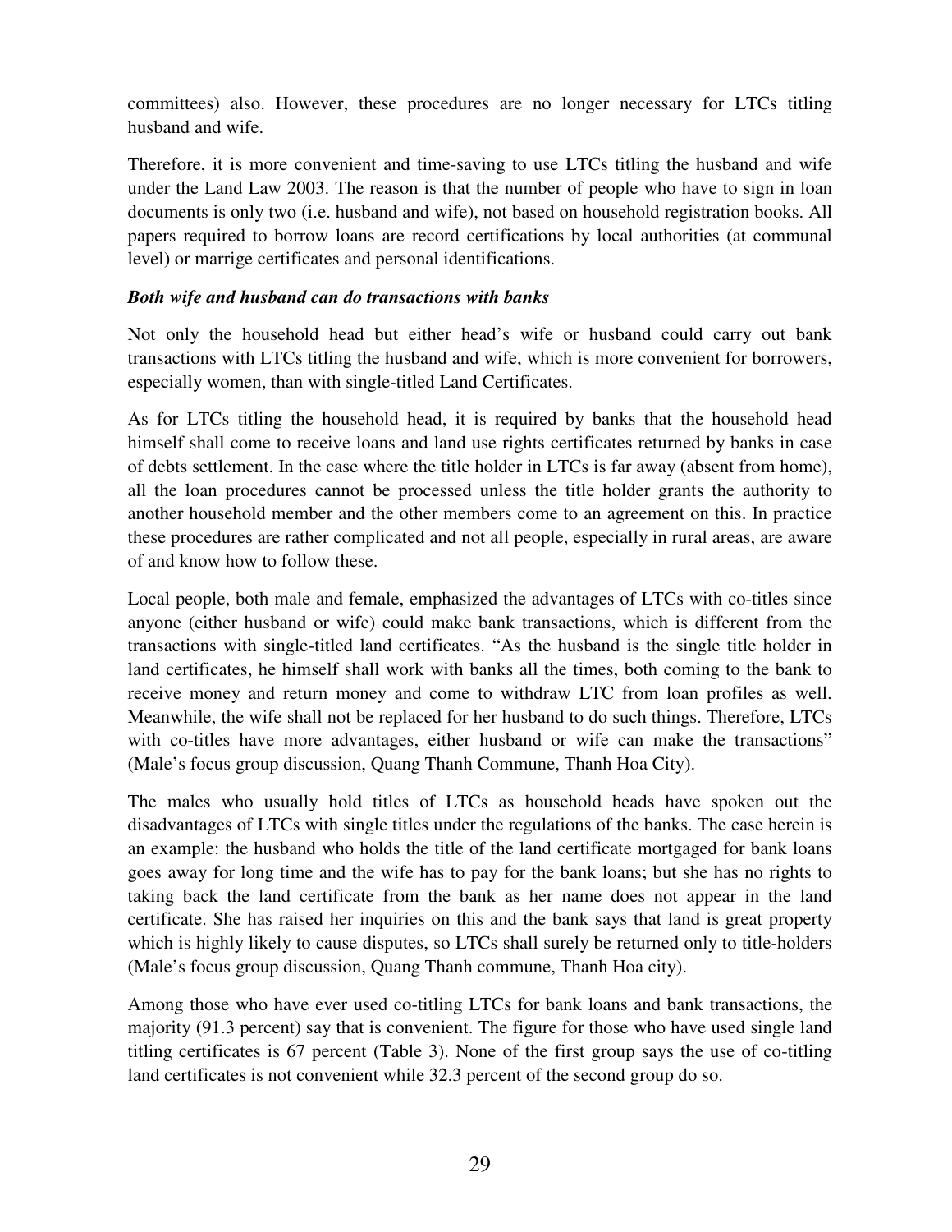committees) also. However, these procedures are no longer necessary for LTCs titling husband and wife.

Therefore, it is more convenient and time-saving to use LTCs titling the husband and wife under the Land Law 2003. The reason is that the number of people who have to sign in loan documents is only two (i.e. husband and wife), not based on household registration books. All papers required to borrow loans are record certifications by local authorities (at communal level) or marrige certificates and personal identifications.

***Both wife and husband can do transactions with banks***

Not only the household head but either head's wife or husband could carry out bank transactions with LTCs titling the husband and wife, which is more convenient for borrowers, especially women, than with single-titled Land Certificates.

As for LTCs titling the household head, it is required by banks that the household head himself shall come to receive loans and land use rights certificates returned by banks in case of debts settlement. In the case where the title holder in LTCs is far away (absent from home), all the loan procedures cannot be processed unless the title holder grants the authority to another household member and the other members come to an agreement on this. In practice these procedures are rather complicated and not all people, especially in rural areas, are aware of and know how to follow these.

Local people, both male and female, emphasized the advantages of LTCs with co-titles since anyone (either husband or wife) could make bank transactions, which is different from the transactions with single-titled land certificates. "As the husband is the single title holder in land certificates, he himself shall work with banks all the times, both coming to the bank to receive money and return money and come to withdraw LTC from loan profiles as well. Meanwhile, the wife shall not be replaced for her husband to do such things. Therefore, LTCs with co-titles have more advantages, either husband or wife can make the transactions" (Male's focus group discussion, Quang Thanh Commune, Thanh Hoa City).

The males who usually hold titles of LTCs as household heads have spoken out the disadvantages of LTCs with single titles under the regulations of the banks. The case herein is an example: the husband who holds the title of the land certificate mortgaged for bank loans goes away for long time and the wife has to pay for the bank loans; but she has no rights to taking back the land certificate from the bank as her name does not appear in the land certificate. She has raised her inquiries on this and the bank says that land is great property which is highly likely to cause disputes, so LTCs shall surely be returned only to title-holders (Male's focus group discussion, Quang Thanh commune, Thanh Hoa city).

Among those who have ever used co-titling LTCs for bank loans and bank transactions, the majority (91.3 percent) say that is convenient. The figure for those who have used single land titling certificates is 67 percent (Table 3). None of the first group says the use of co-titling land certificates is not convenient while 32.3 percent of the second group do so.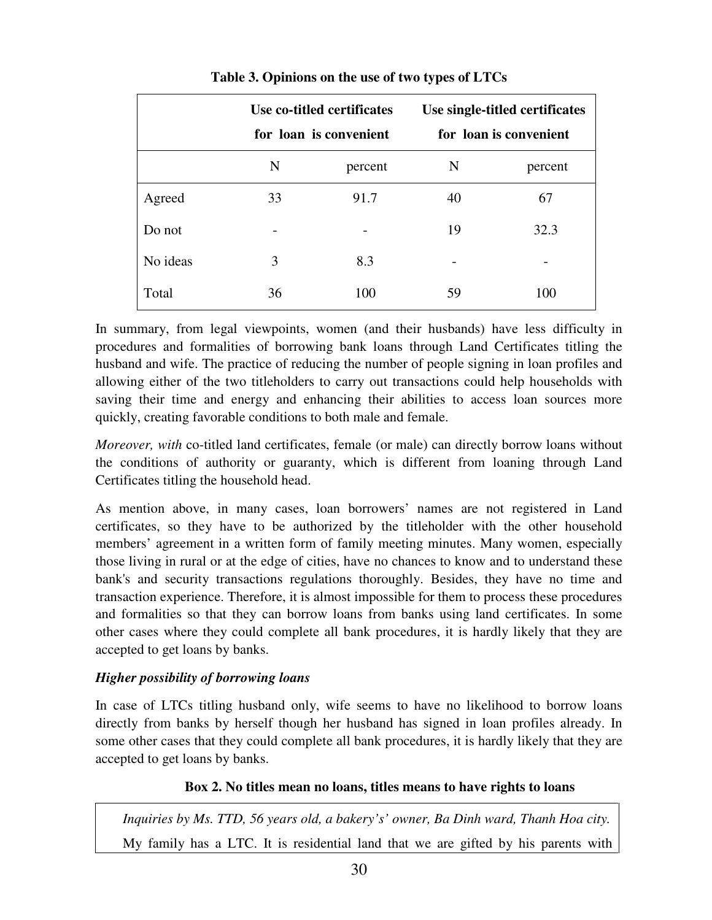**Table 3. Opinions on the use of two types of LTCs**

| | Use co-titled certificates for loan is convenient | | Use single-titled certificates for loan is convenient | |
|---|---|---|---|---|
| | N | percent | N | percent |
| Agreed | 33 | 91.7 | 40 | 67 |
| Do not | - | - | 19 | 32.3 |
| No ideas | 3 | 8.3 | - | - |
| Total | 36 | 100 | 59 | 100 |

In summary, from legal viewpoints, women (and their husbands) have less difficulty in procedures and formalities of borrowing bank loans through Land Certificates titling the husband and wife. The practice of reducing the number of people signing in loan profiles and allowing either of the two titleholders to carry out transactions could help households with saving their time and energy and enhancing their abilities to access loan sources more quickly, creating favorable conditions to both male and female.

*Moreover, with* co-titled land certificates, female (or male) can directly borrow loans without the conditions of authority or guaranty, which is different from loaning through Land Certificates titling the household head.

As mention above, in many cases, loan borrowers' names are not registered in Land certificates, so they have to be authorized by the titleholder with the other household members' agreement in a written form of family meeting minutes. Many women, especially those living in rural or at the edge of cities, have no chances to know and to understand these bank's and security transactions regulations thoroughly. Besides, they have no time and transaction experience. Therefore, it is almost impossible for them to process these procedures and formalities so that they can borrow loans from banks using land certificates. In some other cases where they could complete all bank procedures, it is hardly likely that they are accepted to get loans by banks.

***Higher possibility of borrowing loans***

In case of LTCs titling husband only, wife seems to have no likelihood to borrow loans directly from banks by herself though her husband has signed in loan profiles already. In some other cases that they could complete all bank procedures, it is hardly likely that they are accepted to get loans by banks.

**Box 2. No titles mean no loans, titles means to have rights to loans**

*Inquiries by Ms. TTD, 56 years old, a bakery's' owner, Ba Dinh ward, Thanh Hoa city.*

My family has a LTC. It is residential land that we are gifted by his parents with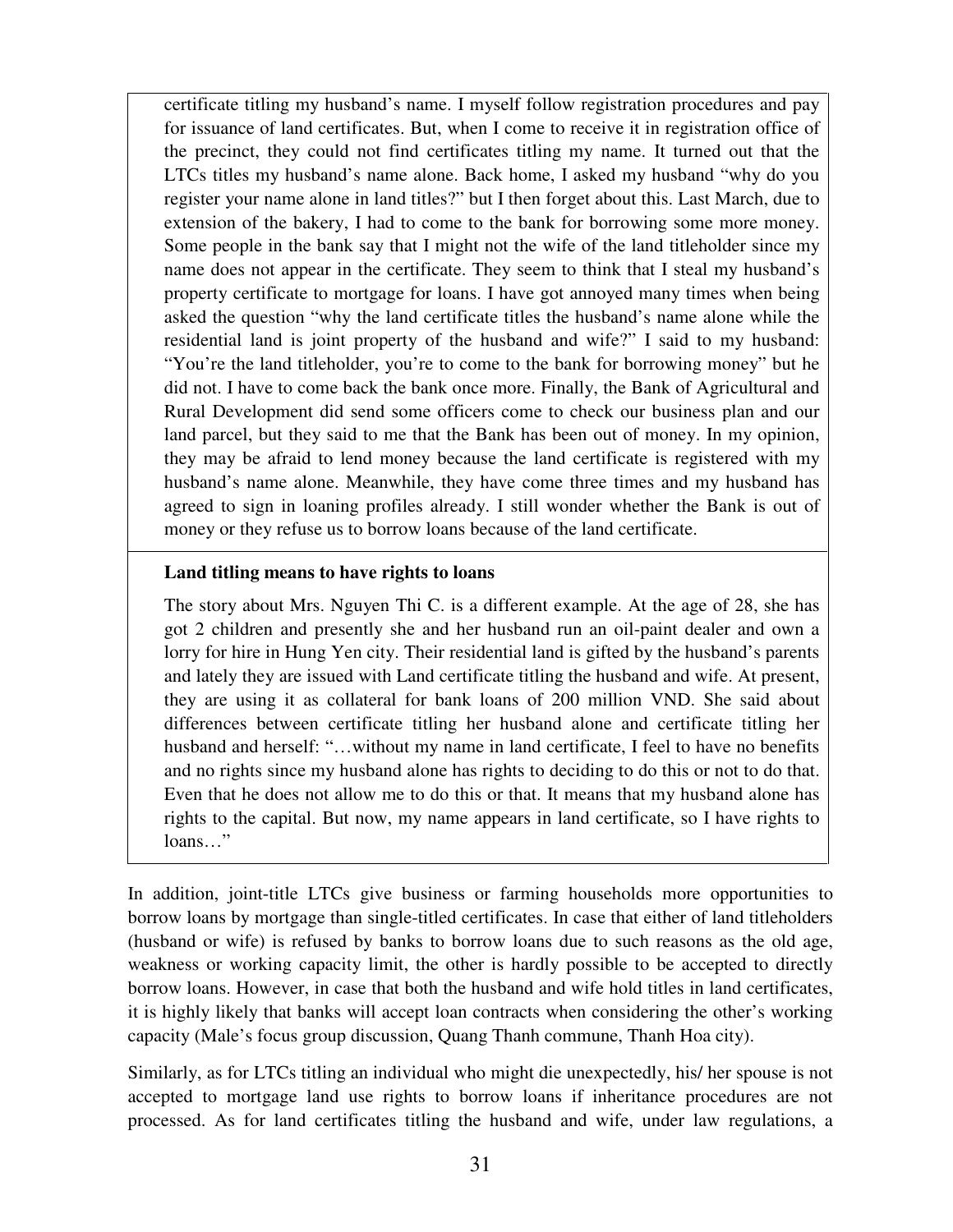certificate titling my husband's name. I myself follow registration procedures and pay for issuance of land certificates. But, when I come to receive it in registration office of the precinct, they could not find certificates titling my name. It turned out that the LTCs titles my husband's name alone. Back home, I asked my husband "why do you register your name alone in land titles?" but I then forget about this. Last March, due to extension of the bakery, I had to come to the bank for borrowing some more money. Some people in the bank say that I might not the wife of the land titleholder since my name does not appear in the certificate. They seem to think that I steal my husband's property certificate to mortgage for loans. I have got annoyed many times when being asked the question "why the land certificate titles the husband's name alone while the residential land is joint property of the husband and wife?" I said to my husband: "You're the land titleholder, you're to come to the bank for borrowing money" but he did not. I have to come back the bank once more. Finally, the Bank of Agricultural and Rural Development did send some officers come to check our business plan and our land parcel, but they said to me that the Bank has been out of money. In my opinion, they may be afraid to lend money because the land certificate is registered with my husband's name alone. Meanwhile, they have come three times and my husband has agreed to sign in loaning profiles already. I still wonder whether the Bank is out of money or they refuse us to borrow loans because of the land certificate.

**Land titling means to have rights to loans**

The story about Mrs. Nguyen Thi C. is a different example. At the age of 28, she has got 2 children and presently she and her husband run an oil-paint dealer and own a lorry for hire in Hung Yen city. Their residential land is gifted by the husband's parents and lately they are issued with Land certificate titling the husband and wife. At present, they are using it as collateral for bank loans of 200 million VND. She said about differences between certificate titling her husband alone and certificate titling her husband and herself: "…without my name in land certificate, I feel to have no benefits and no rights since my husband alone has rights to deciding to do this or not to do that. Even that he does not allow me to do this or that. It means that my husband alone has rights to the capital. But now, my name appears in land certificate, so I have rights to loans…"

In addition, joint-title LTCs give business or farming households more opportunities to borrow loans by mortgage than single-titled certificates. In case that either of land titleholders (husband or wife) is refused by banks to borrow loans due to such reasons as the old age, weakness or working capacity limit, the other is hardly possible to be accepted to directly borrow loans. However, in case that both the husband and wife hold titles in land certificates, it is highly likely that banks will accept loan contracts when considering the other's working capacity (Male's focus group discussion, Quang Thanh commune, Thanh Hoa city).

Similarly, as for LTCs titling an individual who might die unexpectedly, his/ her spouse is not accepted to mortgage land use rights to borrow loans if inheritance procedures are not processed. As for land certificates titling the husband and wife, under law regulations, a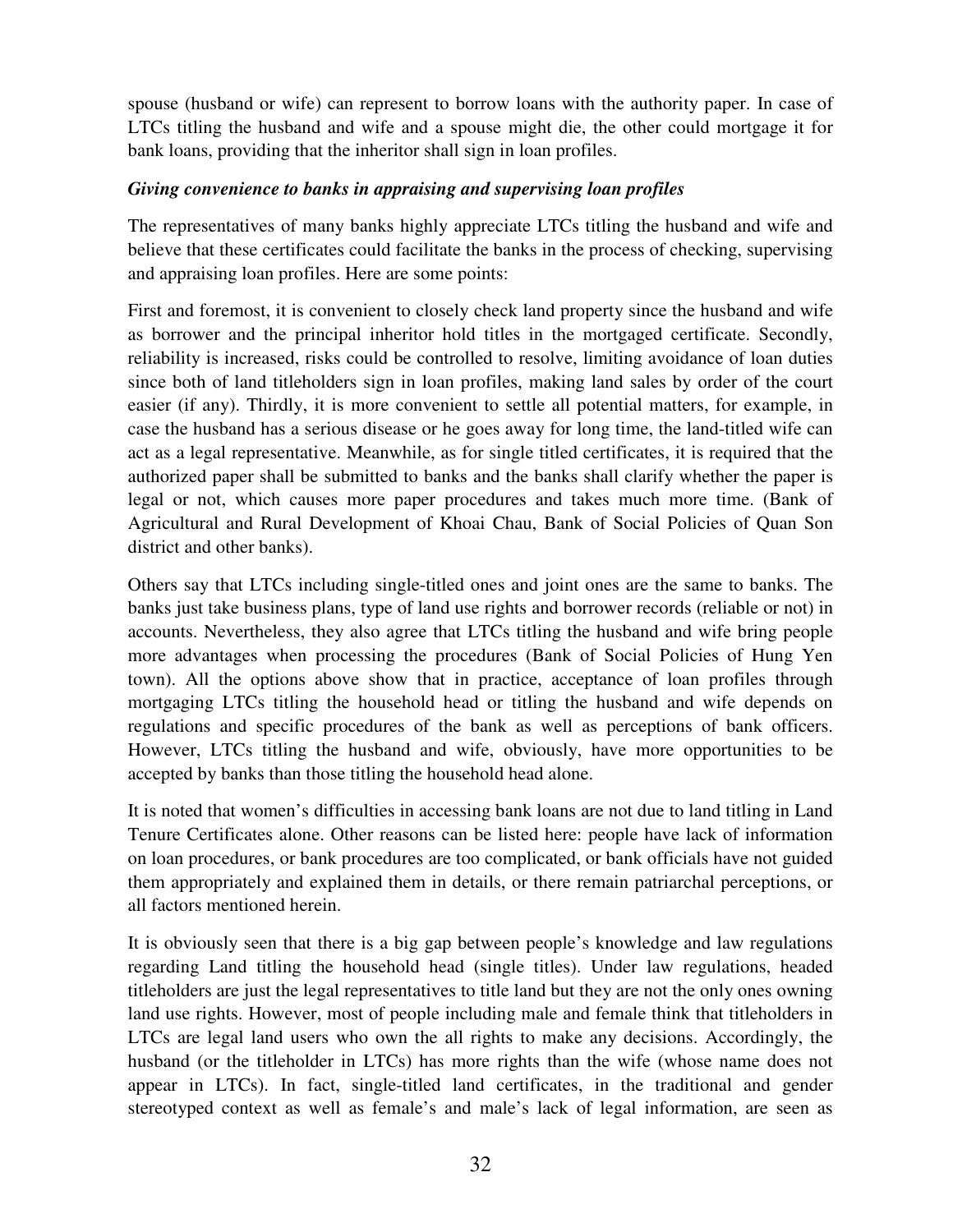spouse (husband or wife) can represent to borrow loans with the authority paper. In case of LTCs titling the husband and wife and a spouse might die, the other could mortgage it for bank loans, providing that the inheritor shall sign in loan profiles.

***Giving convenience to banks in appraising and supervising loan profiles***

The representatives of many banks highly appreciate LTCs titling the husband and wife and believe that these certificates could facilitate the banks in the process of checking, supervising and appraising loan profiles. Here are some points:

First and foremost, it is convenient to closely check land property since the husband and wife as borrower and the principal inheritor hold titles in the mortgaged certificate. Secondly, reliability is increased, risks could be controlled to resolve, limiting avoidance of loan duties since both of land titleholders sign in loan profiles, making land sales by order of the court easier (if any). Thirdly, it is more convenient to settle all potential matters, for example, in case the husband has a serious disease or he goes away for long time, the land-titled wife can act as a legal representative. Meanwhile, as for single titled certificates, it is required that the authorized paper shall be submitted to banks and the banks shall clarify whether the paper is legal or not, which causes more paper procedures and takes much more time. (Bank of Agricultural and Rural Development of Khoai Chau, Bank of Social Policies of Quan Son district and other banks).

Others say that LTCs including single-titled ones and joint ones are the same to banks. The banks just take business plans, type of land use rights and borrower records (reliable or not) in accounts. Nevertheless, they also agree that LTCs titling the husband and wife bring people more advantages when processing the procedures (Bank of Social Policies of Hung Yen town). All the options above show that in practice, acceptance of loan profiles through mortgaging LTCs titling the household head or titling the husband and wife depends on regulations and specific procedures of the bank as well as perceptions of bank officers. However, LTCs titling the husband and wife, obviously, have more opportunities to be accepted by banks than those titling the household head alone.

It is noted that women's difficulties in accessing bank loans are not due to land titling in Land Tenure Certificates alone. Other reasons can be listed here: people have lack of information on loan procedures, or bank procedures are too complicated, or bank officials have not guided them appropriately and explained them in details, or there remain patriarchal perceptions, or all factors mentioned herein.

It is obviously seen that there is a big gap between people's knowledge and law regulations regarding Land titling the household head (single titles). Under law regulations, headed titleholders are just the legal representatives to title land but they are not the only ones owning land use rights. However, most of people including male and female think that titleholders in LTCs are legal land users who own the all rights to make any decisions. Accordingly, the husband (or the titleholder in LTCs) has more rights than the wife (whose name does not appear in LTCs). In fact, single-titled land certificates, in the traditional and gender stereotyped context as well as female's and male's lack of legal information, are seen as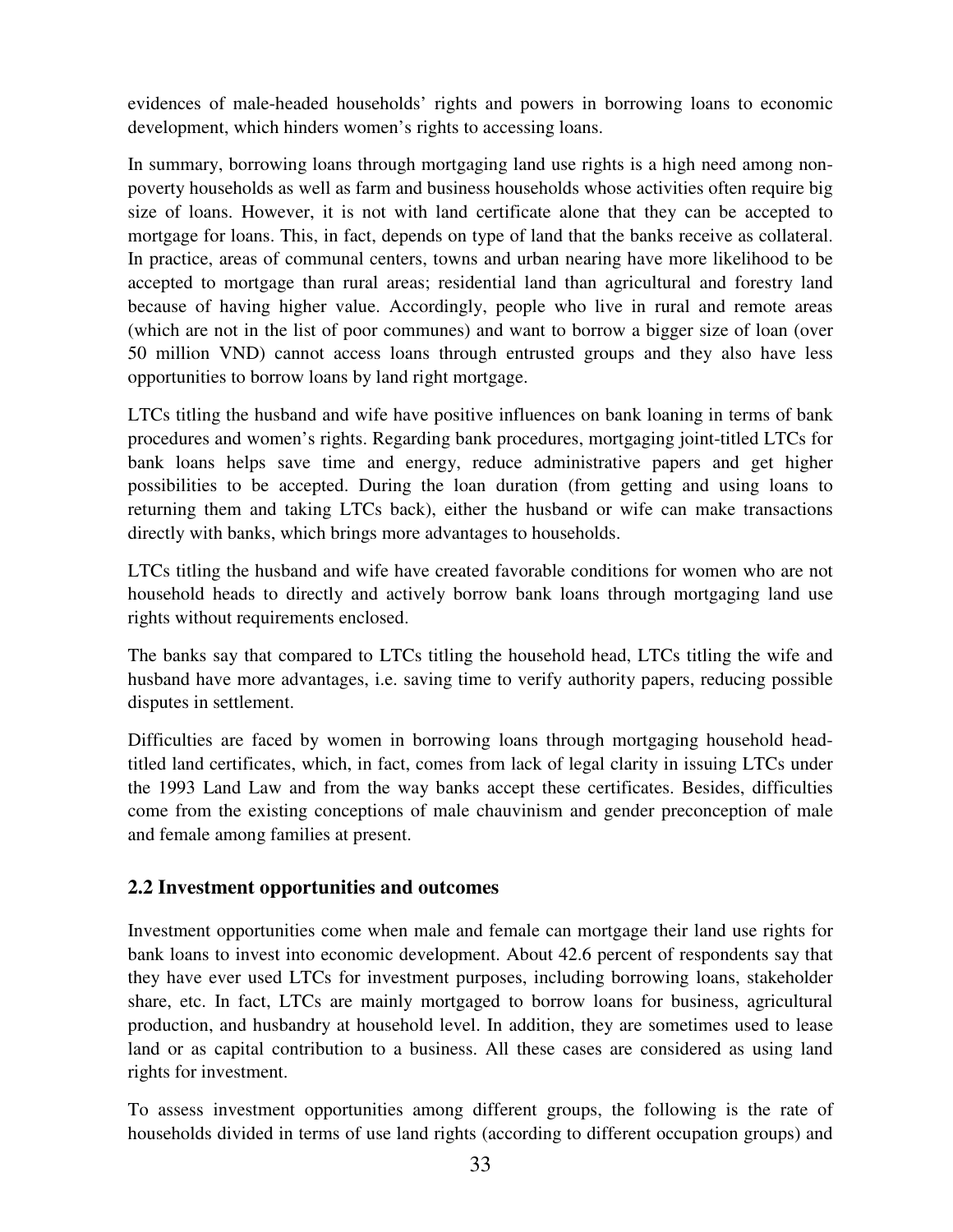evidences of male-headed households' rights and powers in borrowing loans to economic development, which hinders women's rights to accessing loans.

In summary, borrowing loans through mortgaging land use rights is a high need among non-poverty households as well as farm and business households whose activities often require big size of loans. However, it is not with land certificate alone that they can be accepted to mortgage for loans. This, in fact, depends on type of land that the banks receive as collateral. In practice, areas of communal centers, towns and urban nearing have more likelihood to be accepted to mortgage than rural areas; residential land than agricultural and forestry land because of having higher value. Accordingly, people who live in rural and remote areas (which are not in the list of poor communes) and want to borrow a bigger size of loan (over 50 million VND) cannot access loans through entrusted groups and they also have less opportunities to borrow loans by land right mortgage.

LTCs titling the husband and wife have positive influences on bank loaning in terms of bank procedures and women's rights. Regarding bank procedures, mortgaging joint-titled LTCs for bank loans helps save time and energy, reduce administrative papers and get higher possibilities to be accepted. During the loan duration (from getting and using loans to returning them and taking LTCs back), either the husband or wife can make transactions directly with banks, which brings more advantages to households.

LTCs titling the husband and wife have created favorable conditions for women who are not household heads to directly and actively borrow bank loans through mortgaging land use rights without requirements enclosed.

The banks say that compared to LTCs titling the household head, LTCs titling the wife and husband have more advantages, i.e. saving time to verify authority papers, reducing possible disputes in settlement.

Difficulties are faced by women in borrowing loans through mortgaging household head-titled land certificates, which, in fact, comes from lack of legal clarity in issuing LTCs under the 1993 Land Law and from the way banks accept these certificates. Besides, difficulties come from the existing conceptions of male chauvinism and gender preconception of male and female among families at present.

## 2.2 Investment opportunities and outcomes

Investment opportunities come when male and female can mortgage their land use rights for bank loans to invest into economic development. About 42.6 percent of respondents say that they have ever used LTCs for investment purposes, including borrowing loans, stakeholder share, etc. In fact, LTCs are mainly mortgaged to borrow loans for business, agricultural production, and husbandry at household level. In addition, they are sometimes used to lease land or as capital contribution to a business. All these cases are considered as using land rights for investment.

To assess investment opportunities among different groups, the following is the rate of households divided in terms of use land rights (according to different occupation groups) and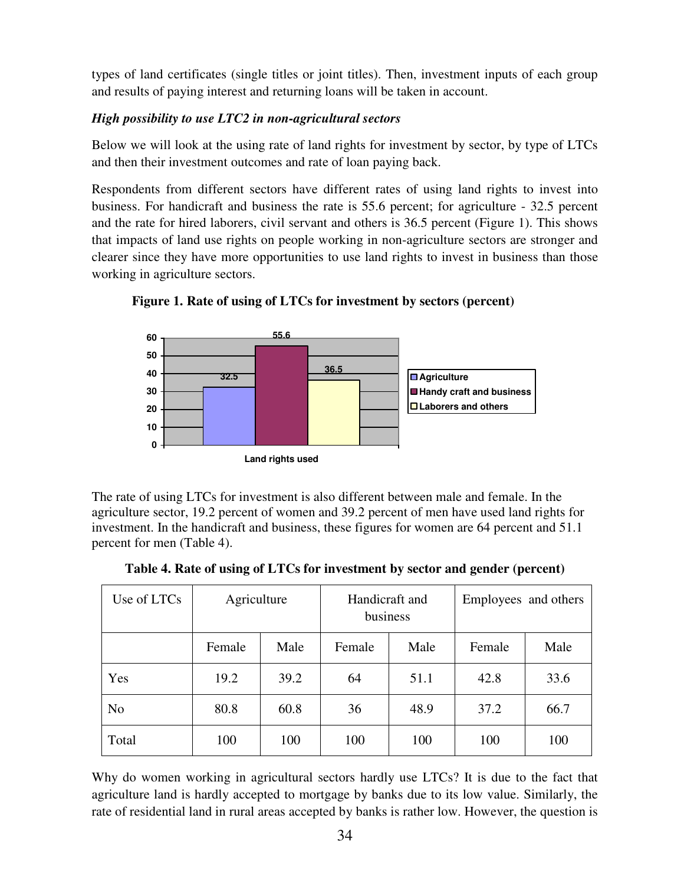types of land certificates (single titles or joint titles). Then, investment inputs of each group and results of paying interest and returning loans will be taken in account.

***High possibility to use LTC2 in non-agricultural sectors***

Below we will look at the using rate of land rights for investment by sector, by type of LTCs and then their investment outcomes and rate of loan paying back.

Respondents from different sectors have different rates of using land rights to invest into business. For handicraft and business the rate is 55.6 percent; for agriculture - 32.5 percent and the rate for hired laborers, civil servant and others is 36.5 percent (Figure 1). This shows that impacts of land use rights on people working in non-agriculture sectors are stronger and clearer since they have more opportunities to use land rights to invest in business than those working in agriculture sectors.

**Figure 1. Rate of using of LTCs for investment by sectors (percent)**

| Land rights used | Percent |
|---|---|
| Agriculture | 32.5 |
| Handy craft and business | 55.6 |
| Laborers and others | 36.5 |

The rate of using LTCs for investment is also different between male and female. In the agriculture sector, 19.2 percent of women and 39.2 percent of men have used land rights for investment. In the handicraft and business, these figures for women are 64 percent and 51.1 percent for men (Table 4).

**Table 4. Rate of using of LTCs for investment by sector and gender (percent)**

| Use of LTCs | Agriculture | | Handicraft and business | | Employees and others | |
|---|---|---|---|---|---|---|
| | Female | Male | Female | Male | Female | Male |
| Yes | 19.2 | 39.2 | 64 | 51.1 | 42.8 | 33.6 |
| No | 80.8 | 60.8 | 36 | 48.9 | 37.2 | 66.7 |
| Total | 100 | 100 | 100 | 100 | 100 | 100 |

Why do women working in agricultural sectors hardly use LTCs? It is due to the fact that agriculture land is hardly accepted to mortgage by banks due to its low value. Similarly, the rate of residential land in rural areas accepted by banks is rather low. However, the question is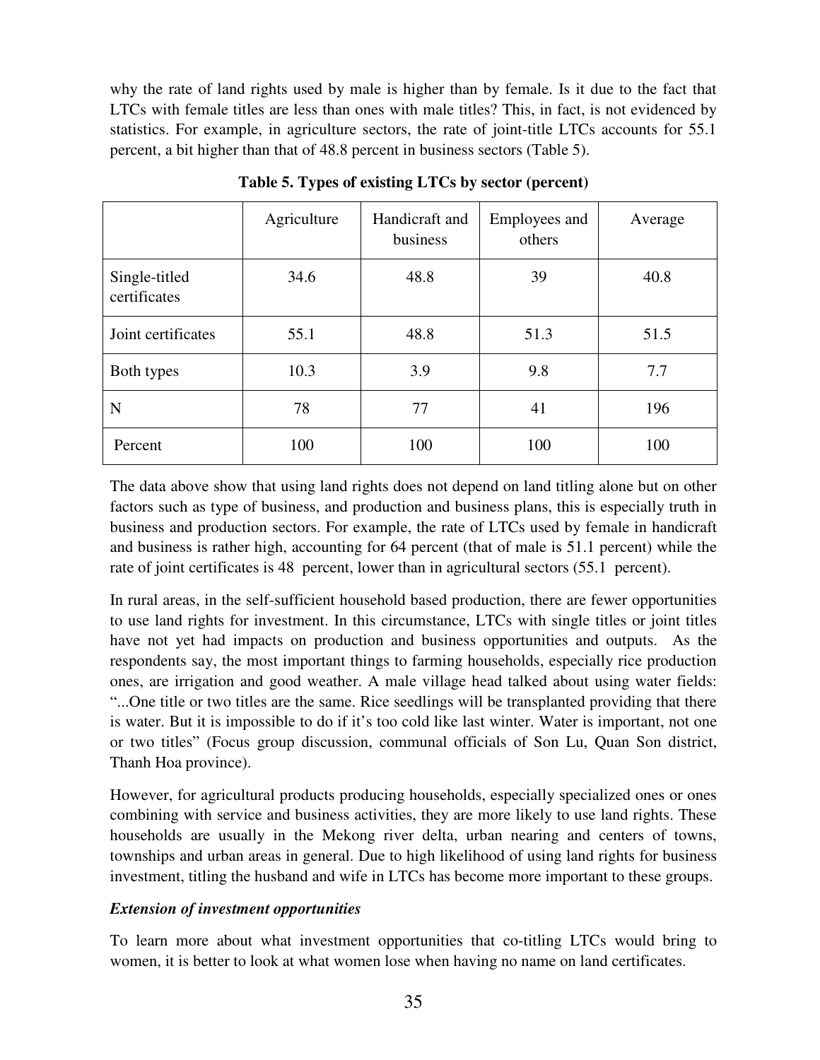why the rate of land rights used by male is higher than by female. Is it due to the fact that LTCs with female titles are less than ones with male titles? This, in fact, is not evidenced by statistics. For example, in agriculture sectors, the rate of joint-title LTCs accounts for 55.1 percent, a bit higher than that of 48.8 percent in business sectors (Table 5).

**Table 5. Types of existing LTCs by sector (percent)**

| | Agriculture | Handicraft and business | Employees and others | Average |
|---|---|---|---|---|
| Single-titled certificates | 34.6 | 48.8 | 39 | 40.8 |
| Joint certificates | 55.1 | 48.8 | 51.3 | 51.5 |
| Both types | 10.3 | 3.9 | 9.8 | 7.7 |
| N | 78 | 77 | 41 | 196 |
| Percent | 100 | 100 | 100 | 100 |

The data above show that using land rights does not depend on land titling alone but on other factors such as type of business, and production and business plans, this is especially truth in business and production sectors. For example, the rate of LTCs used by female in handicraft and business is rather high, accounting for 64 percent (that of male is 51.1 percent) while the rate of joint certificates is 48 percent, lower than in agricultural sectors (55.1 percent).

In rural areas, in the self-sufficient household based production, there are fewer opportunities to use land rights for investment. In this circumstance, LTCs with single titles or joint titles have not yet had impacts on production and business opportunities and outputs. As the respondents say, the most important things to farming households, especially rice production ones, are irrigation and good weather. A male village head talked about using water fields: "...One title or two titles are the same. Rice seedlings will be transplanted providing that there is water. But it is impossible to do if it's too cold like last winter. Water is important, not one or two titles" (Focus group discussion, communal officials of Son Lu, Quan Son district, Thanh Hoa province).

However, for agricultural products producing households, especially specialized ones or ones combining with service and business activities, they are more likely to use land rights. These households are usually in the Mekong river delta, urban nearing and centers of towns, townships and urban areas in general. Due to high likelihood of using land rights for business investment, titling the husband and wife in LTCs has become more important to these groups.

***Extension of investment opportunities***

To learn more about what investment opportunities that co-titling LTCs would bring to women, it is better to look at what women lose when having no name on land certificates.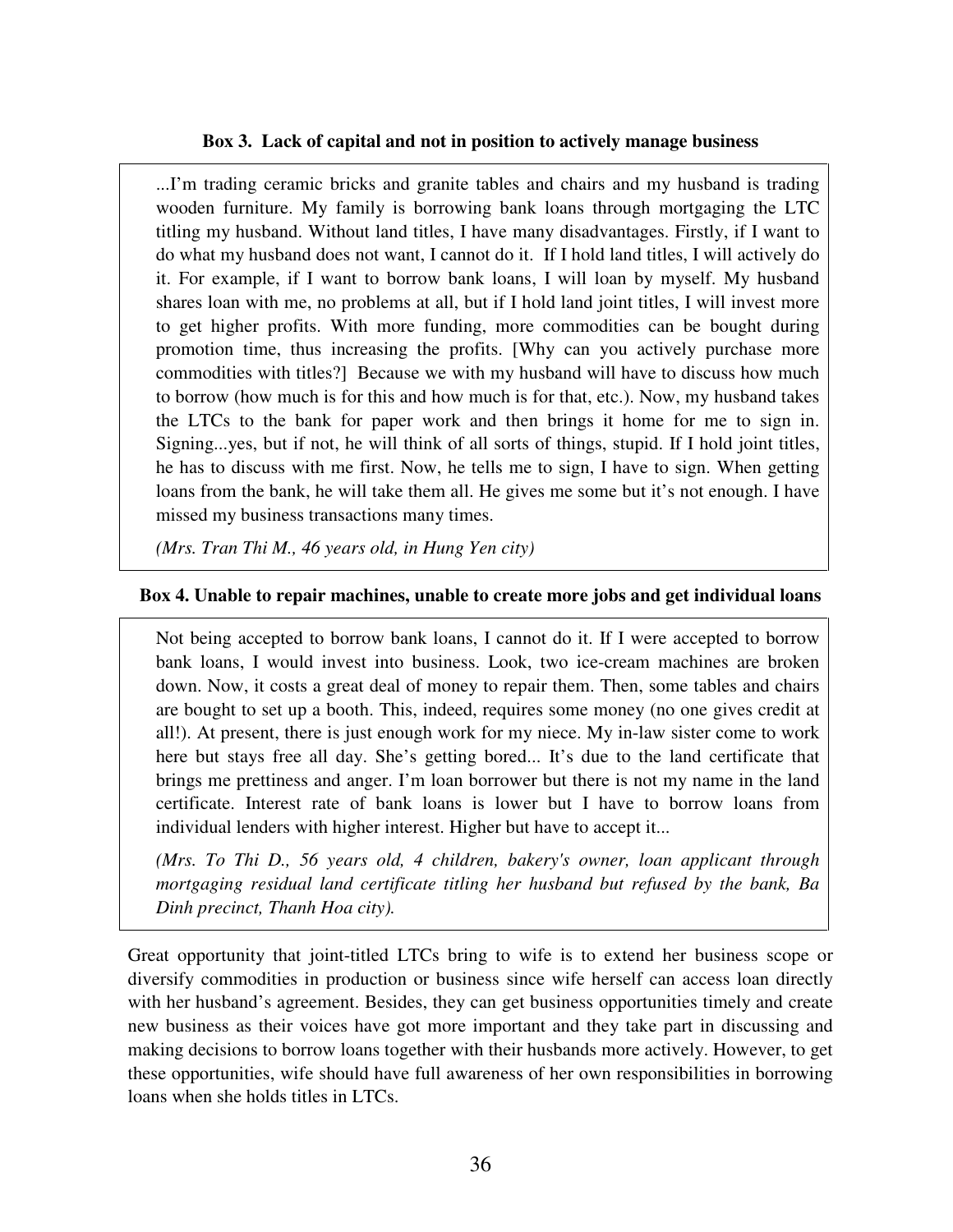**Box 3. Lack of capital and not in position to actively manage business**

...I'm trading ceramic bricks and granite tables and chairs and my husband is trading wooden furniture. My family is borrowing bank loans through mortgaging the LTC titling my husband. Without land titles, I have many disadvantages. Firstly, if I want to do what my husband does not want, I cannot do it. If I hold land titles, I will actively do it. For example, if I want to borrow bank loans, I will loan by myself. My husband shares loan with me, no problems at all, but if I hold land joint titles, I will invest more to get higher profits. With more funding, more commodities can be bought during promotion time, thus increasing the profits. [Why can you actively purchase more commodities with titles?] Because we with my husband will have to discuss how much to borrow (how much is for this and how much is for that, etc.). Now, my husband takes the LTCs to the bank for paper work and then brings it home for me to sign in. Signing...yes, but if not, he will think of all sorts of things, stupid. If I hold joint titles, he has to discuss with me first. Now, he tells me to sign, I have to sign. When getting loans from the bank, he will take them all. He gives me some but it's not enough. I have missed my business transactions many times.

*(Mrs. Tran Thi M., 46 years old, in Hung Yen city)*

**Box 4. Unable to repair machines, unable to create more jobs and get individual loans**

Not being accepted to borrow bank loans, I cannot do it. If I were accepted to borrow bank loans, I would invest into business. Look, two ice-cream machines are broken down. Now, it costs a great deal of money to repair them. Then, some tables and chairs are bought to set up a booth. This, indeed, requires some money (no one gives credit at all!). At present, there is just enough work for my niece. My in-law sister come to work here but stays free all day. She's getting bored... It's due to the land certificate that brings me prettiness and anger. I'm loan borrower but there is not my name in the land certificate. Interest rate of bank loans is lower but I have to borrow loans from individual lenders with higher interest. Higher but have to accept it...

*(Mrs. To Thi D., 56 years old, 4 children, bakery's owner, loan applicant through mortgaging residual land certificate titling her husband but refused by the bank, Ba Dinh precinct, Thanh Hoa city).*

Great opportunity that joint-titled LTCs bring to wife is to extend her business scope or diversify commodities in production or business since wife herself can access loan directly with her husband's agreement. Besides, they can get business opportunities timely and create new business as their voices have got more important and they take part in discussing and making decisions to borrow loans together with their husbands more actively. However, to get these opportunities, wife should have full awareness of her own responsibilities in borrowing loans when she holds titles in LTCs.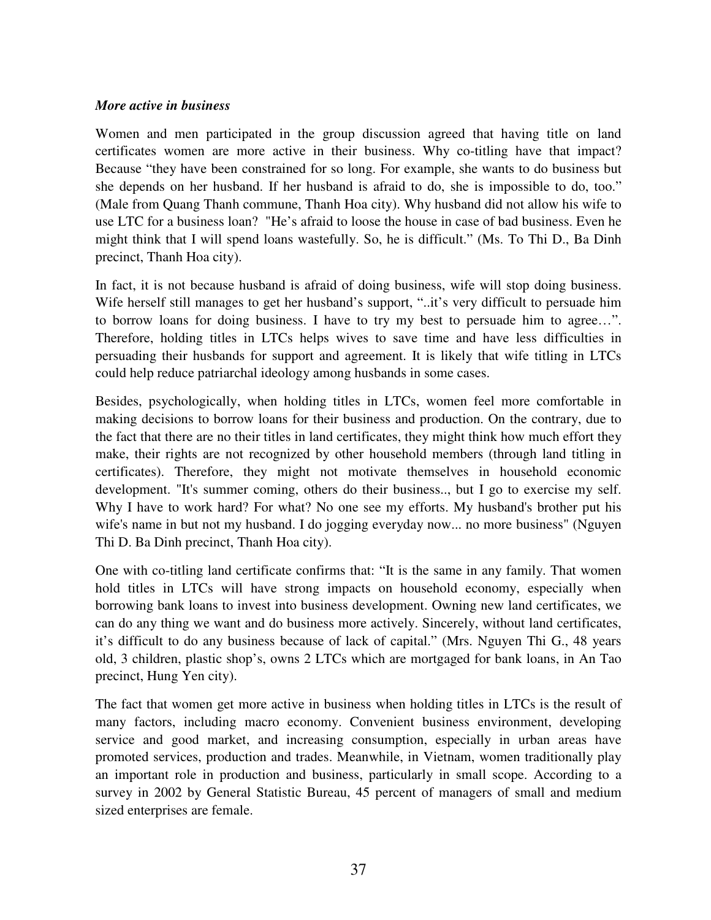***More active in business***

Women and men participated in the group discussion agreed that having title on land certificates women are more active in their business. Why co-titling have that impact? Because "they have been constrained for so long. For example, she wants to do business but she depends on her husband. If her husband is afraid to do, she is impossible to do, too." (Male from Quang Thanh commune, Thanh Hoa city). Why husband did not allow his wife to use LTC for a business loan? "He's afraid to loose the house in case of bad business. Even he might think that I will spend loans wastefully. So, he is difficult." (Ms. To Thi D., Ba Dinh precinct, Thanh Hoa city).

In fact, it is not because husband is afraid of doing business, wife will stop doing business. Wife herself still manages to get her husband's support, "..it's very difficult to persuade him to borrow loans for doing business. I have to try my best to persuade him to agree…". Therefore, holding titles in LTCs helps wives to save time and have less difficulties in persuading their husbands for support and agreement. It is likely that wife titling in LTCs could help reduce patriarchal ideology among husbands in some cases.

Besides, psychologically, when holding titles in LTCs, women feel more comfortable in making decisions to borrow loans for their business and production. On the contrary, due to the fact that there are no their titles in land certificates, they might think how much effort they make, their rights are not recognized by other household members (through land titling in certificates). Therefore, they might not motivate themselves in household economic development. "It's summer coming, others do their business.., but I go to exercise my self. Why I have to work hard? For what? No one see my efforts. My husband's brother put his wife's name in but not my husband. I do jogging everyday now... no more business" (Nguyen Thi D. Ba Dinh precinct, Thanh Hoa city).

One with co-titling land certificate confirms that: "It is the same in any family. That women hold titles in LTCs will have strong impacts on household economy, especially when borrowing bank loans to invest into business development. Owning new land certificates, we can do any thing we want and do business more actively. Sincerely, without land certificates, it's difficult to do any business because of lack of capital." (Mrs. Nguyen Thi G., 48 years old, 3 children, plastic shop's, owns 2 LTCs which are mortgaged for bank loans, in An Tao precinct, Hung Yen city).

The fact that women get more active in business when holding titles in LTCs is the result of many factors, including macro economy. Convenient business environment, developing service and good market, and increasing consumption, especially in urban areas have promoted services, production and trades. Meanwhile, in Vietnam, women traditionally play an important role in production and business, particularly in small scope. According to a survey in 2002 by General Statistic Bureau, 45 percent of managers of small and medium sized enterprises are female.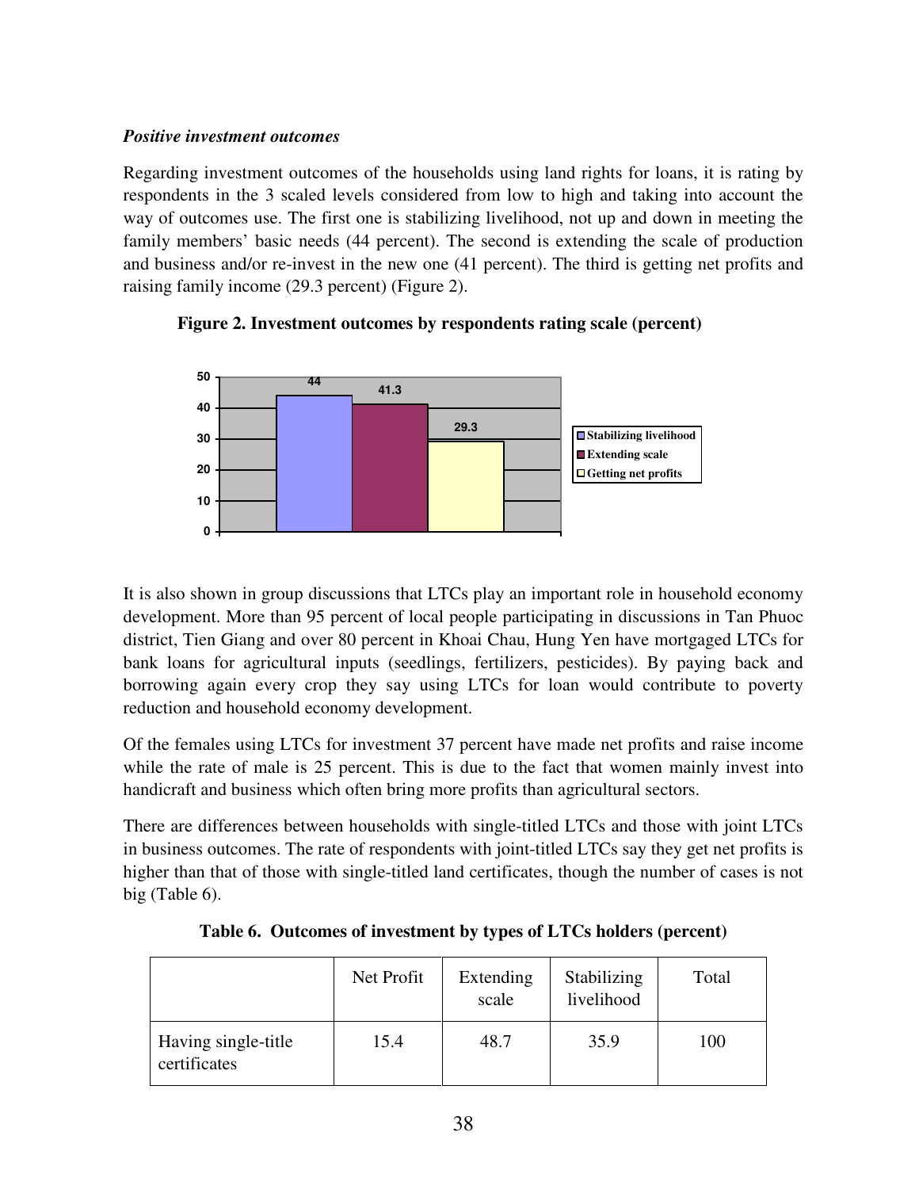*Positive investment outcomes*

Regarding investment outcomes of the households using land rights for loans, it is rating by respondents in the 3 scaled levels considered from low to high and taking into account the way of outcomes use. The first one is stabilizing livelihood, not up and down in meeting the family members' basic needs (44 percent). The second is extending the scale of production and business and/or re-invest in the new one (41 percent). The third is getting net profits and raising family income (29.3 percent) (Figure 2).

**Figure 2. Investment outcomes by respondents rating scale (percent)**

| | Percent |
|---|---|
| Stabilizing livelihood | 44 |
| Extending scale | 41.3 |
| Getting net profits | 29.3 |

It is also shown in group discussions that LTCs play an important role in household economy development. More than 95 percent of local people participating in discussions in Tan Phuoc district, Tien Giang and over 80 percent in Khoai Chau, Hung Yen have mortgaged LTCs for bank loans for agricultural inputs (seedlings, fertilizers, pesticides). By paying back and borrowing again every crop they say using LTCs for loan would contribute to poverty reduction and household economy development.

Of the females using LTCs for investment 37 percent have made net profits and raise income while the rate of male is 25 percent. This is due to the fact that women mainly invest into handicraft and business which often bring more profits than agricultural sectors.

There are differences between households with single-titled LTCs and those with joint LTCs in business outcomes. The rate of respondents with joint-titled LTCs say they get net profits is higher than that of those with single-titled land certificates, though the number of cases is not big (Table 6).

**Table 6. Outcomes of investment by types of LTCs holders (percent)**

| | Net Profit | Extending scale | Stabilizing livelihood | Total |
|---|---|---|---|---|
| Having single-title certificates | 15.4 | 48.7 | 35.9 | 100 |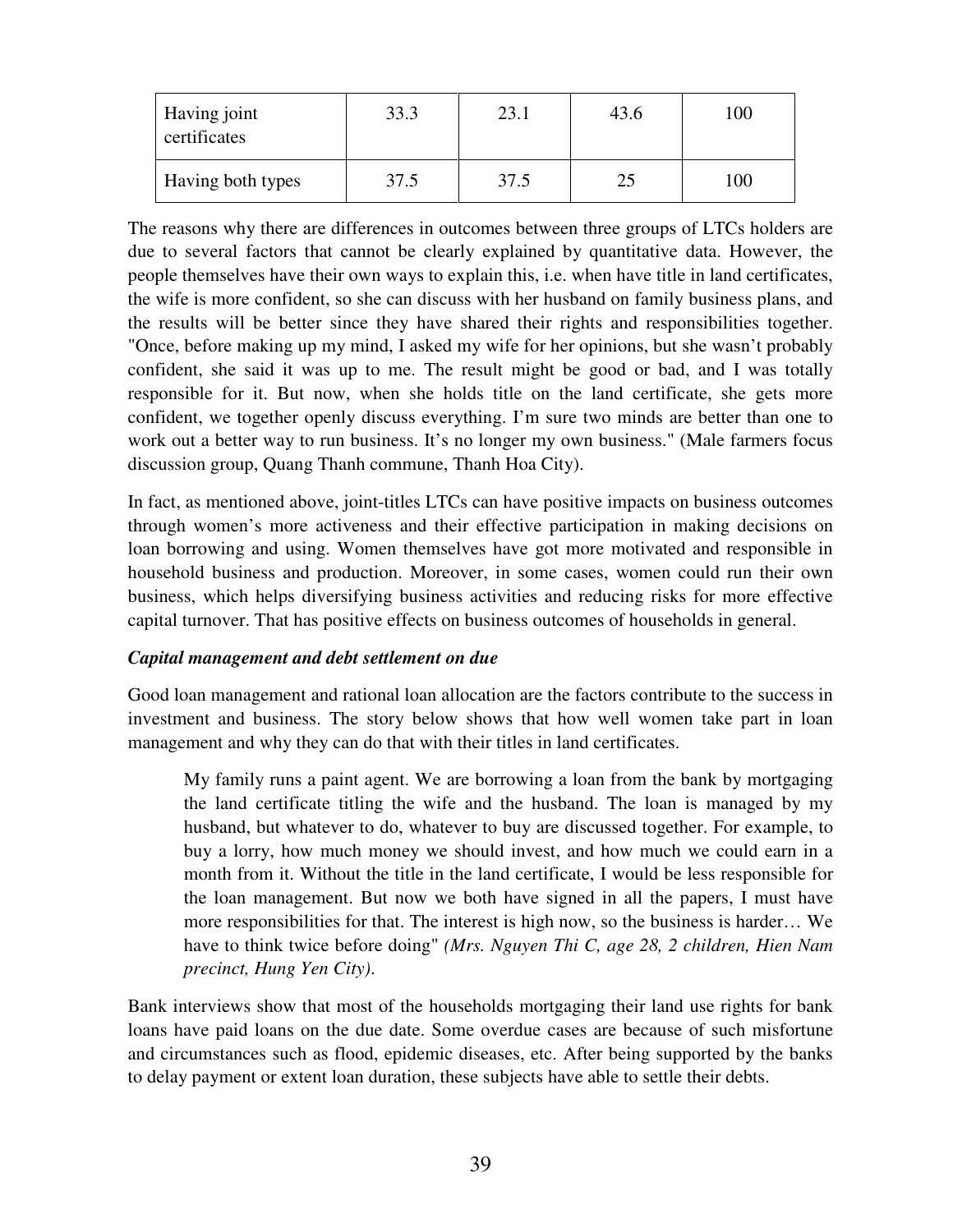| Having joint certificates | 33.3 | 23.1 | 43.6 | 100 |
|---|---|---|---|---|
| Having both types | 37.5 | 37.5 | 25 | 100 |

The reasons why there are differences in outcomes between three groups of LTCs holders are due to several factors that cannot be clearly explained by quantitative data. However, the people themselves have their own ways to explain this, i.e. when have title in land certificates, the wife is more confident, so she can discuss with her husband on family business plans, and the results will be better since they have shared their rights and responsibilities together. "Once, before making up my mind, I asked my wife for her opinions, but she wasn't probably confident, she said it was up to me. The result might be good or bad, and I was totally responsible for it. But now, when she holds title on the land certificate, she gets more confident, we together openly discuss everything. I'm sure two minds are better than one to work out a better way to run business. It's no longer my own business." (Male farmers focus discussion group, Quang Thanh commune, Thanh Hoa City).

In fact, as mentioned above, joint-titles LTCs can have positive impacts on business outcomes through women's more activeness and their effective participation in making decisions on loan borrowing and using. Women themselves have got more motivated and responsible in household business and production. Moreover, in some cases, women could run their own business, which helps diversifying business activities and reducing risks for more effective capital turnover. That has positive effects on business outcomes of households in general.

***Capital management and debt settlement on due***

Good loan management and rational loan allocation are the factors contribute to the success in investment and business. The story below shows that how well women take part in loan management and why they can do that with their titles in land certificates.

> My family runs a paint agent. We are borrowing a loan from the bank by mortgaging the land certificate titling the wife and the husband. The loan is managed by my husband, but whatever to do, whatever to buy are discussed together. For example, to buy a lorry, how much money we should invest, and how much we could earn in a month from it. Without the title in the land certificate, I would be less responsible for the loan management. But now we both have signed in all the papers, I must have more responsibilities for that. The interest is high now, so the business is harder… We have to think twice before doing" *(Mrs. Nguyen Thi C, age 28, 2 children, Hien Nam precinct, Hung Yen City).*

Bank interviews show that most of the households mortgaging their land use rights for bank loans have paid loans on the due date. Some overdue cases are because of such misfortune and circumstances such as flood, epidemic diseases, etc. After being supported by the banks to delay payment or extent loan duration, these subjects have able to settle their debts.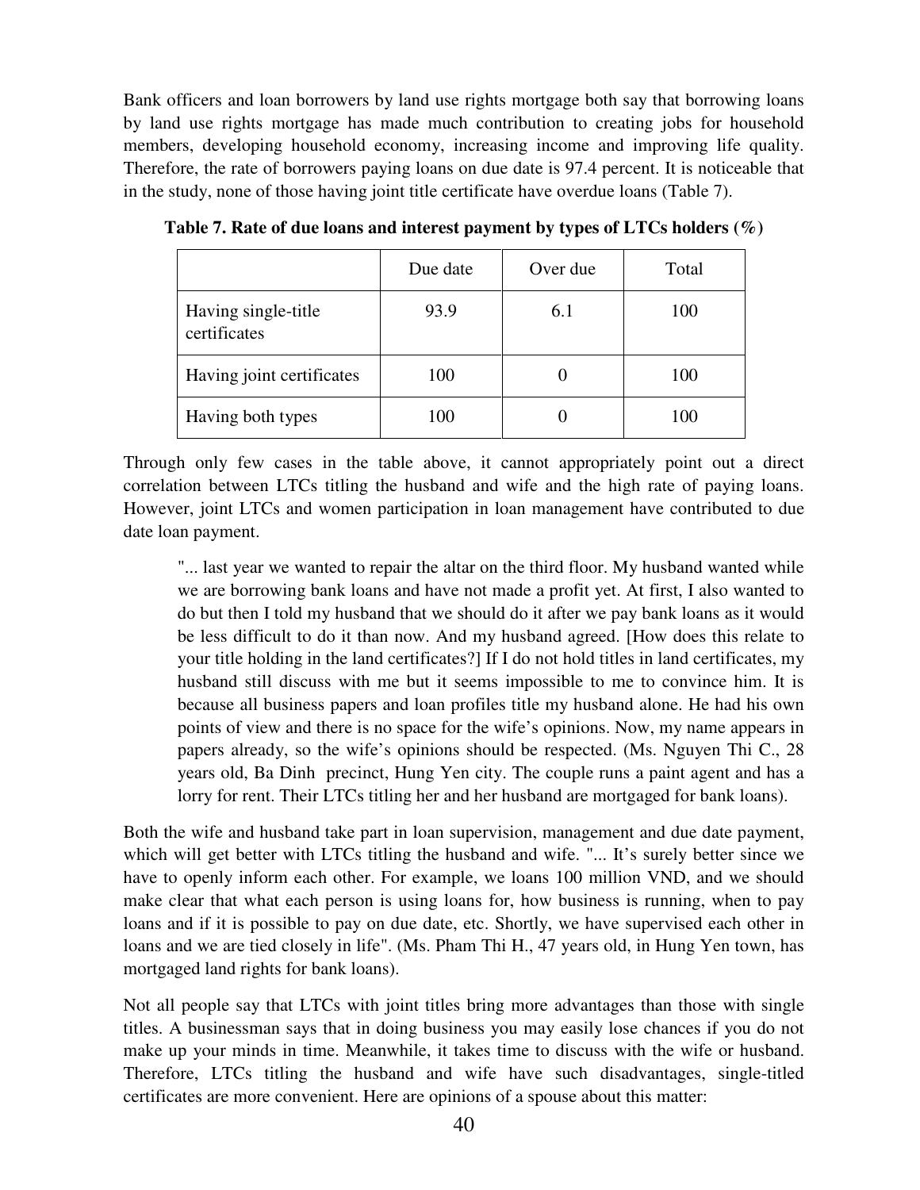Bank officers and loan borrowers by land use rights mortgage both say that borrowing loans by land use rights mortgage has made much contribution to creating jobs for household members, developing household economy, increasing income and improving life quality. Therefore, the rate of borrowers paying loans on due date is 97.4 percent. It is noticeable that in the study, none of those having joint title certificate have overdue loans (Table 7).

**Table 7. Rate of due loans and interest payment by types of LTCs holders (%)**

| | Due date | Over due | Total |
|---|---|---|---|
| Having single-title certificates | 93.9 | 6.1 | 100 |
| Having joint certificates | 100 | 0 | 100 |
| Having both types | 100 | 0 | 100 |

Through only few cases in the table above, it cannot appropriately point out a direct correlation between LTCs titling the husband and wife and the high rate of paying loans. However, joint LTCs and women participation in loan management have contributed to due date loan payment.

> "... last year we wanted to repair the altar on the third floor. My husband wanted while we are borrowing bank loans and have not made a profit yet. At first, I also wanted to do but then I told my husband that we should do it after we pay bank loans as it would be less difficult to do it than now. And my husband agreed. [How does this relate to your title holding in the land certificates?] If I do not hold titles in land certificates, my husband still discuss with me but it seems impossible to me to convince him. It is because all business papers and loan profiles title my husband alone. He had his own points of view and there is no space for the wife's opinions. Now, my name appears in papers already, so the wife's opinions should be respected. (Ms. Nguyen Thi C., 28 years old, Ba Dinh precinct, Hung Yen city. The couple runs a paint agent and has a lorry for rent. Their LTCs titling her and her husband are mortgaged for bank loans).

Both the wife and husband take part in loan supervision, management and due date payment, which will get better with LTCs titling the husband and wife. "... It's surely better since we have to openly inform each other. For example, we loans 100 million VND, and we should make clear that what each person is using loans for, how business is running, when to pay loans and if it is possible to pay on due date, etc. Shortly, we have supervised each other in loans and we are tied closely in life". (Ms. Pham Thi H., 47 years old, in Hung Yen town, has mortgaged land rights for bank loans).

Not all people say that LTCs with joint titles bring more advantages than those with single titles. A businessman says that in doing business you may easily lose chances if you do not make up your minds in time. Meanwhile, it takes time to discuss with the wife or husband. Therefore, LTCs titling the husband and wife have such disadvantages, single-titled certificates are more convenient. Here are opinions of a spouse about this matter: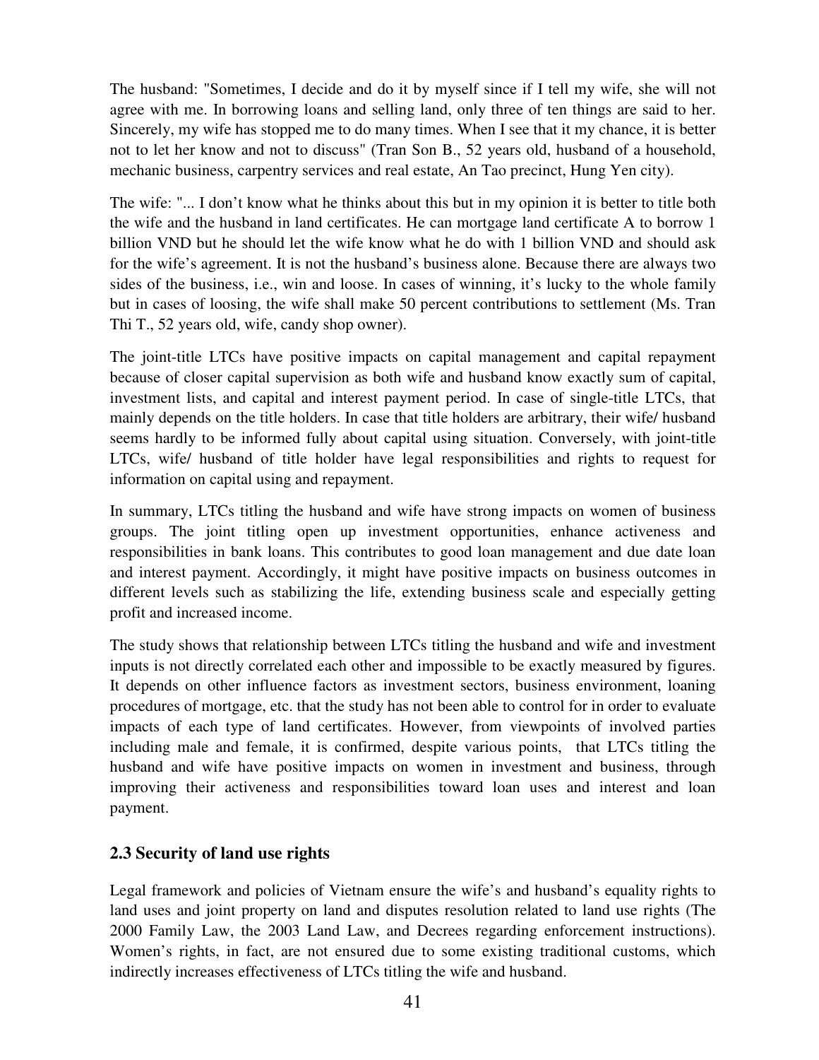The husband: "Sometimes, I decide and do it by myself since if I tell my wife, she will not agree with me. In borrowing loans and selling land, only three of ten things are said to her. Sincerely, my wife has stopped me to do many times. When I see that it my chance, it is better not to let her know and not to discuss" (Tran Son B., 52 years old, husband of a household, mechanic business, carpentry services and real estate, An Tao precinct, Hung Yen city).

The wife: "... I don't know what he thinks about this but in my opinion it is better to title both the wife and the husband in land certificates. He can mortgage land certificate A to borrow 1 billion VND but he should let the wife know what he do with 1 billion VND and should ask for the wife's agreement. It is not the husband's business alone. Because there are always two sides of the business, i.e., win and loose. In cases of winning, it's lucky to the whole family but in cases of loosing, the wife shall make 50 percent contributions to settlement (Ms. Tran Thi T., 52 years old, wife, candy shop owner).

The joint-title LTCs have positive impacts on capital management and capital repayment because of closer capital supervision as both wife and husband know exactly sum of capital, investment lists, and capital and interest payment period. In case of single-title LTCs, that mainly depends on the title holders. In case that title holders are arbitrary, their wife/ husband seems hardly to be informed fully about capital using situation. Conversely, with joint-title LTCs, wife/ husband of title holder have legal responsibilities and rights to request for information on capital using and repayment.

In summary, LTCs titling the husband and wife have strong impacts on women of business groups. The joint titling open up investment opportunities, enhance activeness and responsibilities in bank loans. This contributes to good loan management and due date loan and interest payment. Accordingly, it might have positive impacts on business outcomes in different levels such as stabilizing the life, extending business scale and especially getting profit and increased income.

The study shows that relationship between LTCs titling the husband and wife and investment inputs is not directly correlated each other and impossible to be exactly measured by figures. It depends on other influence factors as investment sectors, business environment, loaning procedures of mortgage, etc. that the study has not been able to control for in order to evaluate impacts of each type of land certificates. However, from viewpoints of involved parties including male and female, it is confirmed, despite various points, that LTCs titling the husband and wife have positive impacts on women in investment and business, through improving their activeness and responsibilities toward loan uses and interest and loan payment.

## 2.3 Security of land use rights

Legal framework and policies of Vietnam ensure the wife's and husband's equality rights to land uses and joint property on land and disputes resolution related to land use rights (The 2000 Family Law, the 2003 Land Law, and Decrees regarding enforcement instructions). Women's rights, in fact, are not ensured due to some existing traditional customs, which indirectly increases effectiveness of LTCs titling the wife and husband.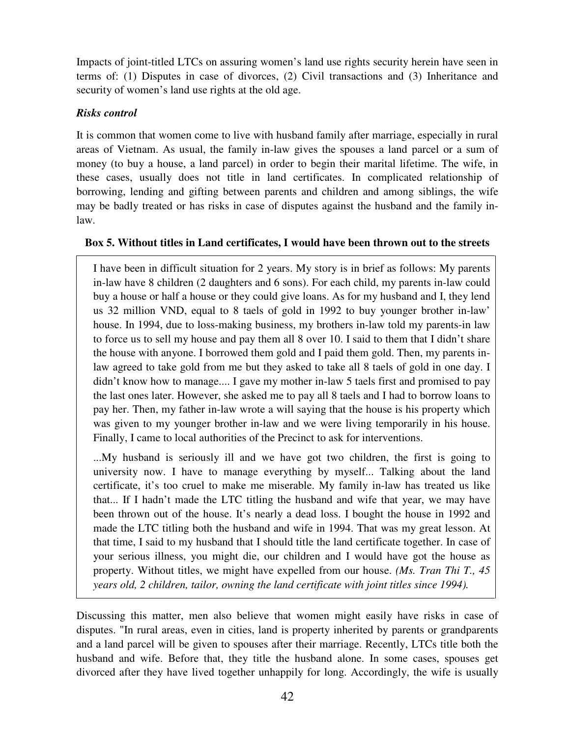Impacts of joint-titled LTCs on assuring women's land use rights security herein have seen in terms of: (1) Disputes in case of divorces, (2) Civil transactions and (3) Inheritance and security of women's land use rights at the old age.

***Risks control***

It is common that women come to live with husband family after marriage, especially in rural areas of Vietnam. As usual, the family in-law gives the spouses a land parcel or a sum of money (to buy a house, a land parcel) in order to begin their marital lifetime. The wife, in these cases, usually does not title in land certificates. In complicated relationship of borrowing, lending and gifting between parents and children and among siblings, the wife may be badly treated or has risks in case of disputes against the husband and the family in-law.

**Box 5. Without titles in Land certificates, I would have been thrown out to the streets**

> I have been in difficult situation for 2 years. My story is in brief as follows: My parents in-law have 8 children (2 daughters and 6 sons). For each child, my parents in-law could buy a house or half a house or they could give loans. As for my husband and I, they lend us 32 million VND, equal to 8 taels of gold in 1992 to buy younger brother in-law' house. In 1994, due to loss-making business, my brothers in-law told my parents-in law to force us to sell my house and pay them all 8 over 10. I said to them that I didn't share the house with anyone. I borrowed them gold and I paid them gold. Then, my parents in-law agreed to take gold from me but they asked to take all 8 taels of gold in one day. I didn't know how to manage.... I gave my mother in-law 5 taels first and promised to pay the last ones later. However, she asked me to pay all 8 taels and I had to borrow loans to pay her. Then, my father in-law wrote a will saying that the house is his property which was given to my younger brother in-law and we were living temporarily in his house. Finally, I came to local authorities of the Precinct to ask for interventions.
>
> ...My husband is seriously ill and we have got two children, the first is going to university now. I have to manage everything by myself... Talking about the land certificate, it's too cruel to make me miserable. My family in-law has treated us like that... If I hadn't made the LTC titling the husband and wife that year, we may have been thrown out of the house. It's nearly a dead loss. I bought the house in 1992 and made the LTC titling both the husband and wife in 1994. That was my great lesson. At that time, I said to my husband that I should title the land certificate together. In case of your serious illness, you might die, our children and I would have got the house as property. Without titles, we might have expelled from our house. *(Ms. Tran Thi T., 45 years old, 2 children, tailor, owning the land certificate with joint titles since 1994).*

Discussing this matter, men also believe that women might easily have risks in case of disputes. "In rural areas, even in cities, land is property inherited by parents or grandparents and a land parcel will be given to spouses after their marriage. Recently, LTCs title both the husband and wife. Before that, they title the husband alone. In some cases, spouses get divorced after they have lived together unhappily for long. Accordingly, the wife is usually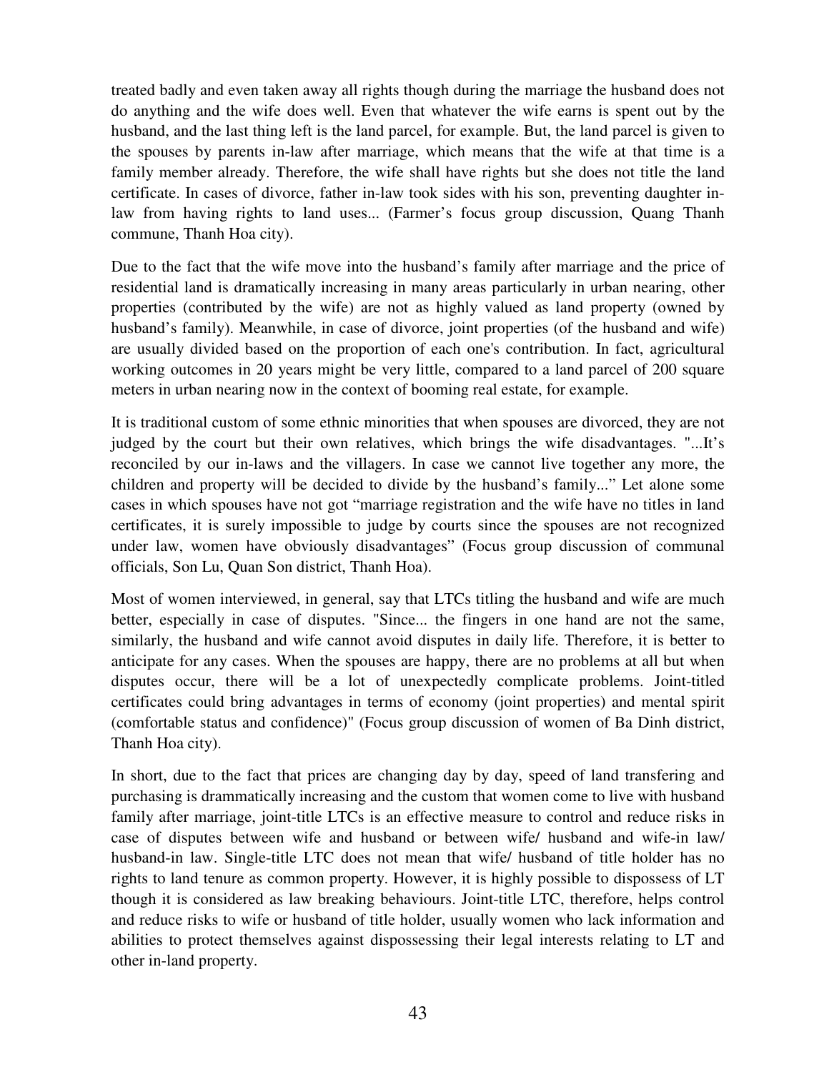treated badly and even taken away all rights though during the marriage the husband does not do anything and the wife does well. Even that whatever the wife earns is spent out by the husband, and the last thing left is the land parcel, for example. But, the land parcel is given to the spouses by parents in-law after marriage, which means that the wife at that time is a family member already. Therefore, the wife shall have rights but she does not title the land certificate. In cases of divorce, father in-law took sides with his son, preventing daughter in-law from having rights to land uses... (Farmer's focus group discussion, Quang Thanh commune, Thanh Hoa city).

Due to the fact that the wife move into the husband's family after marriage and the price of residential land is dramatically increasing in many areas particularly in urban nearing, other properties (contributed by the wife) are not as highly valued as land property (owned by husband's family). Meanwhile, in case of divorce, joint properties (of the husband and wife) are usually divided based on the proportion of each one's contribution. In fact, agricultural working outcomes in 20 years might be very little, compared to a land parcel of 200 square meters in urban nearing now in the context of booming real estate, for example.

It is traditional custom of some ethnic minorities that when spouses are divorced, they are not judged by the court but their own relatives, which brings the wife disadvantages. "...It's reconciled by our in-laws and the villagers. In case we cannot live together any more, the children and property will be decided to divide by the husband's family..." Let alone some cases in which spouses have not got "marriage registration and the wife have no titles in land certificates, it is surely impossible to judge by courts since the spouses are not recognized under law, women have obviously disadvantages" (Focus group discussion of communal officials, Son Lu, Quan Son district, Thanh Hoa).

Most of women interviewed, in general, say that LTCs titling the husband and wife are much better, especially in case of disputes. "Since... the fingers in one hand are not the same, similarly, the husband and wife cannot avoid disputes in daily life. Therefore, it is better to anticipate for any cases. When the spouses are happy, there are no problems at all but when disputes occur, there will be a lot of unexpectedly complicate problems. Joint-titled certificates could bring advantages in terms of economy (joint properties) and mental spirit (comfortable status and confidence)" (Focus group discussion of women of Ba Dinh district, Thanh Hoa city).

In short, due to the fact that prices are changing day by day, speed of land transfering and purchasing is drammatically increasing and the custom that women come to live with husband family after marriage, joint-title LTCs is an effective measure to control and reduce risks in case of disputes between wife and husband or between wife/ husband and wife-in law/ husband-in law. Single-title LTC does not mean that wife/ husband of title holder has no rights to land tenure as common property. However, it is highly possible to dispossess of LT though it is considered as law breaking behaviours. Joint-title LTC, therefore, helps control and reduce risks to wife or husband of title holder, usually women who lack information and abilities to protect themselves against dispossessing their legal interests relating to LT and other in-land property.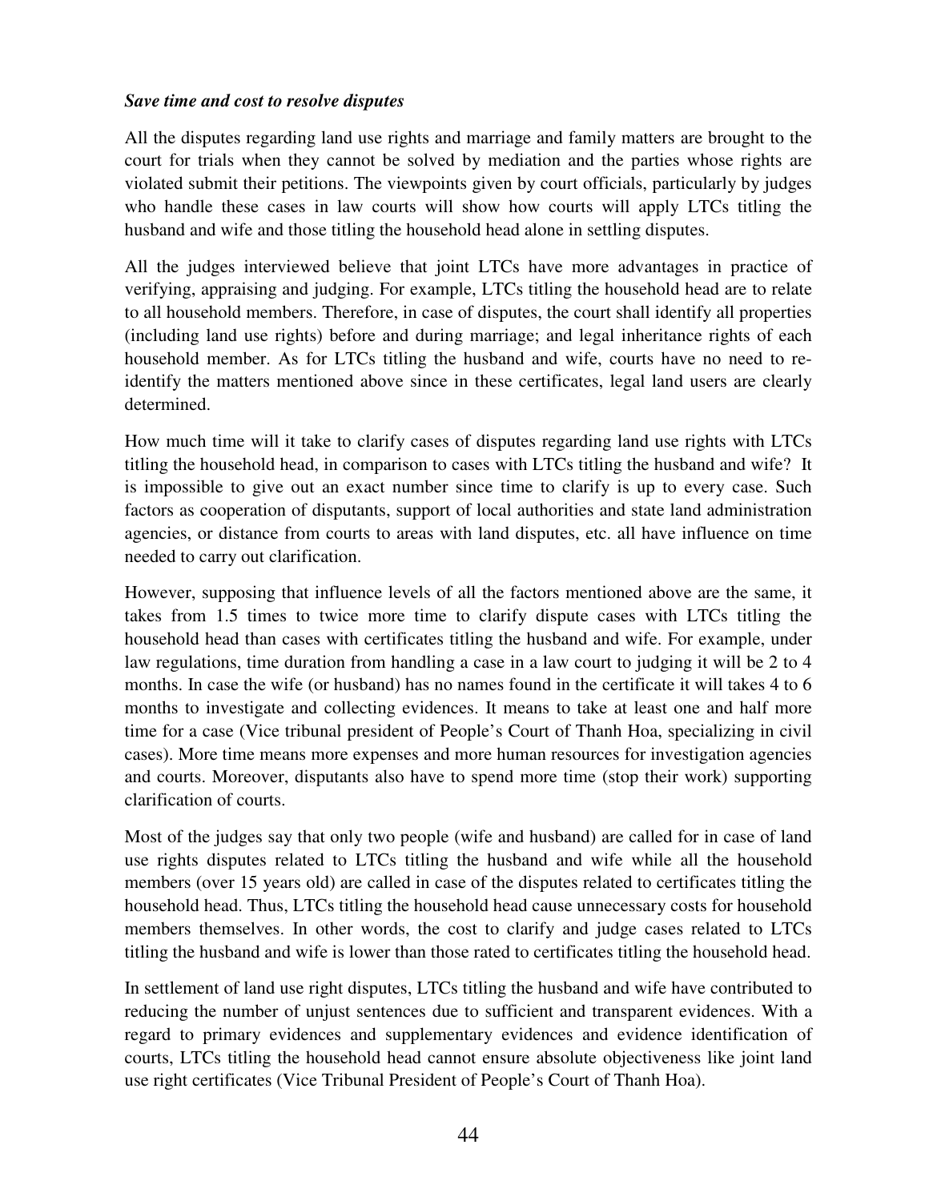***Save time and cost to resolve disputes***

All the disputes regarding land use rights and marriage and family matters are brought to the court for trials when they cannot be solved by mediation and the parties whose rights are violated submit their petitions. The viewpoints given by court officials, particularly by judges who handle these cases in law courts will show how courts will apply LTCs titling the husband and wife and those titling the household head alone in settling disputes.

All the judges interviewed believe that joint LTCs have more advantages in practice of verifying, appraising and judging. For example, LTCs titling the household head are to relate to all household members. Therefore, in case of disputes, the court shall identify all properties (including land use rights) before and during marriage; and legal inheritance rights of each household member. As for LTCs titling the husband and wife, courts have no need to re-identify the matters mentioned above since in these certificates, legal land users are clearly determined.

How much time will it take to clarify cases of disputes regarding land use rights with LTCs titling the household head, in comparison to cases with LTCs titling the husband and wife? It is impossible to give out an exact number since time to clarify is up to every case. Such factors as cooperation of disputants, support of local authorities and state land administration agencies, or distance from courts to areas with land disputes, etc. all have influence on time needed to carry out clarification.

However, supposing that influence levels of all the factors mentioned above are the same, it takes from 1.5 times to twice more time to clarify dispute cases with LTCs titling the household head than cases with certificates titling the husband and wife. For example, under law regulations, time duration from handling a case in a law court to judging it will be 2 to 4 months. In case the wife (or husband) has no names found in the certificate it will takes 4 to 6 months to investigate and collecting evidences. It means to take at least one and half more time for a case (Vice tribunal president of People's Court of Thanh Hoa, specializing in civil cases). More time means more expenses and more human resources for investigation agencies and courts. Moreover, disputants also have to spend more time (stop their work) supporting clarification of courts.

Most of the judges say that only two people (wife and husband) are called for in case of land use rights disputes related to LTCs titling the husband and wife while all the household members (over 15 years old) are called in case of the disputes related to certificates titling the household head. Thus, LTCs titling the household head cause unnecessary costs for household members themselves. In other words, the cost to clarify and judge cases related to LTCs titling the husband and wife is lower than those rated to certificates titling the household head.

In settlement of land use right disputes, LTCs titling the husband and wife have contributed to reducing the number of unjust sentences due to sufficient and transparent evidences. With a regard to primary evidences and supplementary evidences and evidence identification of courts, LTCs titling the household head cannot ensure absolute objectiveness like joint land use right certificates (Vice Tribunal President of People's Court of Thanh Hoa).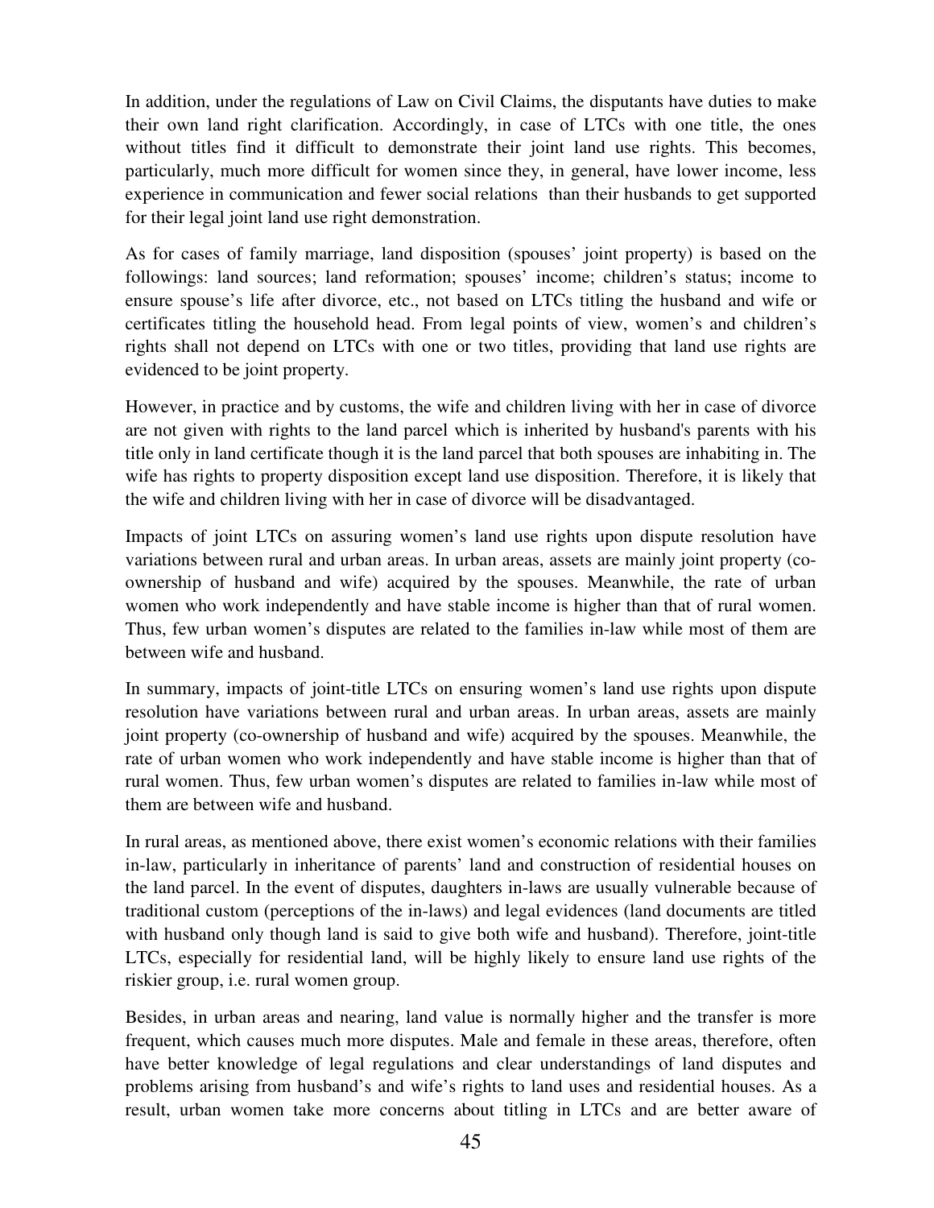In addition, under the regulations of Law on Civil Claims, the disputants have duties to make their own land right clarification. Accordingly, in case of LTCs with one title, the ones without titles find it difficult to demonstrate their joint land use rights. This becomes, particularly, much more difficult for women since they, in general, have lower income, less experience in communication and fewer social relations than their husbands to get supported for their legal joint land use right demonstration.

As for cases of family marriage, land disposition (spouses' joint property) is based on the followings: land sources; land reformation; spouses' income; children's status; income to ensure spouse's life after divorce, etc., not based on LTCs titling the husband and wife or certificates titling the household head. From legal points of view, women's and children's rights shall not depend on LTCs with one or two titles, providing that land use rights are evidenced to be joint property.

However, in practice and by customs, the wife and children living with her in case of divorce are not given with rights to the land parcel which is inherited by husband's parents with his title only in land certificate though it is the land parcel that both spouses are inhabiting in. The wife has rights to property disposition except land use disposition. Therefore, it is likely that the wife and children living with her in case of divorce will be disadvantaged.

Impacts of joint LTCs on assuring women's land use rights upon dispute resolution have variations between rural and urban areas. In urban areas, assets are mainly joint property (co-ownership of husband and wife) acquired by the spouses. Meanwhile, the rate of urban women who work independently and have stable income is higher than that of rural women. Thus, few urban women's disputes are related to the families in-law while most of them are between wife and husband.

In summary, impacts of joint-title LTCs on ensuring women's land use rights upon dispute resolution have variations between rural and urban areas. In urban areas, assets are mainly joint property (co-ownership of husband and wife) acquired by the spouses. Meanwhile, the rate of urban women who work independently and have stable income is higher than that of rural women. Thus, few urban women's disputes are related to families in-law while most of them are between wife and husband.

In rural areas, as mentioned above, there exist women's economic relations with their families in-law, particularly in inheritance of parents' land and construction of residential houses on the land parcel. In the event of disputes, daughters in-laws are usually vulnerable because of traditional custom (perceptions of the in-laws) and legal evidences (land documents are titled with husband only though land is said to give both wife and husband). Therefore, joint-title LTCs, especially for residential land, will be highly likely to ensure land use rights of the riskier group, i.e. rural women group.

Besides, in urban areas and nearing, land value is normally higher and the transfer is more frequent, which causes much more disputes. Male and female in these areas, therefore, often have better knowledge of legal regulations and clear understandings of land disputes and problems arising from husband's and wife's rights to land uses and residential houses. As a result, urban women take more concerns about titling in LTCs and are better aware of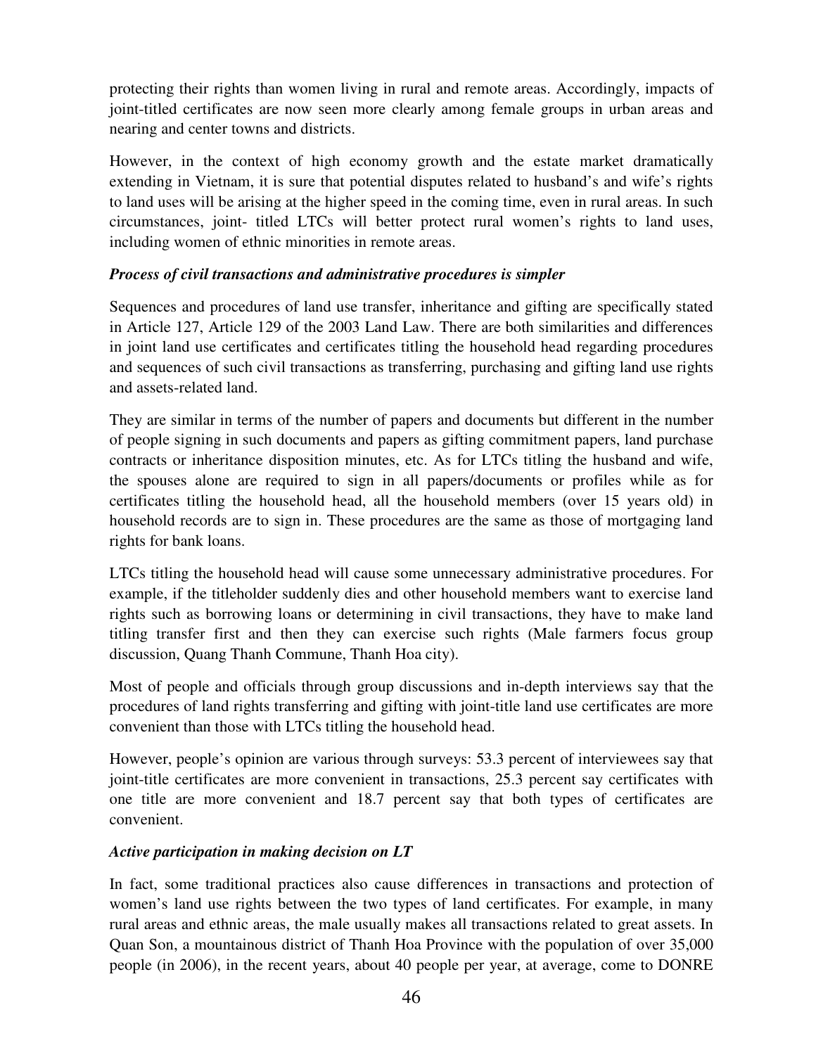protecting their rights than women living in rural and remote areas. Accordingly, impacts of joint-titled certificates are now seen more clearly among female groups in urban areas and nearing and center towns and districts.

However, in the context of high economy growth and the estate market dramatically extending in Vietnam, it is sure that potential disputes related to husband's and wife's rights to land uses will be arising at the higher speed in the coming time, even in rural areas. In such circumstances, joint- titled LTCs will better protect rural women's rights to land uses, including women of ethnic minorities in remote areas.

***Process of civil transactions and administrative procedures is simpler***

Sequences and procedures of land use transfer, inheritance and gifting are specifically stated in Article 127, Article 129 of the 2003 Land Law. There are both similarities and differences in joint land use certificates and certificates titling the household head regarding procedures and sequences of such civil transactions as transferring, purchasing and gifting land use rights and assets-related land.

They are similar in terms of the number of papers and documents but different in the number of people signing in such documents and papers as gifting commitment papers, land purchase contracts or inheritance disposition minutes, etc. As for LTCs titling the husband and wife, the spouses alone are required to sign in all papers/documents or profiles while as for certificates titling the household head, all the household members (over 15 years old) in household records are to sign in. These procedures are the same as those of mortgaging land rights for bank loans.

LTCs titling the household head will cause some unnecessary administrative procedures. For example, if the titleholder suddenly dies and other household members want to exercise land rights such as borrowing loans or determining in civil transactions, they have to make land titling transfer first and then they can exercise such rights (Male farmers focus group discussion, Quang Thanh Commune, Thanh Hoa city).

Most of people and officials through group discussions and in-depth interviews say that the procedures of land rights transferring and gifting with joint-title land use certificates are more convenient than those with LTCs titling the household head.

However, people's opinion are various through surveys: 53.3 percent of interviewees say that joint-title certificates are more convenient in transactions, 25.3 percent say certificates with one title are more convenient and 18.7 percent say that both types of certificates are convenient.

***Active participation in making decision on LT***

In fact, some traditional practices also cause differences in transactions and protection of women's land use rights between the two types of land certificates. For example, in many rural areas and ethnic areas, the male usually makes all transactions related to great assets. In Quan Son, a mountainous district of Thanh Hoa Province with the population of over 35,000 people (in 2006), in the recent years, about 40 people per year, at average, come to DONRE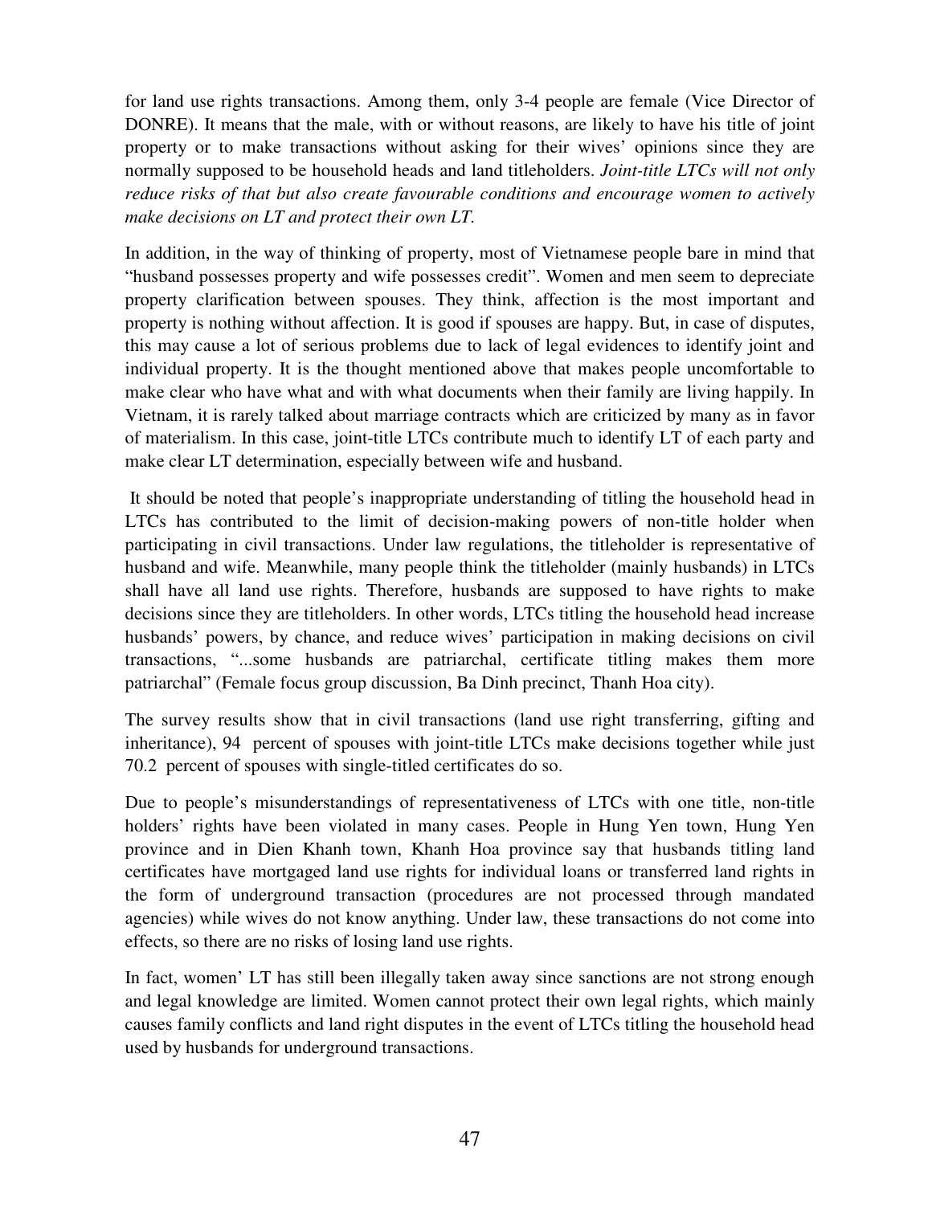for land use rights transactions. Among them, only 3-4 people are female (Vice Director of DONRE). It means that the male, with or without reasons, are likely to have his title of joint property or to make transactions without asking for their wives' opinions since they are normally supposed to be household heads and land titleholders. *Joint-title LTCs will not only reduce risks of that but also create favourable conditions and encourage women to actively make decisions on LT and protect their own LT.*

In addition, in the way of thinking of property, most of Vietnamese people bare in mind that "husband possesses property and wife possesses credit". Women and men seem to depreciate property clarification between spouses. They think, affection is the most important and property is nothing without affection. It is good if spouses are happy. But, in case of disputes, this may cause a lot of serious problems due to lack of legal evidences to identify joint and individual property. It is the thought mentioned above that makes people uncomfortable to make clear who have what and with what documents when their family are living happily. In Vietnam, it is rarely talked about marriage contracts which are criticized by many as in favor of materialism. In this case, joint-title LTCs contribute much to identify LT of each party and make clear LT determination, especially between wife and husband.

It should be noted that people's inappropriate understanding of titling the household head in LTCs has contributed to the limit of decision-making powers of non-title holder when participating in civil transactions. Under law regulations, the titleholder is representative of husband and wife. Meanwhile, many people think the titleholder (mainly husbands) in LTCs shall have all land use rights. Therefore, husbands are supposed to have rights to make decisions since they are titleholders. In other words, LTCs titling the household head increase husbands' powers, by chance, and reduce wives' participation in making decisions on civil transactions, "...some husbands are patriarchal, certificate titling makes them more patriarchal" (Female focus group discussion, Ba Dinh precinct, Thanh Hoa city).

The survey results show that in civil transactions (land use right transferring, gifting and inheritance), 94 percent of spouses with joint-title LTCs make decisions together while just 70.2 percent of spouses with single-titled certificates do so.

Due to people's misunderstandings of representativeness of LTCs with one title, non-title holders' rights have been violated in many cases. People in Hung Yen town, Hung Yen province and in Dien Khanh town, Khanh Hoa province say that husbands titling land certificates have mortgaged land use rights for individual loans or transferred land rights in the form of underground transaction (procedures are not processed through mandated agencies) while wives do not know anything. Under law, these transactions do not come into effects, so there are no risks of losing land use rights.

In fact, women' LT has still been illegally taken away since sanctions are not strong enough and legal knowledge are limited. Women cannot protect their own legal rights, which mainly causes family conflicts and land right disputes in the event of LTCs titling the household head used by husbands for underground transactions.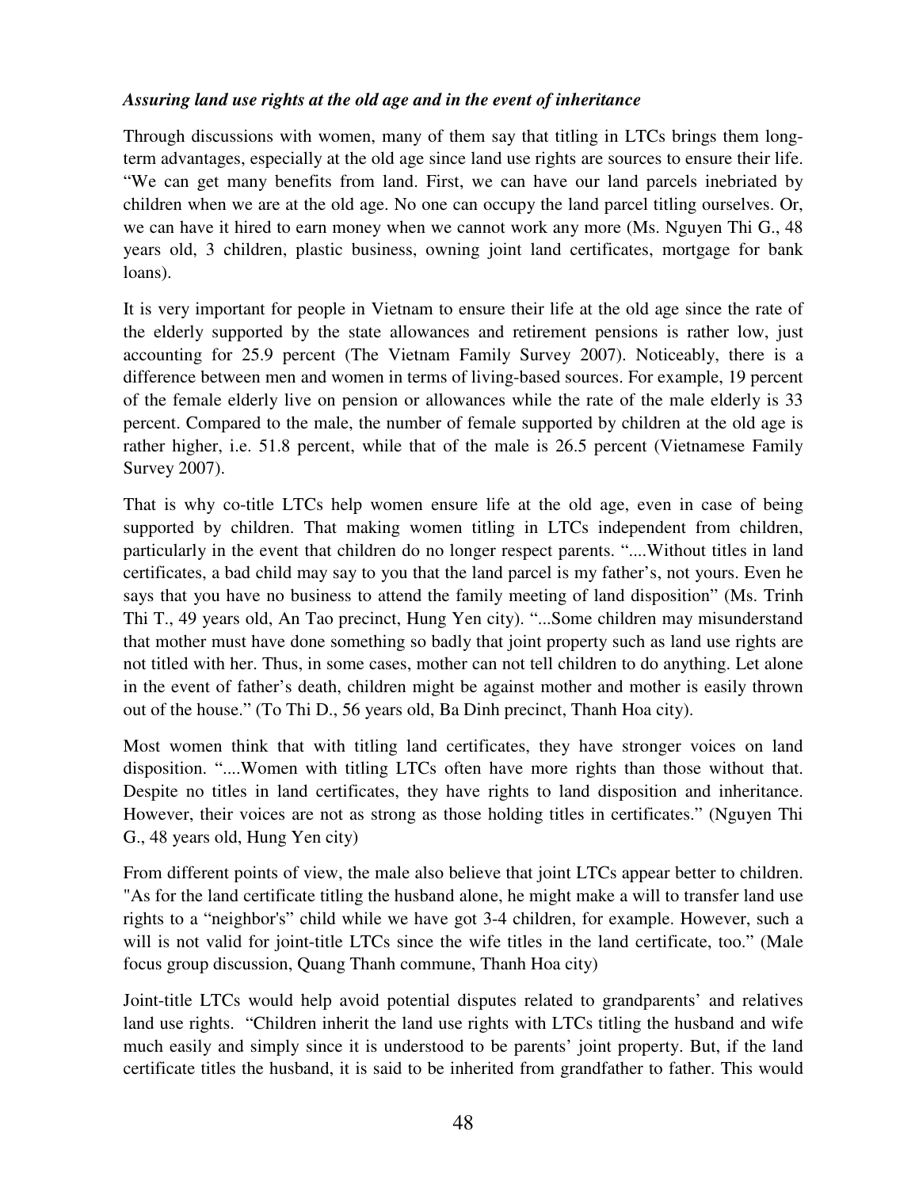***Assuring land use rights at the old age and in the event of inheritance***

Through discussions with women, many of them say that titling in LTCs brings them long-term advantages, especially at the old age since land use rights are sources to ensure their life. "We can get many benefits from land. First, we can have our land parcels inebriated by children when we are at the old age. No one can occupy the land parcel titling ourselves. Or, we can have it hired to earn money when we cannot work any more (Ms. Nguyen Thi G., 48 years old, 3 children, plastic business, owning joint land certificates, mortgage for bank loans).

It is very important for people in Vietnam to ensure their life at the old age since the rate of the elderly supported by the state allowances and retirement pensions is rather low, just accounting for 25.9 percent (The Vietnam Family Survey 2007). Noticeably, there is a difference between men and women in terms of living-based sources. For example, 19 percent of the female elderly live on pension or allowances while the rate of the male elderly is 33 percent. Compared to the male, the number of female supported by children at the old age is rather higher, i.e. 51.8 percent, while that of the male is 26.5 percent (Vietnamese Family Survey 2007).

That is why co-title LTCs help women ensure life at the old age, even in case of being supported by children. That making women titling in LTCs independent from children, particularly in the event that children do no longer respect parents. "....Without titles in land certificates, a bad child may say to you that the land parcel is my father's, not yours. Even he says that you have no business to attend the family meeting of land disposition" (Ms. Trinh Thi T., 49 years old, An Tao precinct, Hung Yen city). "...Some children may misunderstand that mother must have done something so badly that joint property such as land use rights are not titled with her. Thus, in some cases, mother can not tell children to do anything. Let alone in the event of father's death, children might be against mother and mother is easily thrown out of the house." (To Thi D., 56 years old, Ba Dinh precinct, Thanh Hoa city).

Most women think that with titling land certificates, they have stronger voices on land disposition. "....Women with titling LTCs often have more rights than those without that. Despite no titles in land certificates, they have rights to land disposition and inheritance. However, their voices are not as strong as those holding titles in certificates." (Nguyen Thi G., 48 years old, Hung Yen city)

From different points of view, the male also believe that joint LTCs appear better to children. "As for the land certificate titling the husband alone, he might make a will to transfer land use rights to a "neighbor's" child while we have got 3-4 children, for example. However, such a will is not valid for joint-title LTCs since the wife titles in the land certificate, too." (Male focus group discussion, Quang Thanh commune, Thanh Hoa city)

Joint-title LTCs would help avoid potential disputes related to grandparents' and relatives land use rights. "Children inherit the land use rights with LTCs titling the husband and wife much easily and simply since it is understood to be parents' joint property. But, if the land certificate titles the husband, it is said to be inherited from grandfather to father. This would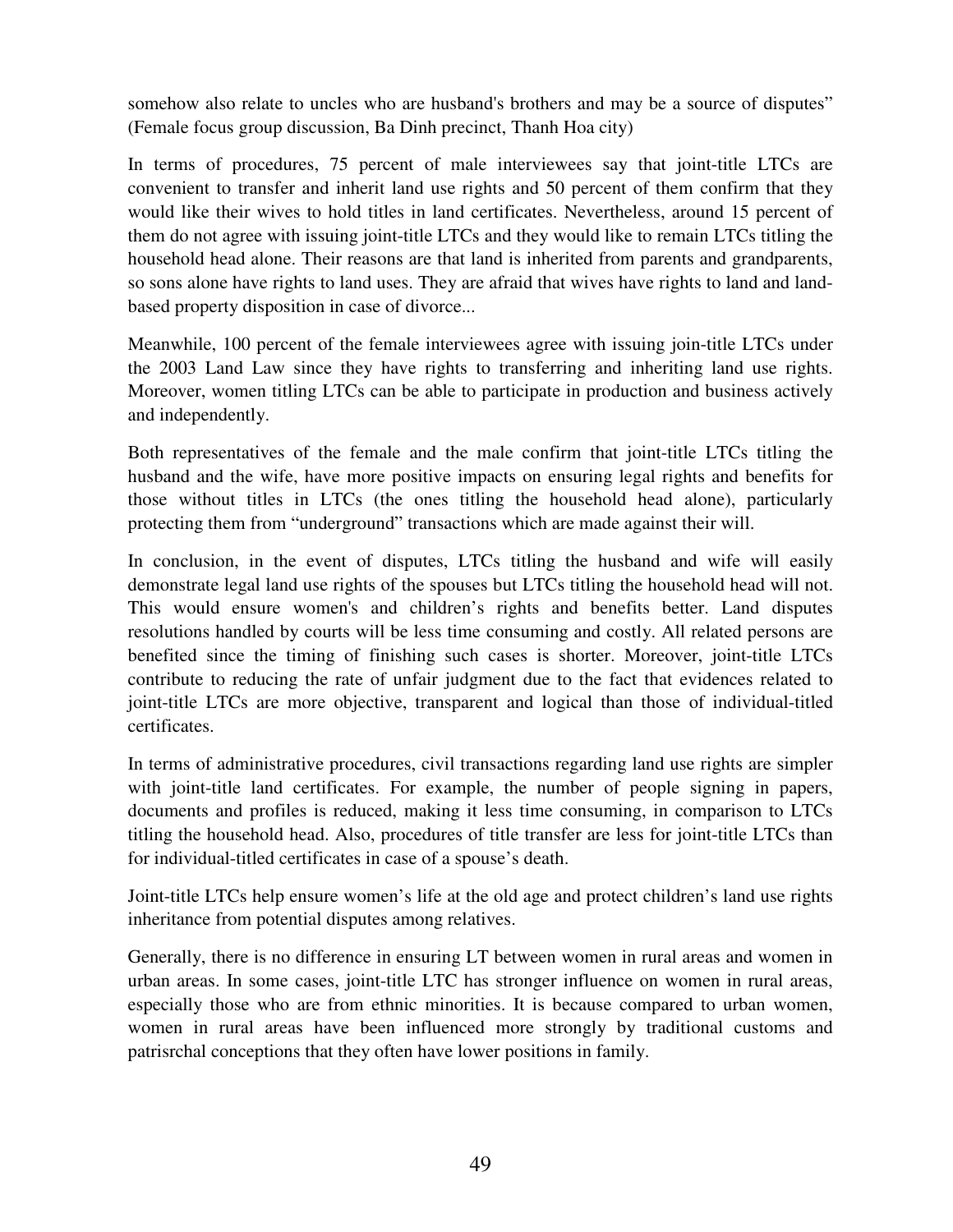somehow also relate to uncles who are husband's brothers and may be a source of disputes" (Female focus group discussion, Ba Dinh precinct, Thanh Hoa city)

In terms of procedures, 75 percent of male interviewees say that joint-title LTCs are convenient to transfer and inherit land use rights and 50 percent of them confirm that they would like their wives to hold titles in land certificates. Nevertheless, around 15 percent of them do not agree with issuing joint-title LTCs and they would like to remain LTCs titling the household head alone. Their reasons are that land is inherited from parents and grandparents, so sons alone have rights to land uses. They are afraid that wives have rights to land and land-based property disposition in case of divorce...

Meanwhile, 100 percent of the female interviewees agree with issuing join-title LTCs under the 2003 Land Law since they have rights to transferring and inheriting land use rights. Moreover, women titling LTCs can be able to participate in production and business actively and independently.

Both representatives of the female and the male confirm that joint-title LTCs titling the husband and the wife, have more positive impacts on ensuring legal rights and benefits for those without titles in LTCs (the ones titling the household head alone), particularly protecting them from "underground" transactions which are made against their will.

In conclusion, in the event of disputes, LTCs titling the husband and wife will easily demonstrate legal land use rights of the spouses but LTCs titling the household head will not. This would ensure women's and children's rights and benefits better. Land disputes resolutions handled by courts will be less time consuming and costly. All related persons are benefited since the timing of finishing such cases is shorter. Moreover, joint-title LTCs contribute to reducing the rate of unfair judgment due to the fact that evidences related to joint-title LTCs are more objective, transparent and logical than those of individual-titled certificates.

In terms of administrative procedures, civil transactions regarding land use rights are simpler with joint-title land certificates. For example, the number of people signing in papers, documents and profiles is reduced, making it less time consuming, in comparison to LTCs titling the household head. Also, procedures of title transfer are less for joint-title LTCs than for individual-titled certificates in case of a spouse's death.

Joint-title LTCs help ensure women's life at the old age and protect children's land use rights inheritance from potential disputes among relatives.

Generally, there is no difference in ensuring LT between women in rural areas and women in urban areas. In some cases, joint-title LTC has stronger influence on women in rural areas, especially those who are from ethnic minorities. It is because compared to urban women, women in rural areas have been influenced more strongly by traditional customs and patrisrchal conceptions that they often have lower positions in family.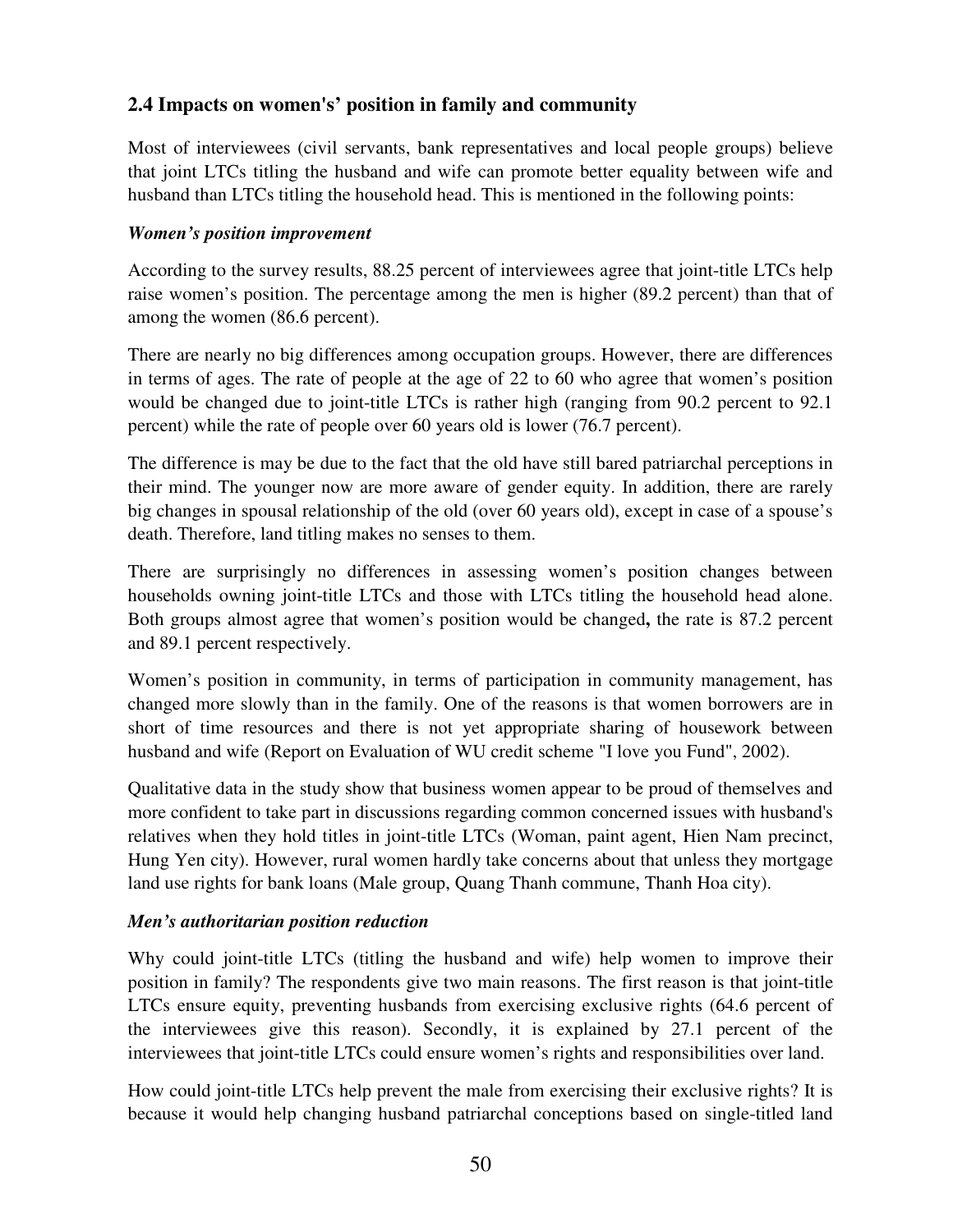## 2.4 Impacts on women's' position in family and community

Most of interviewees (civil servants, bank representatives and local people groups) believe that joint LTCs titling the husband and wife can promote better equality between wife and husband than LTCs titling the household head. This is mentioned in the following points:

***Women's position improvement***

According to the survey results, 88.25 percent of interviewees agree that joint-title LTCs help raise women's position. The percentage among the men is higher (89.2 percent) than that of among the women (86.6 percent).

There are nearly no big differences among occupation groups. However, there are differences in terms of ages. The rate of people at the age of 22 to 60 who agree that women's position would be changed due to joint-title LTCs is rather high (ranging from 90.2 percent to 92.1 percent) while the rate of people over 60 years old is lower (76.7 percent).

The difference is may be due to the fact that the old have still bared patriarchal perceptions in their mind. The younger now are more aware of gender equity. In addition, there are rarely big changes in spousal relationship of the old (over 60 years old), except in case of a spouse's death. Therefore, land titling makes no senses to them.

There are surprisingly no differences in assessing women's position changes between households owning joint-title LTCs and those with LTCs titling the household head alone. Both groups almost agree that women's position would be changed**,** the rate is 87.2 percent and 89.1 percent respectively.

Women's position in community, in terms of participation in community management, has changed more slowly than in the family. One of the reasons is that women borrowers are in short of time resources and there is not yet appropriate sharing of housework between husband and wife (Report on Evaluation of WU credit scheme "I love you Fund", 2002).

Qualitative data in the study show that business women appear to be proud of themselves and more confident to take part in discussions regarding common concerned issues with husband's relatives when they hold titles in joint-title LTCs (Woman, paint agent, Hien Nam precinct, Hung Yen city). However, rural women hardly take concerns about that unless they mortgage land use rights for bank loans (Male group, Quang Thanh commune, Thanh Hoa city).

***Men's authoritarian position reduction***

Why could joint-title LTCs (titling the husband and wife) help women to improve their position in family? The respondents give two main reasons. The first reason is that joint-title LTCs ensure equity, preventing husbands from exercising exclusive rights (64.6 percent of the interviewees give this reason). Secondly, it is explained by 27.1 percent of the interviewees that joint-title LTCs could ensure women's rights and responsibilities over land.

How could joint-title LTCs help prevent the male from exercising their exclusive rights? It is because it would help changing husband patriarchal conceptions based on single-titled land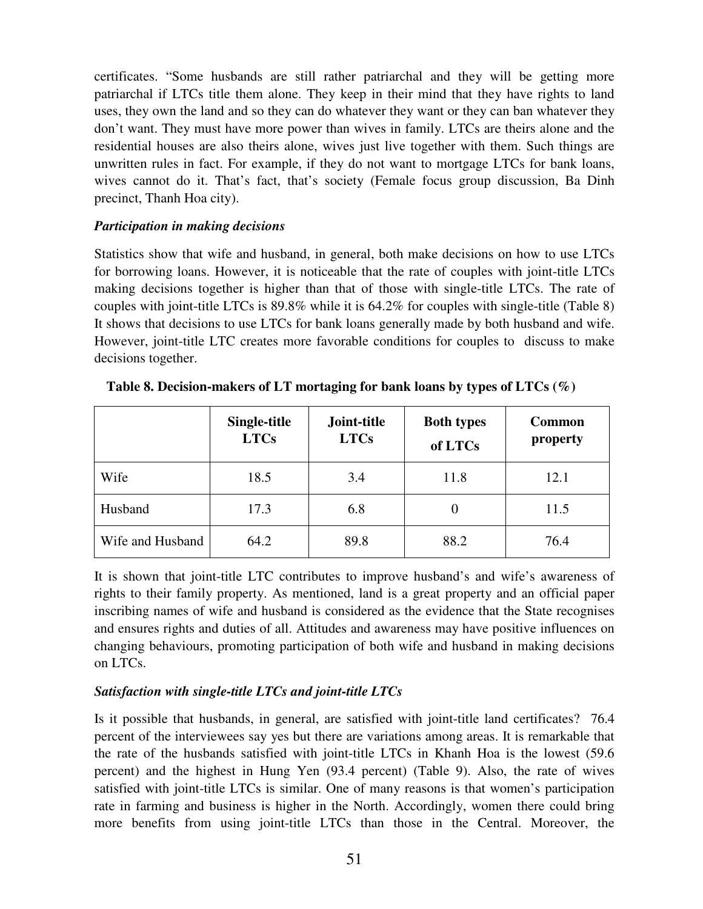certificates. "Some husbands are still rather patriarchal and they will be getting more patriarchal if LTCs title them alone. They keep in their mind that they have rights to land uses, they own the land and so they can do whatever they want or they can ban whatever they don't want. They must have more power than wives in family. LTCs are theirs alone and the residential houses are also theirs alone, wives just live together with them. Such things are unwritten rules in fact. For example, if they do not want to mortgage LTCs for bank loans, wives cannot do it. That's fact, that's society (Female focus group discussion, Ba Dinh precinct, Thanh Hoa city).

***Participation in making decisions***

Statistics show that wife and husband, in general, both make decisions on how to use LTCs for borrowing loans. However, it is noticeable that the rate of couples with joint-title LTCs making decisions together is higher than that of those with single-title LTCs. The rate of couples with joint-title LTCs is 89.8% while it is 64.2% for couples with single-title (Table 8) It shows that decisions to use LTCs for bank loans generally made by both husband and wife. However, joint-title LTC creates more favorable conditions for couples to discuss to make decisions together.

**Table 8. Decision-makers of LT mortaging for bank loans by types of LTCs (%)**

| | Single-title LTCs | Joint-title LTCs | Both types of LTCs | Common property |
|---|---|---|---|---|
| Wife | 18.5 | 3.4 | 11.8 | 12.1 |
| Husband | 17.3 | 6.8 | 0 | 11.5 |
| Wife and Husband | 64.2 | 89.8 | 88.2 | 76.4 |

It is shown that joint-title LTC contributes to improve husband's and wife's awareness of rights to their family property. As mentioned, land is a great property and an official paper inscribing names of wife and husband is considered as the evidence that the State recognises and ensures rights and duties of all. Attitudes and awareness may have positive influences on changing behaviours, promoting participation of both wife and husband in making decisions on LTCs.

***Satisfaction with single-title LTCs and joint-title LTCs***

Is it possible that husbands, in general, are satisfied with joint-title land certificates? 76.4 percent of the interviewees say yes but there are variations among areas. It is remarkable that the rate of the husbands satisfied with joint-title LTCs in Khanh Hoa is the lowest (59.6 percent) and the highest in Hung Yen (93.4 percent) (Table 9). Also, the rate of wives satisfied with joint-title LTCs is similar. One of many reasons is that women's participation rate in farming and business is higher in the North. Accordingly, women there could bring more benefits from using joint-title LTCs than those in the Central. Moreover, the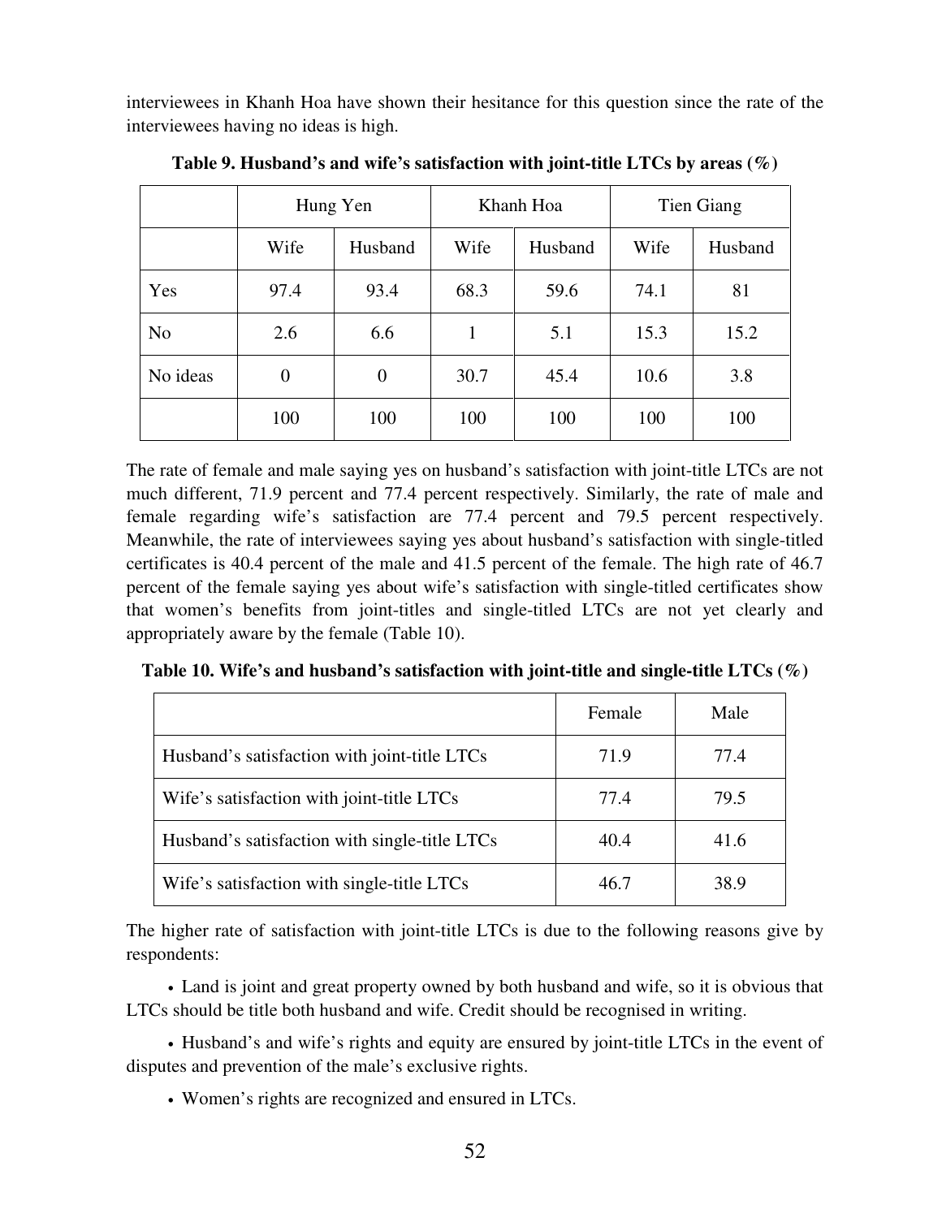interviewees in Khanh Hoa have shown their hesitance for this question since the rate of the interviewees having no ideas is high.

**Table 9. Husband's and wife's satisfaction with joint-title LTCs by areas (%)**

| | Hung Yen | | Khanh Hoa | | Tien Giang | |
|---|---|---|---|---|---|---|
| | Wife | Husband | Wife | Husband | Wife | Husband |
| Yes | 97.4 | 93.4 | 68.3 | 59.6 | 74.1 | 81 |
| No | 2.6 | 6.6 | 1 | 5.1 | 15.3 | 15.2 |
| No ideas | 0 | 0 | 30.7 | 45.4 | 10.6 | 3.8 |
| | 100 | 100 | 100 | 100 | 100 | 100 |

The rate of female and male saying yes on husband's satisfaction with joint-title LTCs are not much different, 71.9 percent and 77.4 percent respectively. Similarly, the rate of male and female regarding wife's satisfaction are 77.4 percent and 79.5 percent respectively. Meanwhile, the rate of interviewees saying yes about husband's satisfaction with single-titled certificates is 40.4 percent of the male and 41.5 percent of the female. The high rate of 46.7 percent of the female saying yes about wife's satisfaction with single-titled certificates show that women's benefits from joint-titles and single-titled LTCs are not yet clearly and appropriately aware by the female (Table 10).

**Table 10. Wife's and husband's satisfaction with joint-title and single-title LTCs (%)**

| | Female | Male |
|---|---|---|
| Husband's satisfaction with joint-title LTCs | 71.9 | 77.4 |
| Wife's satisfaction with joint-title LTCs | 77.4 | 79.5 |
| Husband's satisfaction with single-title LTCs | 40.4 | 41.6 |
| Wife's satisfaction with single-title LTCs | 46.7 | 38.9 |

The higher rate of satisfaction with joint-title LTCs is due to the following reasons give by respondents:

- Land is joint and great property owned by both husband and wife, so it is obvious that LTCs should be title both husband and wife. Credit should be recognised in writing.
- Husband's and wife's rights and equity are ensured by joint-title LTCs in the event of disputes and prevention of the male's exclusive rights.
- Women's rights are recognized and ensured in LTCs.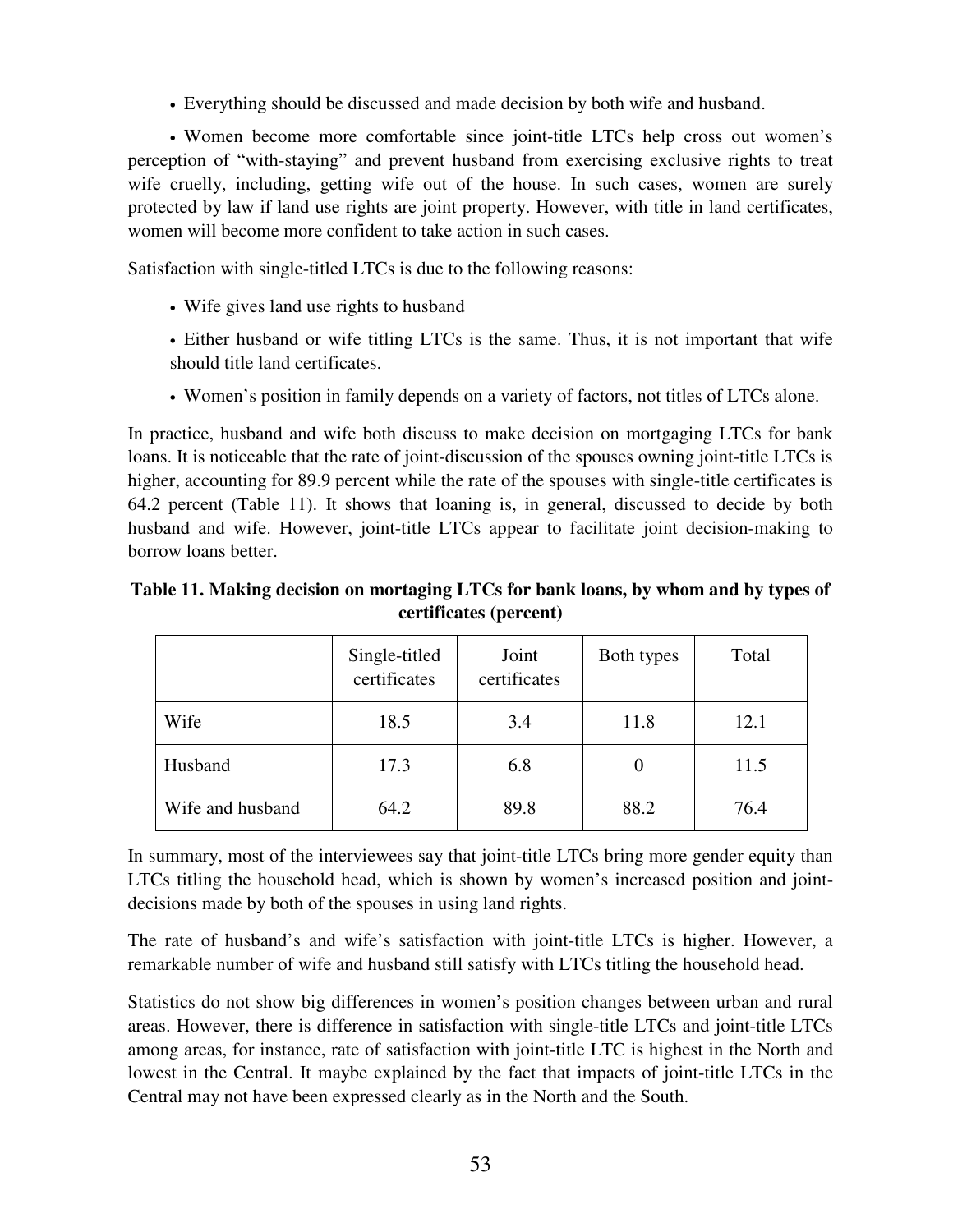- Everything should be discussed and made decision by both wife and husband.
- Women become more comfortable since joint-title LTCs help cross out women's perception of "with-staying" and prevent husband from exercising exclusive rights to treat wife cruelly, including, getting wife out of the house. In such cases, women are surely protected by law if land use rights are joint property. However, with title in land certificates, women will become more confident to take action in such cases.

Satisfaction with single-titled LTCs is due to the following reasons:

- Wife gives land use rights to husband
- Either husband or wife titling LTCs is the same. Thus, it is not important that wife should title land certificates.
- Women's position in family depends on a variety of factors, not titles of LTCs alone.

In practice, husband and wife both discuss to make decision on mortgaging LTCs for bank loans. It is noticeable that the rate of joint-discussion of the spouses owning joint-title LTCs is higher, accounting for 89.9 percent while the rate of the spouses with single-title certificates is 64.2 percent (Table 11). It shows that loaning is, in general, discussed to decide by both husband and wife. However, joint-title LTCs appear to facilitate joint decision-making to borrow loans better.

**Table 11. Making decision on mortaging LTCs for bank loans, by whom and by types of certificates (percent)**

| | Single-titled certificates | Joint certificates | Both types | Total |
|---|---|---|---|---|
| Wife | 18.5 | 3.4 | 11.8 | 12.1 |
| Husband | 17.3 | 6.8 | 0 | 11.5 |
| Wife and husband | 64.2 | 89.8 | 88.2 | 76.4 |

In summary, most of the interviewees say that joint-title LTCs bring more gender equity than LTCs titling the household head, which is shown by women's increased position and joint-decisions made by both of the spouses in using land rights.

The rate of husband's and wife's satisfaction with joint-title LTCs is higher. However, a remarkable number of wife and husband still satisfy with LTCs titling the household head.

Statistics do not show big differences in women's position changes between urban and rural areas. However, there is difference in satisfaction with single-title LTCs and joint-title LTCs among areas, for instance, rate of satisfaction with joint-title LTC is highest in the North and lowest in the Central. It maybe explained by the fact that impacts of joint-title LTCs in the Central may not have been expressed clearly as in the North and the South.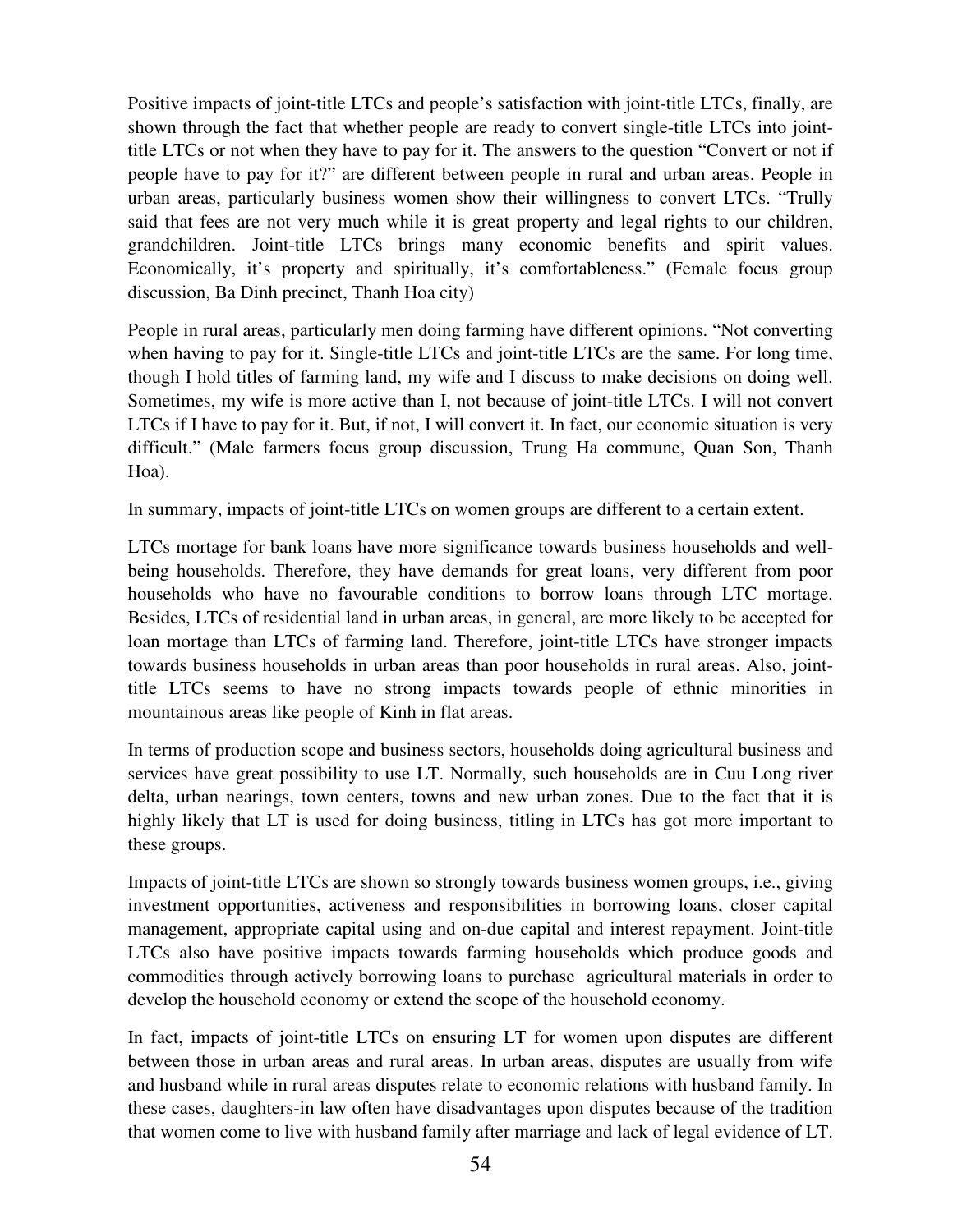Positive impacts of joint-title LTCs and people's satisfaction with joint-title LTCs, finally, are shown through the fact that whether people are ready to convert single-title LTCs into joint-title LTCs or not when they have to pay for it. The answers to the question "Convert or not if people have to pay for it?" are different between people in rural and urban areas. People in urban areas, particularly business women show their willingness to convert LTCs. "Trully said that fees are not very much while it is great property and legal rights to our children, grandchildren. Joint-title LTCs brings many economic benefits and spirit values. Economically, it's property and spiritually, it's comfortableness." (Female focus group discussion, Ba Dinh precinct, Thanh Hoa city)

People in rural areas, particularly men doing farming have different opinions. "Not converting when having to pay for it. Single-title LTCs and joint-title LTCs are the same. For long time, though I hold titles of farming land, my wife and I discuss to make decisions on doing well. Sometimes, my wife is more active than I, not because of joint-title LTCs. I will not convert LTCs if I have to pay for it. But, if not, I will convert it. In fact, our economic situation is very difficult." (Male farmers focus group discussion, Trung Ha commune, Quan Son, Thanh Hoa).

In summary, impacts of joint-title LTCs on women groups are different to a certain extent.

LTCs mortage for bank loans have more significance towards business households and well-being households. Therefore, they have demands for great loans, very different from poor households who have no favourable conditions to borrow loans through LTC mortage. Besides, LTCs of residential land in urban areas, in general, are more likely to be accepted for loan mortage than LTCs of farming land. Therefore, joint-title LTCs have stronger impacts towards business households in urban areas than poor households in rural areas. Also, joint-title LTCs seems to have no strong impacts towards people of ethnic minorities in mountainous areas like people of Kinh in flat areas.

In terms of production scope and business sectors, households doing agricultural business and services have great possibility to use LT. Normally, such households are in Cuu Long river delta, urban nearings, town centers, towns and new urban zones. Due to the fact that it is highly likely that LT is used for doing business, titling in LTCs has got more important to these groups.

Impacts of joint-title LTCs are shown so strongly towards business women groups, i.e., giving investment opportunities, activeness and responsibilities in borrowing loans, closer capital management, appropriate capital using and on-due capital and interest repayment. Joint-title LTCs also have positive impacts towards farming households which produce goods and commodities through actively borrowing loans to purchase agricultural materials in order to develop the household economy or extend the scope of the household economy.

In fact, impacts of joint-title LTCs on ensuring LT for women upon disputes are different between those in urban areas and rural areas. In urban areas, disputes are usually from wife and husband while in rural areas disputes relate to economic relations with husband family. In these cases, daughters-in law often have disadvantages upon disputes because of the tradition that women come to live with husband family after marriage and lack of legal evidence of LT.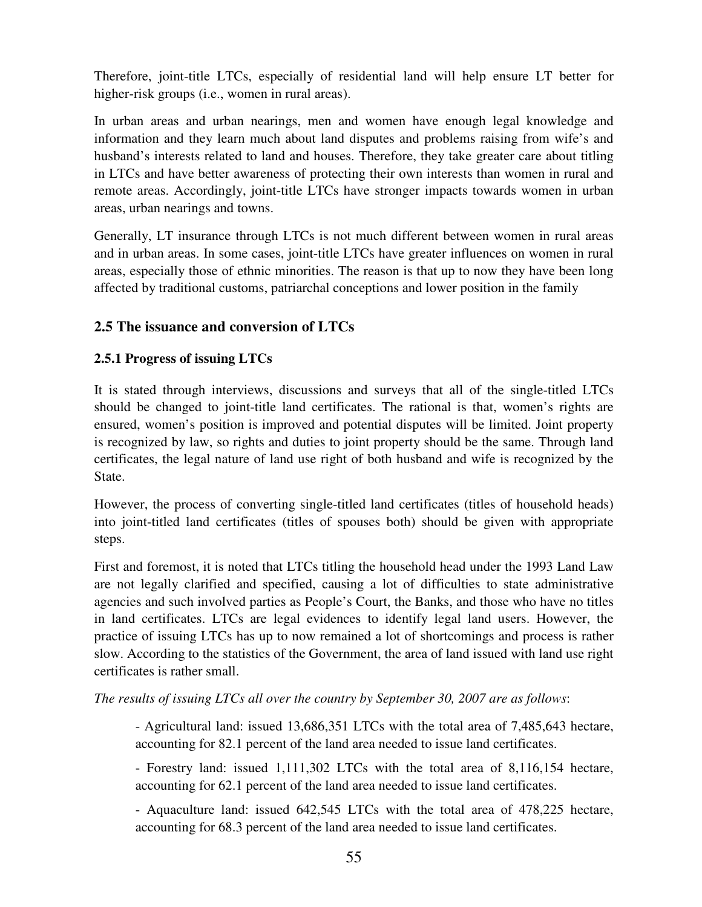Therefore, joint-title LTCs, especially of residential land will help ensure LT better for higher-risk groups (i.e., women in rural areas).

In urban areas and urban nearings, men and women have enough legal knowledge and information and they learn much about land disputes and problems raising from wife's and husband's interests related to land and houses. Therefore, they take greater care about titling in LTCs and have better awareness of protecting their own interests than women in rural and remote areas. Accordingly, joint-title LTCs have stronger impacts towards women in urban areas, urban nearings and towns.

Generally, LT insurance through LTCs is not much different between women in rural areas and in urban areas. In some cases, joint-title LTCs have greater influences on women in rural areas, especially those of ethnic minorities. The reason is that up to now they have been long affected by traditional customs, patriarchal conceptions and lower position in the family

## 2.5 The issuance and conversion of LTCs

### 2.5.1 Progress of issuing LTCs

It is stated through interviews, discussions and surveys that all of the single-titled LTCs should be changed to joint-title land certificates. The rational is that, women's rights are ensured, women's position is improved and potential disputes will be limited. Joint property is recognized by law, so rights and duties to joint property should be the same. Through land certificates, the legal nature of land use right of both husband and wife is recognized by the State.

However, the process of converting single-titled land certificates (titles of household heads) into joint-titled land certificates (titles of spouses both) should be given with appropriate steps.

First and foremost, it is noted that LTCs titling the household head under the 1993 Land Law are not legally clarified and specified, causing a lot of difficulties to state administrative agencies and such involved parties as People's Court, the Banks, and those who have no titles in land certificates. LTCs are legal evidences to identify legal land users. However, the practice of issuing LTCs has up to now remained a lot of shortcomings and process is rather slow. According to the statistics of the Government, the area of land issued with land use right certificates is rather small.

*The results of issuing LTCs all over the country by September 30, 2007 are as follows*:

- Agricultural land: issued 13,686,351 LTCs with the total area of 7,485,643 hectare, accounting for 82.1 percent of the land area needed to issue land certificates.
- Forestry land: issued 1,111,302 LTCs with the total area of 8,116,154 hectare, accounting for 62.1 percent of the land area needed to issue land certificates.
- Aquaculture land: issued 642,545 LTCs with the total area of 478,225 hectare, accounting for 68.3 percent of the land area needed to issue land certificates.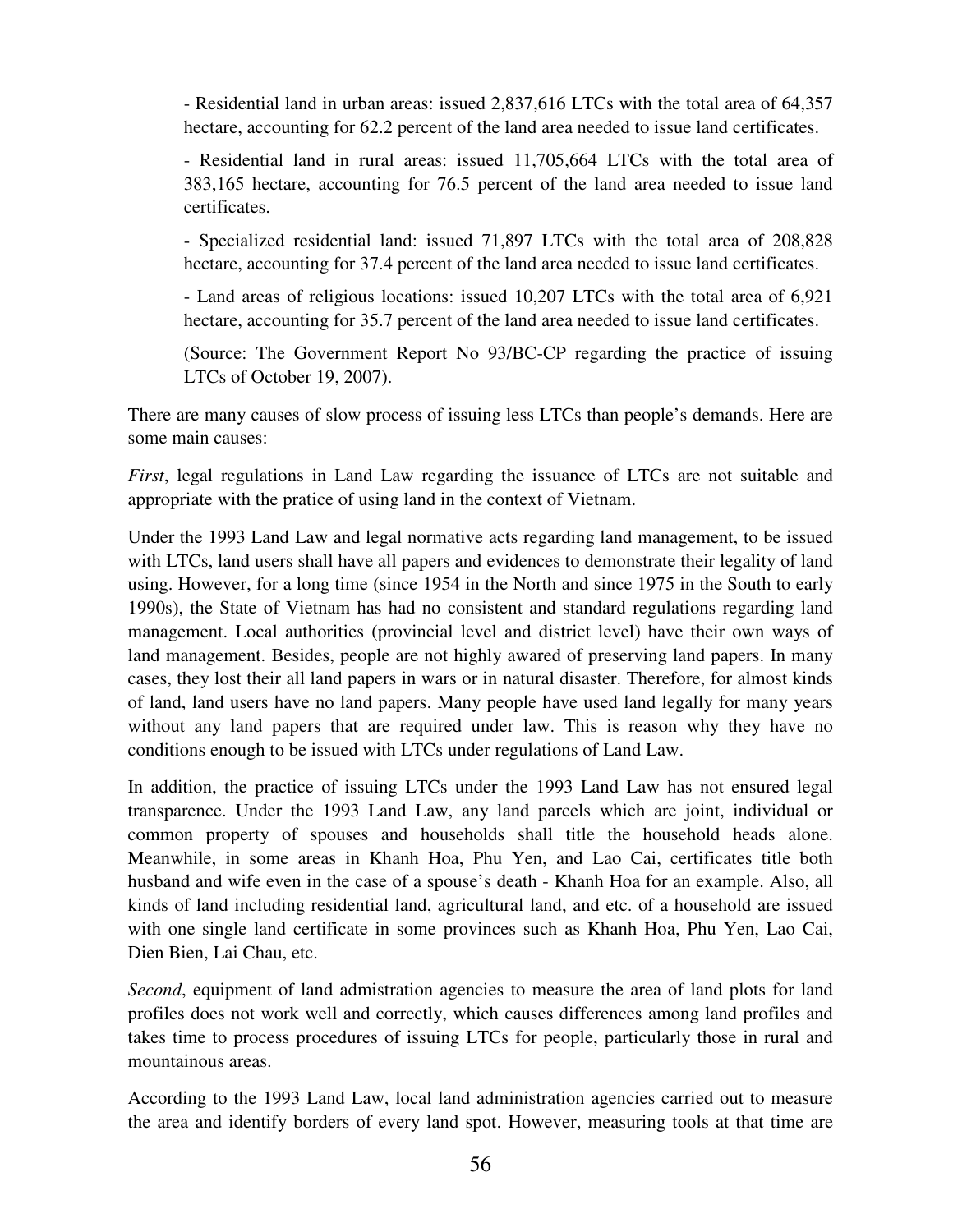- Residential land in urban areas: issued 2,837,616 LTCs with the total area of 64,357 hectare, accounting for 62.2 percent of the land area needed to issue land certificates.

- Residential land in rural areas: issued 11,705,664 LTCs with the total area of 383,165 hectare, accounting for 76.5 percent of the land area needed to issue land certificates.

- Specialized residential land: issued 71,897 LTCs with the total area of 208,828 hectare, accounting for 37.4 percent of the land area needed to issue land certificates.

- Land areas of religious locations: issued 10,207 LTCs with the total area of 6,921 hectare, accounting for 35.7 percent of the land area needed to issue land certificates.

(Source: The Government Report No 93/BC-CP regarding the practice of issuing LTCs of October 19, 2007).

There are many causes of slow process of issuing less LTCs than people's demands. Here are some main causes:

*First*, legal regulations in Land Law regarding the issuance of LTCs are not suitable and appropriate with the pratice of using land in the context of Vietnam.

Under the 1993 Land Law and legal normative acts regarding land management, to be issued with LTCs, land users shall have all papers and evidences to demonstrate their legality of land using. However, for a long time (since 1954 in the North and since 1975 in the South to early 1990s), the State of Vietnam has had no consistent and standard regulations regarding land management. Local authorities (provincial level and district level) have their own ways of land management. Besides, people are not highly awared of preserving land papers. In many cases, they lost their all land papers in wars or in natural disaster. Therefore, for almost kinds of land, land users have no land papers. Many people have used land legally for many years without any land papers that are required under law. This is reason why they have no conditions enough to be issued with LTCs under regulations of Land Law.

In addition, the practice of issuing LTCs under the 1993 Land Law has not ensured legal transparence. Under the 1993 Land Law, any land parcels which are joint, individual or common property of spouses and households shall title the household heads alone. Meanwhile, in some areas in Khanh Hoa, Phu Yen, and Lao Cai, certificates title both husband and wife even in the case of a spouse's death - Khanh Hoa for an example. Also, all kinds of land including residential land, agricultural land, and etc. of a household are issued with one single land certificate in some provinces such as Khanh Hoa, Phu Yen, Lao Cai, Dien Bien, Lai Chau, etc.

*Second*, equipment of land admistration agencies to measure the area of land plots for land profiles does not work well and correctly, which causes differences among land profiles and takes time to process procedures of issuing LTCs for people, particularly those in rural and mountainous areas.

According to the 1993 Land Law, local land administration agencies carried out to measure the area and identify borders of every land spot. However, measuring tools at that time are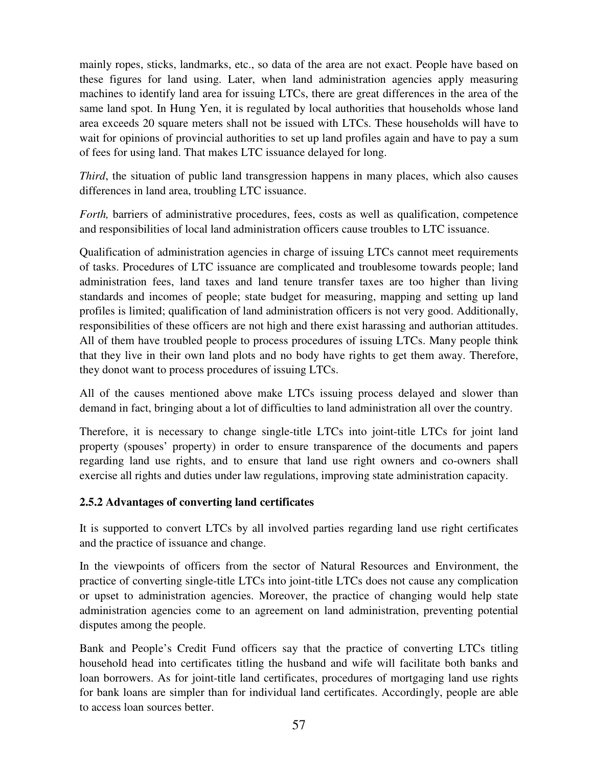mainly ropes, sticks, landmarks, etc., so data of the area are not exact. People have based on these figures for land using. Later, when land administration agencies apply measuring machines to identify land area for issuing LTCs, there are great differences in the area of the same land spot. In Hung Yen, it is regulated by local authorities that households whose land area exceeds 20 square meters shall not be issued with LTCs. These households will have to wait for opinions of provincial authorities to set up land profiles again and have to pay a sum of fees for using land. That makes LTC issuance delayed for long.

*Third*, the situation of public land transgression happens in many places, which also causes differences in land area, troubling LTC issuance.

*Forth,* barriers of administrative procedures, fees, costs as well as qualification, competence and responsibilities of local land administration officers cause troubles to LTC issuance.

Qualification of administration agencies in charge of issuing LTCs cannot meet requirements of tasks. Procedures of LTC issuance are complicated and troublesome towards people; land administration fees, land taxes and land tenure transfer taxes are too higher than living standards and incomes of people; state budget for measuring, mapping and setting up land profiles is limited; qualification of land administration officers is not very good. Additionally, responsibilities of these officers are not high and there exist harassing and authorian attitudes. All of them have troubled people to process procedures of issuing LTCs. Many people think that they live in their own land plots and no body have rights to get them away. Therefore, they donot want to process procedures of issuing LTCs.

All of the causes mentioned above make LTCs issuing process delayed and slower than demand in fact, bringing about a lot of difficulties to land administration all over the country.

Therefore, it is necessary to change single-title LTCs into joint-title LTCs for joint land property (spouses' property) in order to ensure transparence of the documents and papers regarding land use rights, and to ensure that land use right owners and co-owners shall exercise all rights and duties under law regulations, improving state administration capacity.

### 2.5.2 Advantages of converting land certificates

It is supported to convert LTCs by all involved parties regarding land use right certificates and the practice of issuance and change.

In the viewpoints of officers from the sector of Natural Resources and Environment, the practice of converting single-title LTCs into joint-title LTCs does not cause any complication or upset to administration agencies. Moreover, the practice of changing would help state administration agencies come to an agreement on land administration, preventing potential disputes among the people.

Bank and People's Credit Fund officers say that the practice of converting LTCs titling household head into certificates titling the husband and wife will facilitate both banks and loan borrowers. As for joint-title land certificates, procedures of mortgaging land use rights for bank loans are simpler than for individual land certificates. Accordingly, people are able to access loan sources better.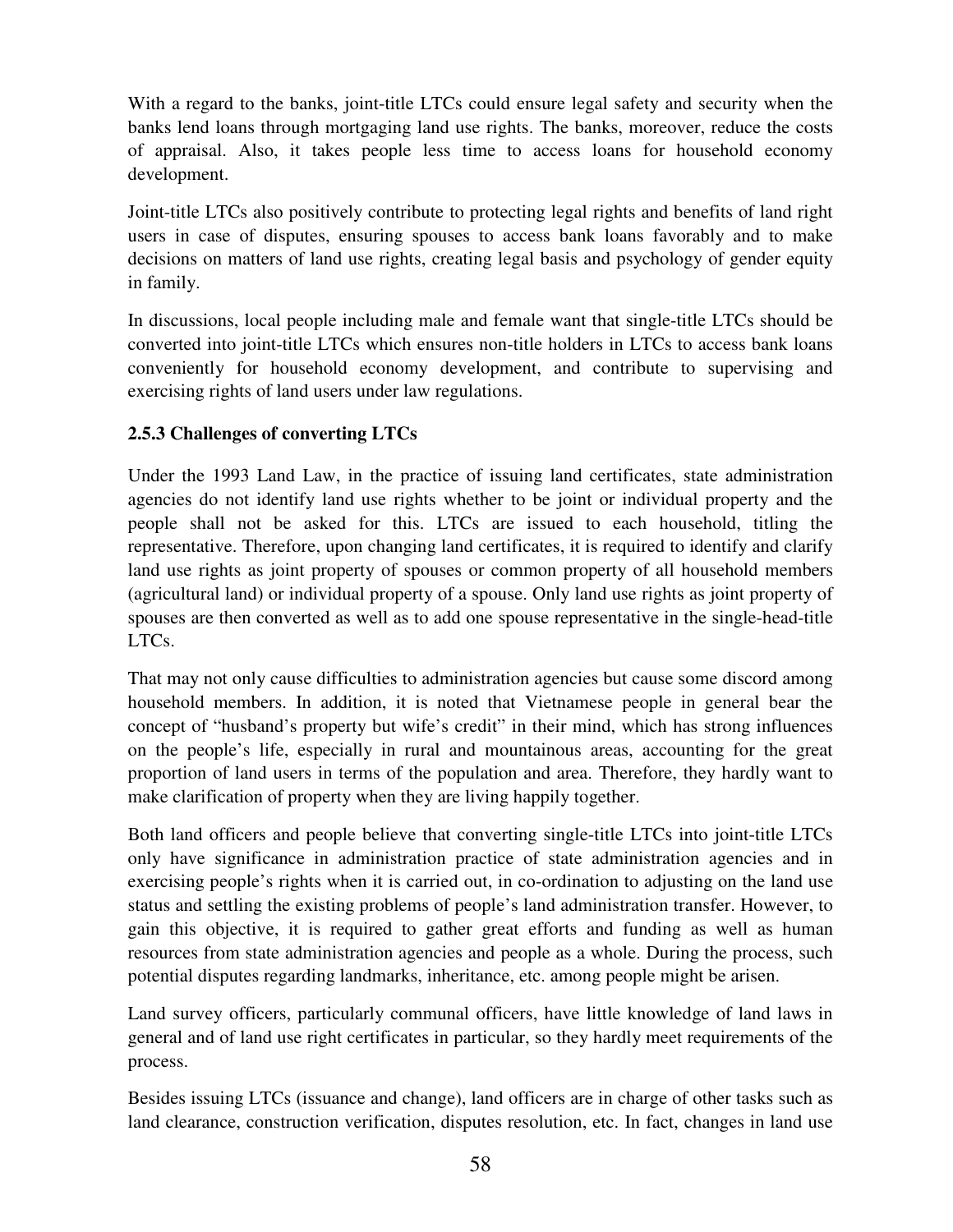With a regard to the banks, joint-title LTCs could ensure legal safety and security when the banks lend loans through mortgaging land use rights. The banks, moreover, reduce the costs of appraisal. Also, it takes people less time to access loans for household economy development.

Joint-title LTCs also positively contribute to protecting legal rights and benefits of land right users in case of disputes, ensuring spouses to access bank loans favorably and to make decisions on matters of land use rights, creating legal basis and psychology of gender equity in family.

In discussions, local people including male and female want that single-title LTCs should be converted into joint-title LTCs which ensures non-title holders in LTCs to access bank loans conveniently for household economy development, and contribute to supervising and exercising rights of land users under law regulations.

### 2.5.3 Challenges of converting LTCs

Under the 1993 Land Law, in the practice of issuing land certificates, state administration agencies do not identify land use rights whether to be joint or individual property and the people shall not be asked for this. LTCs are issued to each household, titling the representative. Therefore, upon changing land certificates, it is required to identify and clarify land use rights as joint property of spouses or common property of all household members (agricultural land) or individual property of a spouse. Only land use rights as joint property of spouses are then converted as well as to add one spouse representative in the single-head-title LTCs.

That may not only cause difficulties to administration agencies but cause some discord among household members. In addition, it is noted that Vietnamese people in general bear the concept of "husband's property but wife's credit" in their mind, which has strong influences on the people's life, especially in rural and mountainous areas, accounting for the great proportion of land users in terms of the population and area. Therefore, they hardly want to make clarification of property when they are living happily together.

Both land officers and people believe that converting single-title LTCs into joint-title LTCs only have significance in administration practice of state administration agencies and in exercising people's rights when it is carried out, in co-ordination to adjusting on the land use status and settling the existing problems of people's land administration transfer. However, to gain this objective, it is required to gather great efforts and funding as well as human resources from state administration agencies and people as a whole. During the process, such potential disputes regarding landmarks, inheritance, etc. among people might be arisen.

Land survey officers, particularly communal officers, have little knowledge of land laws in general and of land use right certificates in particular, so they hardly meet requirements of the process.

Besides issuing LTCs (issuance and change), land officers are in charge of other tasks such as land clearance, construction verification, disputes resolution, etc. In fact, changes in land use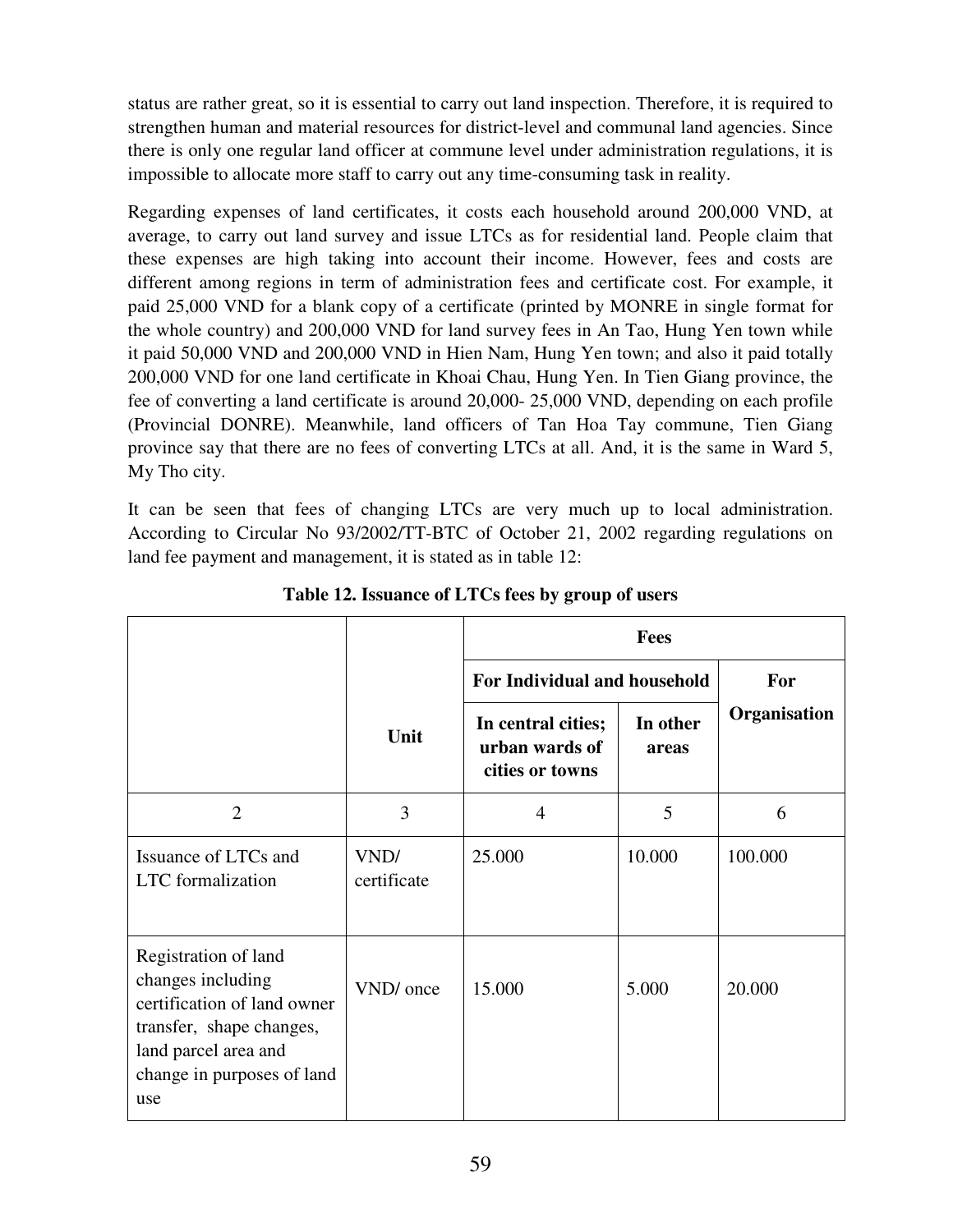status are rather great, so it is essential to carry out land inspection. Therefore, it is required to strengthen human and material resources for district-level and communal land agencies. Since there is only one regular land officer at commune level under administration regulations, it is impossible to allocate more staff to carry out any time-consuming task in reality.

Regarding expenses of land certificates, it costs each household around 200,000 VND, at average, to carry out land survey and issue LTCs as for residential land. People claim that these expenses are high taking into account their income. However, fees and costs are different among regions in term of administration fees and certificate cost. For example, it paid 25,000 VND for a blank copy of a certificate (printed by MONRE in single format for the whole country) and 200,000 VND for land survey fees in An Tao, Hung Yen town while it paid 50,000 VND and 200,000 VND in Hien Nam, Hung Yen town; and also it paid totally 200,000 VND for one land certificate in Khoai Chau, Hung Yen. In Tien Giang province, the fee of converting a land certificate is around 20,000- 25,000 VND, depending on each profile (Provincial DONRE). Meanwhile, land officers of Tan Hoa Tay commune, Tien Giang province say that there are no fees of converting LTCs at all. And, it is the same in Ward 5, My Tho city.

It can be seen that fees of changing LTCs are very much up to local administration. According to Circular No 93/2002/TT-BTC of October 21, 2002 regarding regulations on land fee payment and management, it is stated as in table 12:

**Table 12. Issuance of LTCs fees by group of users**

| | | **Fees** | | |
|---|---|---|---|---|
| | | **For Individual and household** | | **For Organisation** |
| | **Unit** | **In central cities; urban wards of cities or towns** | **In other areas** | |
| 2 | 3 | 4 | 5 | 6 |
| Issuance of LTCs and LTC formalization | VND/ certificate | 25.000 | 10.000 | 100.000 |
| Registration of land changes including certification of land owner transfer, shape changes, land parcel area and change in purposes of land use | VND/ once | 15.000 | 5.000 | 20.000 |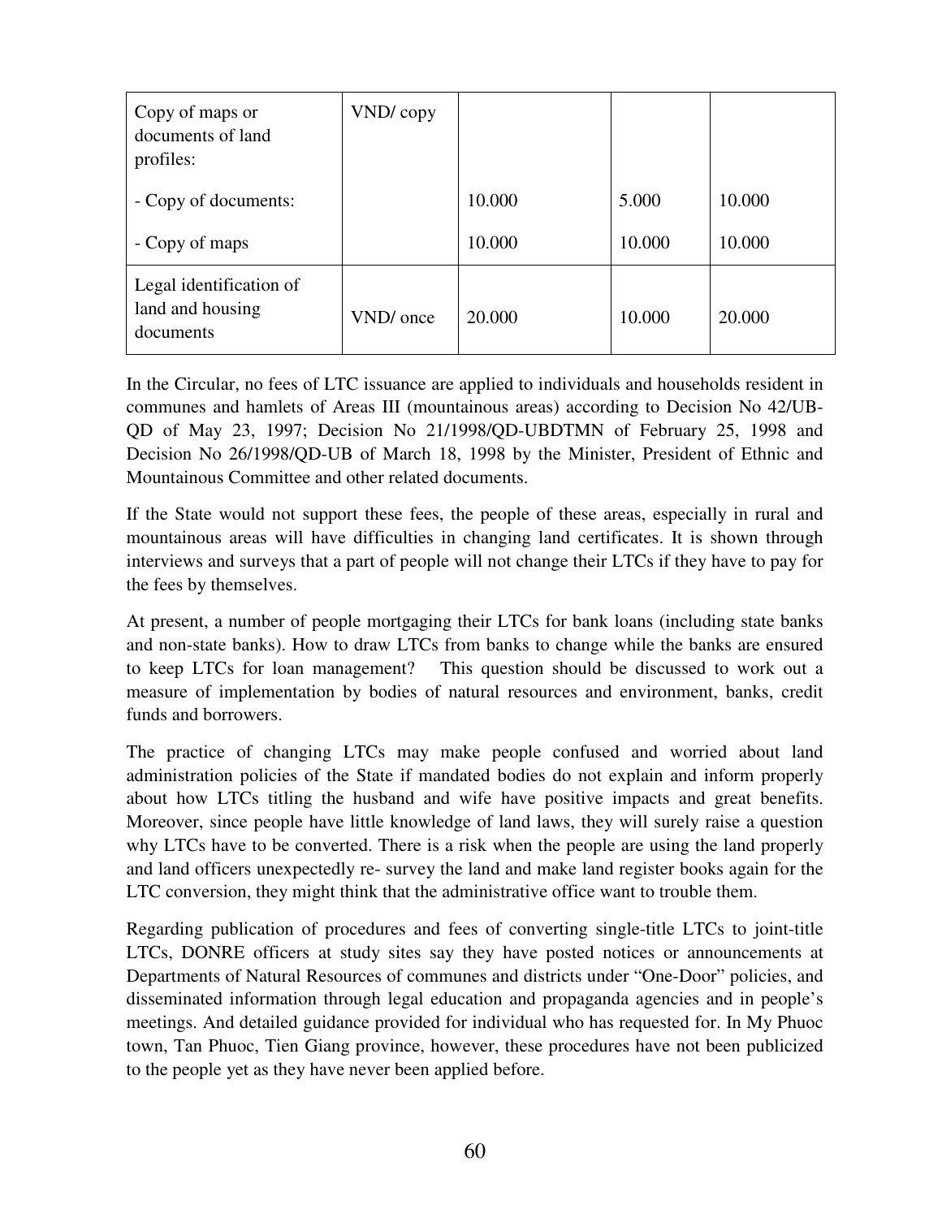| Copy of maps or documents of land profiles: | VND/ copy | | | |
|---|---|---|---|---|
| - Copy of documents: | | 10.000 | 5.000 | 10.000 |
| - Copy of maps | | 10.000 | 10.000 | 10.000 |
| Legal identification of land and housing documents | VND/ once | 20.000 | 10.000 | 20.000 |

In the Circular, no fees of LTC issuance are applied to individuals and households resident in communes and hamlets of Areas III (mountainous areas) according to Decision No 42/UB-QD of May 23, 1997; Decision No 21/1998/QD-UBDTMN of February 25, 1998 and Decision No 26/1998/QD-UB of March 18, 1998 by the Minister, President of Ethnic and Mountainous Committee and other related documents.

If the State would not support these fees, the people of these areas, especially in rural and mountainous areas will have difficulties in changing land certificates. It is shown through interviews and surveys that a part of people will not change their LTCs if they have to pay for the fees by themselves.

At present, a number of people mortgaging their LTCs for bank loans (including state banks and non-state banks). How to draw LTCs from banks to change while the banks are ensured to keep LTCs for loan management? This question should be discussed to work out a measure of implementation by bodies of natural resources and environment, banks, credit funds and borrowers.

The practice of changing LTCs may make people confused and worried about land administration policies of the State if mandated bodies do not explain and inform properly about how LTCs titling the husband and wife have positive impacts and great benefits. Moreover, since people have little knowledge of land laws, they will surely raise a question why LTCs have to be converted. There is a risk when the people are using the land properly and land officers unexpectedly re- survey the land and make land register books again for the LTC conversion, they might think that the administrative office want to trouble them.

Regarding publication of procedures and fees of converting single-title LTCs to joint-title LTCs, DONRE officers at study sites say they have posted notices or announcements at Departments of Natural Resources of communes and districts under "One-Door" policies, and disseminated information through legal education and propaganda agencies and in people's meetings. And detailed guidance provided for individual who has requested for. In My Phuoc town, Tan Phuoc, Tien Giang province, however, these procedures have not been publicized to the people yet as they have never been applied before.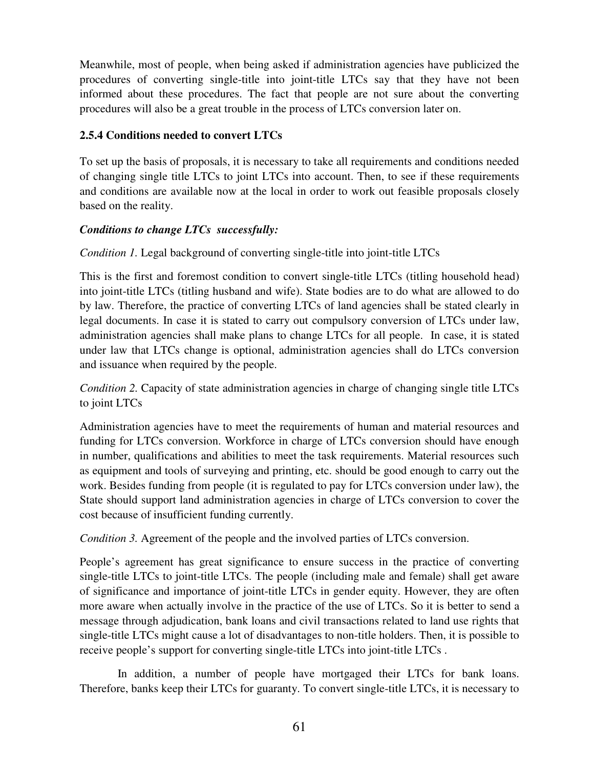Meanwhile, most of people, when being asked if administration agencies have publicized the procedures of converting single-title into joint-title LTCs say that they have not been informed about these procedures. The fact that people are not sure about the converting procedures will also be a great trouble in the process of LTCs conversion later on.

### 2.5.4 Conditions needed to convert LTCs

To set up the basis of proposals, it is necessary to take all requirements and conditions needed of changing single title LTCs to joint LTCs into account. Then, to see if these requirements and conditions are available now at the local in order to work out feasible proposals closely based on the reality.

***Conditions to change LTCs successfully:***

*Condition 1.* Legal background of converting single-title into joint-title LTCs

This is the first and foremost condition to convert single-title LTCs (titling household head) into joint-title LTCs (titling husband and wife). State bodies are to do what are allowed to do by law. Therefore, the practice of converting LTCs of land agencies shall be stated clearly in legal documents. In case it is stated to carry out compulsory conversion of LTCs under law, administration agencies shall make plans to change LTCs for all people. In case, it is stated under law that LTCs change is optional, administration agencies shall do LTCs conversion and issuance when required by the people.

*Condition 2.* Capacity of state administration agencies in charge of changing single title LTCs to joint LTCs

Administration agencies have to meet the requirements of human and material resources and funding for LTCs conversion. Workforce in charge of LTCs conversion should have enough in number, qualifications and abilities to meet the task requirements. Material resources such as equipment and tools of surveying and printing, etc. should be good enough to carry out the work. Besides funding from people (it is regulated to pay for LTCs conversion under law), the State should support land administration agencies in charge of LTCs conversion to cover the cost because of insufficient funding currently.

*Condition 3.* Agreement of the people and the involved parties of LTCs conversion.

People's agreement has great significance to ensure success in the practice of converting single-title LTCs to joint-title LTCs. The people (including male and female) shall get aware of significance and importance of joint-title LTCs in gender equity. However, they are often more aware when actually involve in the practice of the use of LTCs. So it is better to send a message through adjudication, bank loans and civil transactions related to land use rights that single-title LTCs might cause a lot of disadvantages to non-title holders. Then, it is possible to receive people's support for converting single-title LTCs into joint-title LTCs .

In addition, a number of people have mortgaged their LTCs for bank loans. Therefore, banks keep their LTCs for guaranty. To convert single-title LTCs, it is necessary to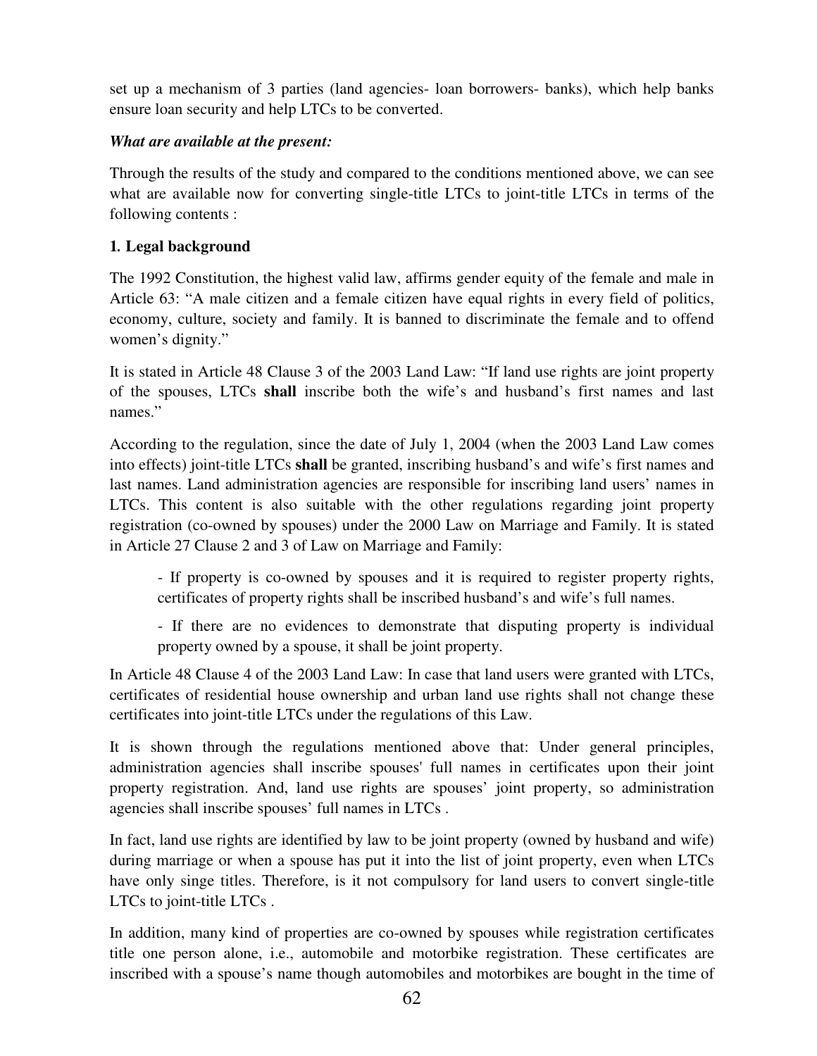set up a mechanism of 3 parties (land agencies- loan borrowers- banks), which help banks ensure loan security and help LTCs to be converted.

***What are available at the present:***

Through the results of the study and compared to the conditions mentioned above, we can see what are available now for converting single-title LTCs to joint-title LTCs in terms of the following contents :

**1. Legal background**

The 1992 Constitution, the highest valid law, affirms gender equity of the female and male in Article 63: "A male citizen and a female citizen have equal rights in every field of politics, economy, culture, society and family. It is banned to discriminate the female and to offend women's dignity."

It is stated in Article 48 Clause 3 of the 2003 Land Law: "If land use rights are joint property of the spouses, LTCs **shall** inscribe both the wife's and husband's first names and last names."

According to the regulation, since the date of July 1, 2004 (when the 2003 Land Law comes into effects) joint-title LTCs **shall** be granted, inscribing husband's and wife's first names and last names. Land administration agencies are responsible for inscribing land users' names in LTCs. This content is also suitable with the other regulations regarding joint property registration (co-owned by spouses) under the 2000 Law on Marriage and Family. It is stated in Article 27 Clause 2 and 3 of Law on Marriage and Family:

> - If property is co-owned by spouses and it is required to register property rights, certificates of property rights shall be inscribed husband's and wife's full names.
>
> - If there are no evidences to demonstrate that disputing property is individual property owned by a spouse, it shall be joint property.

In Article 48 Clause 4 of the 2003 Land Law: In case that land users were granted with LTCs, certificates of residential house ownership and urban land use rights shall not change these certificates into joint-title LTCs under the regulations of this Law.

It is shown through the regulations mentioned above that: Under general principles, administration agencies shall inscribe spouses' full names in certificates upon their joint property registration. And, land use rights are spouses' joint property, so administration agencies shall inscribe spouses' full names in LTCs .

In fact, land use rights are identified by law to be joint property (owned by husband and wife) during marriage or when a spouse has put it into the list of joint property, even when LTCs have only singe titles. Therefore, is it not compulsory for land users to convert single-title LTCs to joint-title LTCs .

In addition, many kind of properties are co-owned by spouses while registration certificates title one person alone, i.e., automobile and motorbike registration. These certificates are inscribed with a spouse's name though automobiles and motorbikes are bought in the time of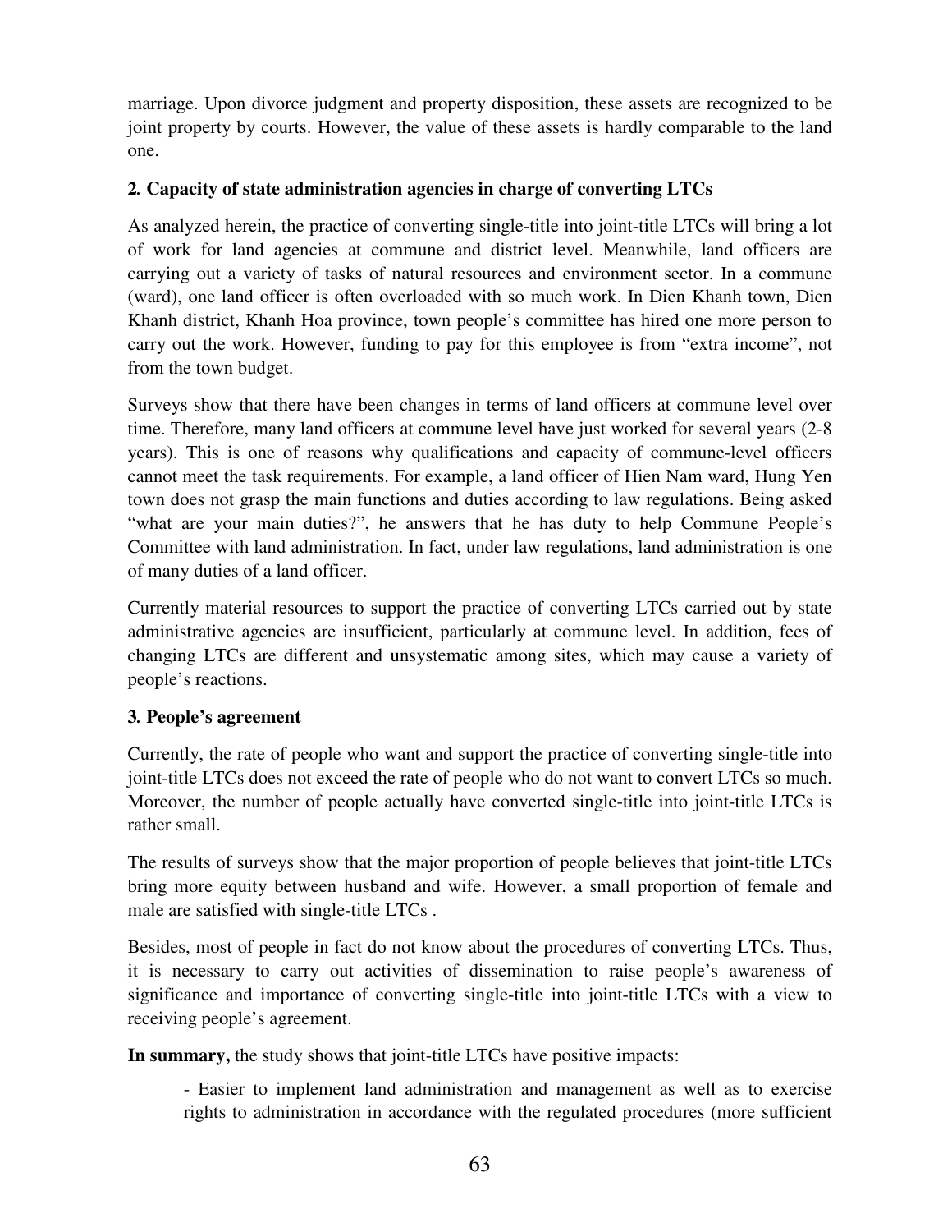marriage. Upon divorce judgment and property disposition, these assets are recognized to be joint property by courts. However, the value of these assets is hardly comparable to the land one.

### 2. Capacity of state administration agencies in charge of converting LTCs

As analyzed herein, the practice of converting single-title into joint-title LTCs will bring a lot of work for land agencies at commune and district level. Meanwhile, land officers are carrying out a variety of tasks of natural resources and environment sector. In a commune (ward), one land officer is often overloaded with so much work. In Dien Khanh town, Dien Khanh district, Khanh Hoa province, town people's committee has hired one more person to carry out the work. However, funding to pay for this employee is from "extra income", not from the town budget.

Surveys show that there have been changes in terms of land officers at commune level over time. Therefore, many land officers at commune level have just worked for several years (2-8 years). This is one of reasons why qualifications and capacity of commune-level officers cannot meet the task requirements. For example, a land officer of Hien Nam ward, Hung Yen town does not grasp the main functions and duties according to law regulations. Being asked "what are your main duties?", he answers that he has duty to help Commune People's Committee with land administration. In fact, under law regulations, land administration is one of many duties of a land officer.

Currently material resources to support the practice of converting LTCs carried out by state administrative agencies are insufficient, particularly at commune level. In addition, fees of changing LTCs are different and unsystematic among sites, which may cause a variety of people's reactions.

### 3. People's agreement

Currently, the rate of people who want and support the practice of converting single-title into joint-title LTCs does not exceed the rate of people who do not want to convert LTCs so much. Moreover, the number of people actually have converted single-title into joint-title LTCs is rather small.

The results of surveys show that the major proportion of people believes that joint-title LTCs bring more equity between husband and wife. However, a small proportion of female and male are satisfied with single-title LTCs .

Besides, most of people in fact do not know about the procedures of converting LTCs. Thus, it is necessary to carry out activities of dissemination to raise people's awareness of significance and importance of converting single-title into joint-title LTCs with a view to receiving people's agreement.

**In summary,** the study shows that joint-title LTCs have positive impacts:

- Easier to implement land administration and management as well as to exercise rights to administration in accordance with the regulated procedures (more sufficient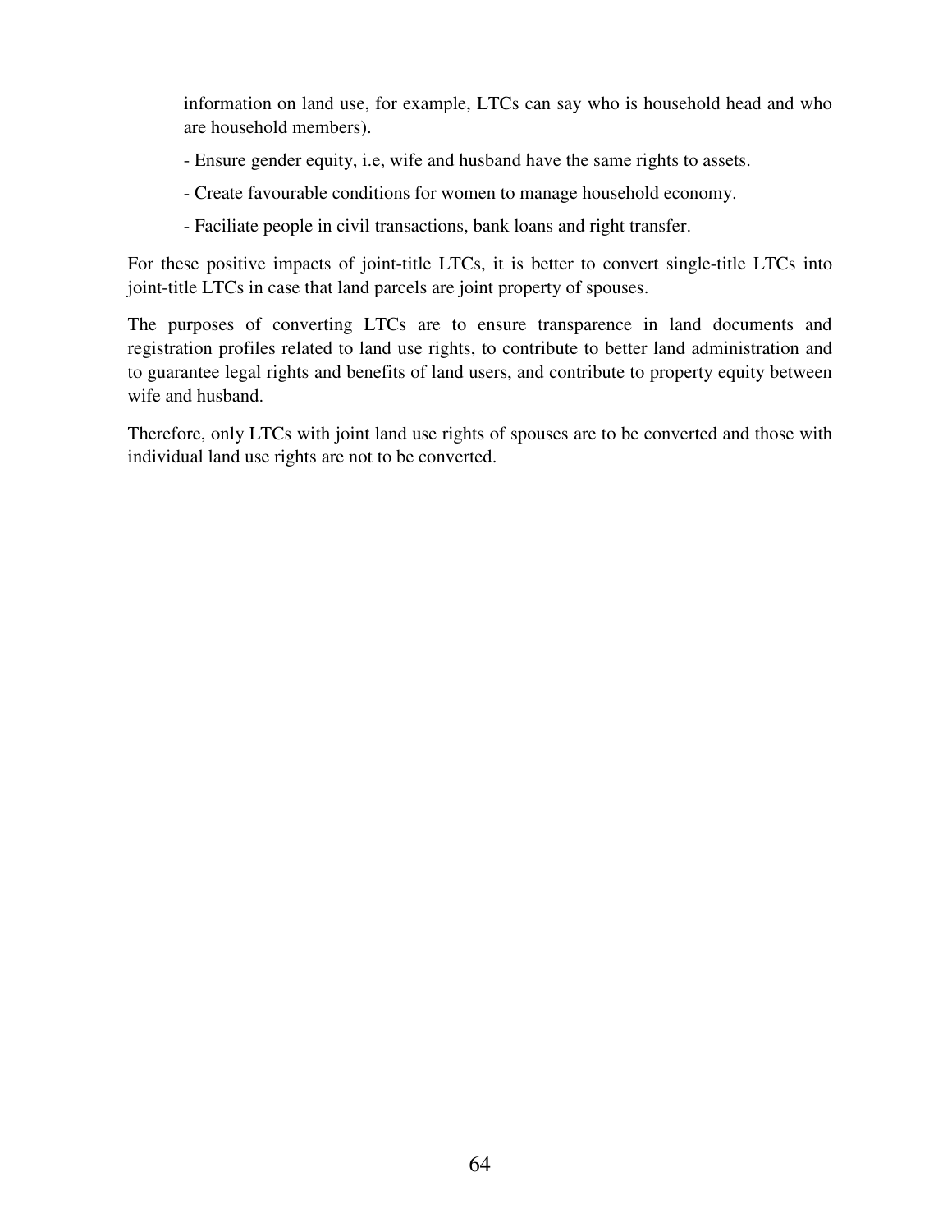information on land use, for example, LTCs can say who is household head and who are household members).

- Ensure gender equity, i.e, wife and husband have the same rights to assets.
- Create favourable conditions for women to manage household economy.
- Faciliate people in civil transactions, bank loans and right transfer.

For these positive impacts of joint-title LTCs, it is better to convert single-title LTCs into joint-title LTCs in case that land parcels are joint property of spouses.

The purposes of converting LTCs are to ensure transparence in land documents and registration profiles related to land use rights, to contribute to better land administration and to guarantee legal rights and benefits of land users, and contribute to property equity between wife and husband.

Therefore, only LTCs with joint land use rights of spouses are to be converted and those with individual land use rights are not to be converted.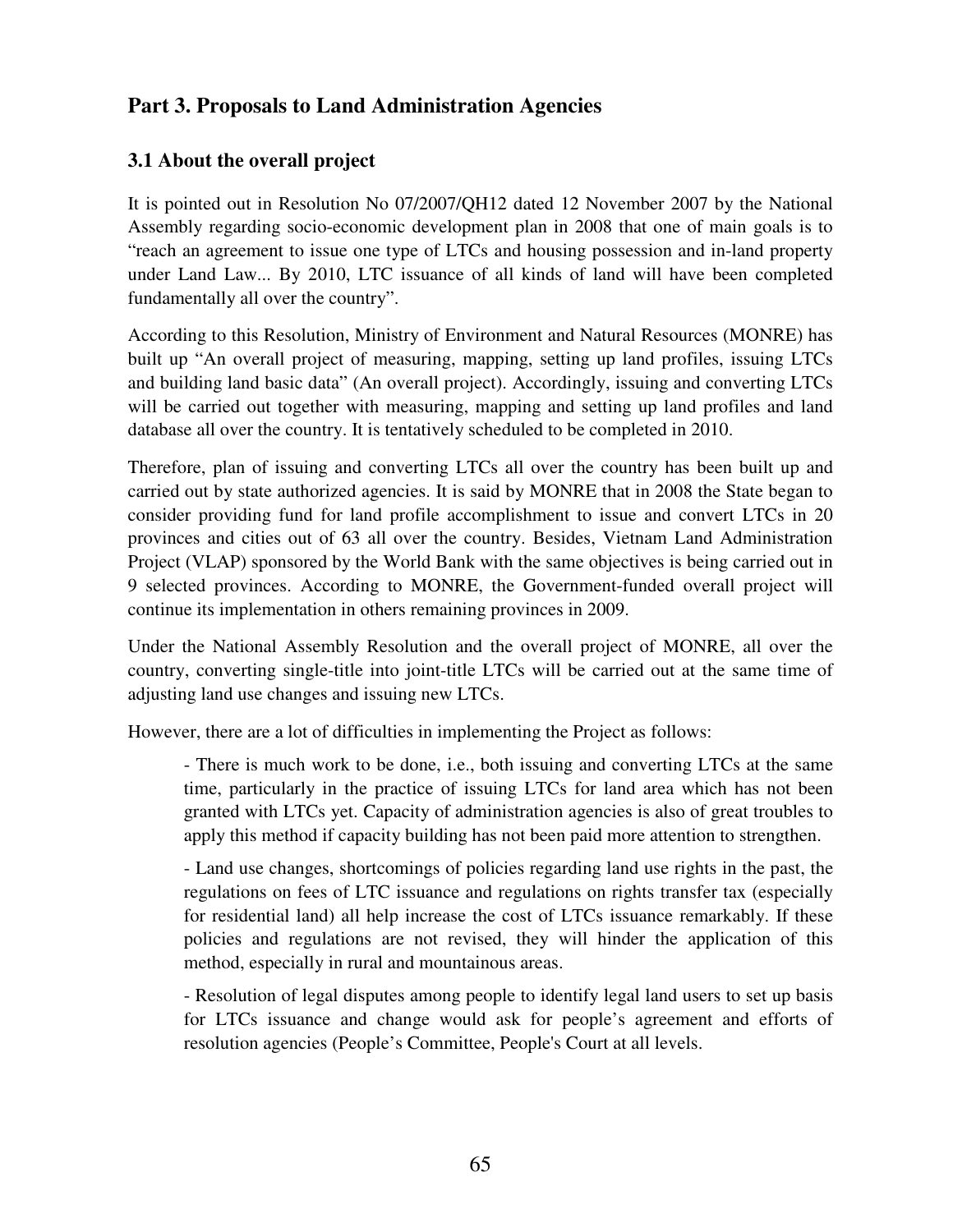## Part 3. Proposals to Land Administration Agencies

### 3.1 About the overall project

It is pointed out in Resolution No 07/2007/QH12 dated 12 November 2007 by the National Assembly regarding socio-economic development plan in 2008 that one of main goals is to "reach an agreement to issue one type of LTCs and housing possession and in-land property under Land Law... By 2010, LTC issuance of all kinds of land will have been completed fundamentally all over the country".

According to this Resolution, Ministry of Environment and Natural Resources (MONRE) has built up "An overall project of measuring, mapping, setting up land profiles, issuing LTCs and building land basic data" (An overall project). Accordingly, issuing and converting LTCs will be carried out together with measuring, mapping and setting up land profiles and land database all over the country. It is tentatively scheduled to be completed in 2010.

Therefore, plan of issuing and converting LTCs all over the country has been built up and carried out by state authorized agencies. It is said by MONRE that in 2008 the State began to consider providing fund for land profile accomplishment to issue and convert LTCs in 20 provinces and cities out of 63 all over the country. Besides, Vietnam Land Administration Project (VLAP) sponsored by the World Bank with the same objectives is being carried out in 9 selected provinces. According to MONRE, the Government-funded overall project will continue its implementation in others remaining provinces in 2009.

Under the National Assembly Resolution and the overall project of MONRE, all over the country, converting single-title into joint-title LTCs will be carried out at the same time of adjusting land use changes and issuing new LTCs.

However, there are a lot of difficulties in implementing the Project as follows:

- There is much work to be done, i.e., both issuing and converting LTCs at the same time, particularly in the practice of issuing LTCs for land area which has not been granted with LTCs yet. Capacity of administration agencies is also of great troubles to apply this method if capacity building has not been paid more attention to strengthen.

- Land use changes, shortcomings of policies regarding land use rights in the past, the regulations on fees of LTC issuance and regulations on rights transfer tax (especially for residential land) all help increase the cost of LTCs issuance remarkably. If these policies and regulations are not revised, they will hinder the application of this method, especially in rural and mountainous areas.

- Resolution of legal disputes among people to identify legal land users to set up basis for LTCs issuance and change would ask for people's agreement and efforts of resolution agencies (People's Committee, People's Court at all levels.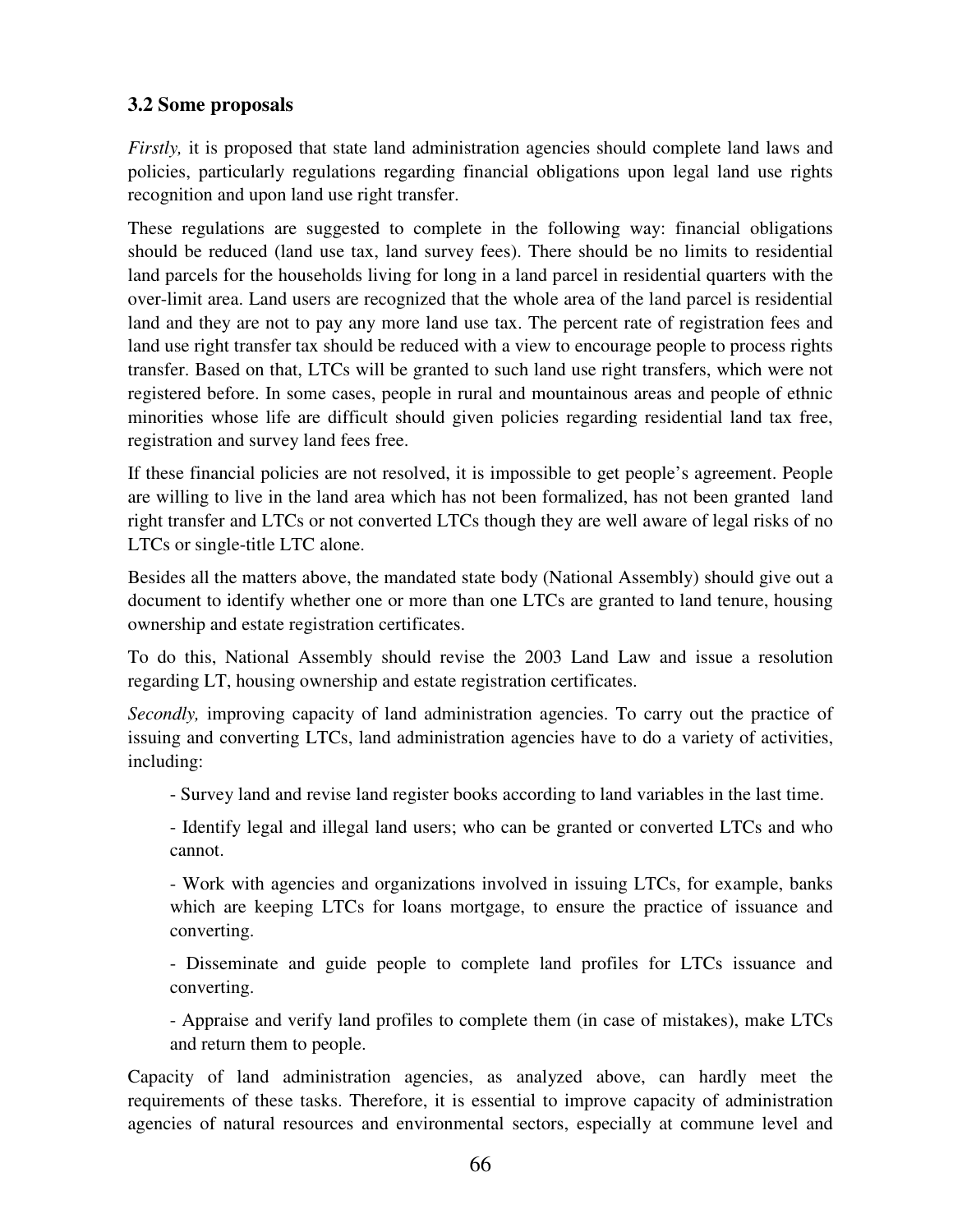### 3.2 Some proposals

*Firstly,* it is proposed that state land administration agencies should complete land laws and policies, particularly regulations regarding financial obligations upon legal land use rights recognition and upon land use right transfer.

These regulations are suggested to complete in the following way: financial obligations should be reduced (land use tax, land survey fees). There should be no limits to residential land parcels for the households living for long in a land parcel in residential quarters with the over-limit area. Land users are recognized that the whole area of the land parcel is residential land and they are not to pay any more land use tax. The percent rate of registration fees and land use right transfer tax should be reduced with a view to encourage people to process rights transfer. Based on that, LTCs will be granted to such land use right transfers, which were not registered before. In some cases, people in rural and mountainous areas and people of ethnic minorities whose life are difficult should given policies regarding residential land tax free, registration and survey land fees free.

If these financial policies are not resolved, it is impossible to get people's agreement. People are willing to live in the land area which has not been formalized, has not been granted land right transfer and LTCs or not converted LTCs though they are well aware of legal risks of no LTCs or single-title LTC alone.

Besides all the matters above, the mandated state body (National Assembly) should give out a document to identify whether one or more than one LTCs are granted to land tenure, housing ownership and estate registration certificates.

To do this, National Assembly should revise the 2003 Land Law and issue a resolution regarding LT, housing ownership and estate registration certificates.

*Secondly,* improving capacity of land administration agencies. To carry out the practice of issuing and converting LTCs, land administration agencies have to do a variety of activities, including:

- Survey land and revise land register books according to land variables in the last time.
- Identify legal and illegal land users; who can be granted or converted LTCs and who cannot.
- Work with agencies and organizations involved in issuing LTCs, for example, banks which are keeping LTCs for loans mortgage, to ensure the practice of issuance and converting.
- Disseminate and guide people to complete land profiles for LTCs issuance and converting.
- Appraise and verify land profiles to complete them (in case of mistakes), make LTCs and return them to people.

Capacity of land administration agencies, as analyzed above, can hardly meet the requirements of these tasks. Therefore, it is essential to improve capacity of administration agencies of natural resources and environmental sectors, especially at commune level and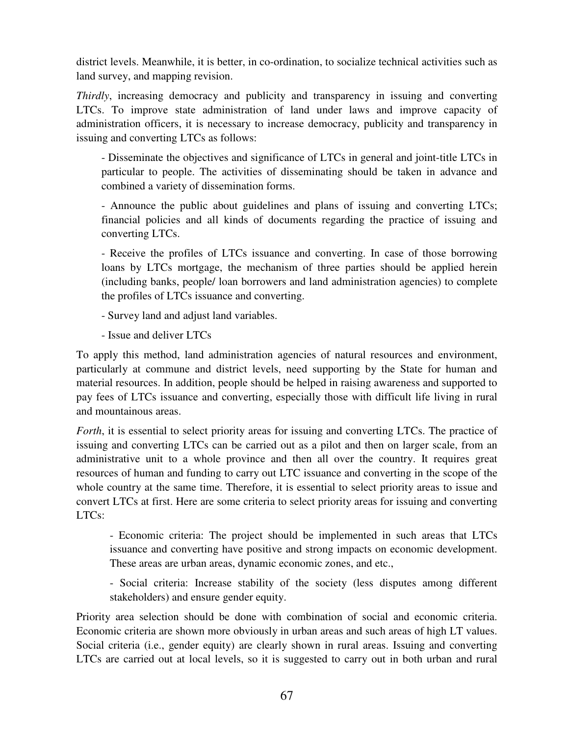district levels. Meanwhile, it is better, in co-ordination, to socialize technical activities such as land survey, and mapping revision.

*Thirdly*, increasing democracy and publicity and transparency in issuing and converting LTCs. To improve state administration of land under laws and improve capacity of administration officers, it is necessary to increase democracy, publicity and transparency in issuing and converting LTCs as follows:

- Disseminate the objectives and significance of LTCs in general and joint-title LTCs in particular to people. The activities of disseminating should be taken in advance and combined a variety of dissemination forms.
- Announce the public about guidelines and plans of issuing and converting LTCs; financial policies and all kinds of documents regarding the practice of issuing and converting LTCs.
- Receive the profiles of LTCs issuance and converting. In case of those borrowing loans by LTCs mortgage, the mechanism of three parties should be applied herein (including banks, people/ loan borrowers and land administration agencies) to complete the profiles of LTCs issuance and converting.
- Survey land and adjust land variables.
- Issue and deliver LTCs

To apply this method, land administration agencies of natural resources and environment, particularly at commune and district levels, need supporting by the State for human and material resources. In addition, people should be helped in raising awareness and supported to pay fees of LTCs issuance and converting, especially those with difficult life living in rural and mountainous areas.

*Forth*, it is essential to select priority areas for issuing and converting LTCs. The practice of issuing and converting LTCs can be carried out as a pilot and then on larger scale, from an administrative unit to a whole province and then all over the country. It requires great resources of human and funding to carry out LTC issuance and converting in the scope of the whole country at the same time. Therefore, it is essential to select priority areas to issue and convert LTCs at first. Here are some criteria to select priority areas for issuing and converting LTCs:

- Economic criteria: The project should be implemented in such areas that LTCs issuance and converting have positive and strong impacts on economic development. These areas are urban areas, dynamic economic zones, and etc.,
- Social criteria: Increase stability of the society (less disputes among different stakeholders) and ensure gender equity.

Priority area selection should be done with combination of social and economic criteria. Economic criteria are shown more obviously in urban areas and such areas of high LT values. Social criteria (i.e., gender equity) are clearly shown in rural areas. Issuing and converting LTCs are carried out at local levels, so it is suggested to carry out in both urban and rural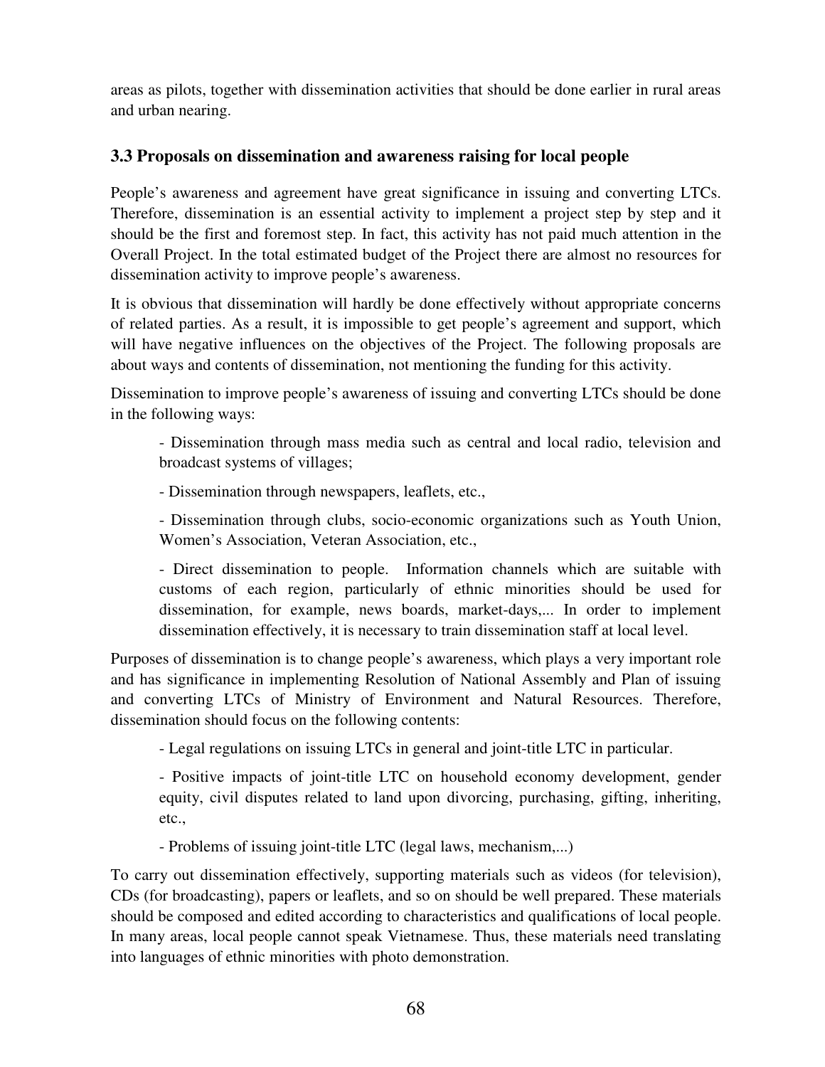areas as pilots, together with dissemination activities that should be done earlier in rural areas and urban nearing.

### 3.3 Proposals on dissemination and awareness raising for local people

People's awareness and agreement have great significance in issuing and converting LTCs. Therefore, dissemination is an essential activity to implement a project step by step and it should be the first and foremost step. In fact, this activity has not paid much attention in the Overall Project. In the total estimated budget of the Project there are almost no resources for dissemination activity to improve people's awareness.

It is obvious that dissemination will hardly be done effectively without appropriate concerns of related parties. As a result, it is impossible to get people's agreement and support, which will have negative influences on the objectives of the Project. The following proposals are about ways and contents of dissemination, not mentioning the funding for this activity.

Dissemination to improve people's awareness of issuing and converting LTCs should be done in the following ways:

- Dissemination through mass media such as central and local radio, television and broadcast systems of villages;
- Dissemination through newspapers, leaflets, etc.,
- Dissemination through clubs, socio-economic organizations such as Youth Union, Women's Association, Veteran Association, etc.,
- Direct dissemination to people. Information channels which are suitable with customs of each region, particularly of ethnic minorities should be used for dissemination, for example, news boards, market-days,... In order to implement dissemination effectively, it is necessary to train dissemination staff at local level.

Purposes of dissemination is to change people's awareness, which plays a very important role and has significance in implementing Resolution of National Assembly and Plan of issuing and converting LTCs of Ministry of Environment and Natural Resources. Therefore, dissemination should focus on the following contents:

- Legal regulations on issuing LTCs in general and joint-title LTC in particular.
- Positive impacts of joint-title LTC on household economy development, gender equity, civil disputes related to land upon divorcing, purchasing, gifting, inheriting, etc.,
- Problems of issuing joint-title LTC (legal laws, mechanism,...)

To carry out dissemination effectively, supporting materials such as videos (for television), CDs (for broadcasting), papers or leaflets, and so on should be well prepared. These materials should be composed and edited according to characteristics and qualifications of local people. In many areas, local people cannot speak Vietnamese. Thus, these materials need translating into languages of ethnic minorities with photo demonstration.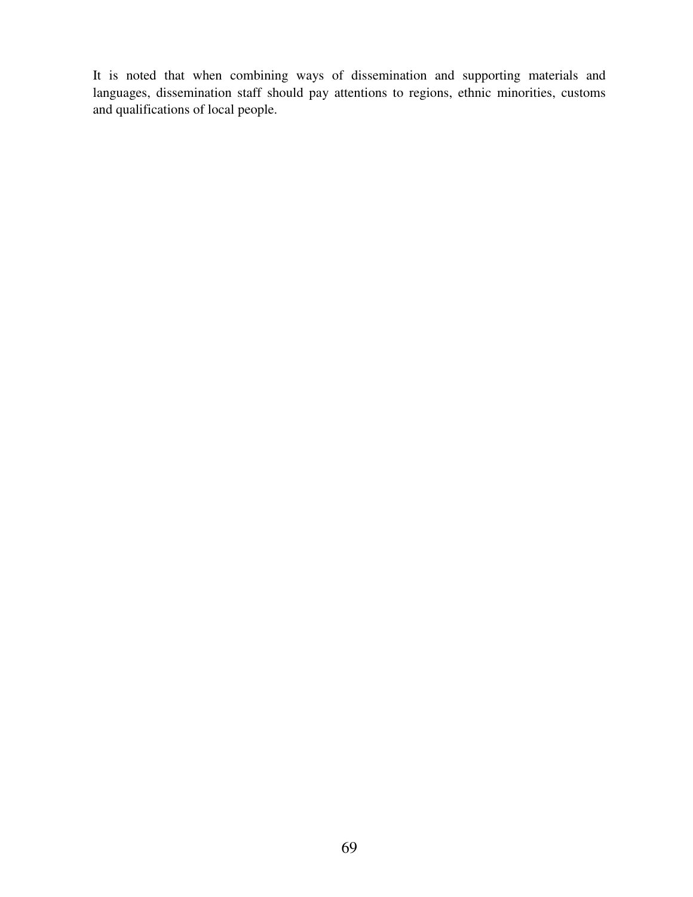It is noted that when combining ways of dissemination and supporting materials and languages, dissemination staff should pay attentions to regions, ethnic minorities, customs and qualifications of local people.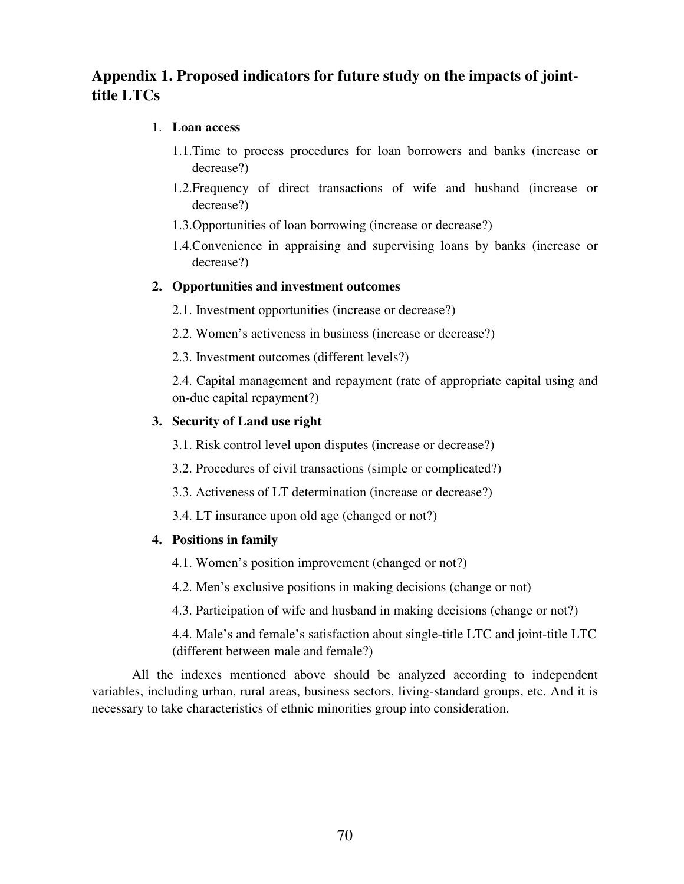## Appendix 1. Proposed indicators for future study on the impacts of joint-title LTCs

1. **Loan access**

   1.1. Time to process procedures for loan borrowers and banks (increase or decrease?)

   1.2. Frequency of direct transactions of wife and husband (increase or decrease?)

   1.3. Opportunities of loan borrowing (increase or decrease?)

   1.4. Convenience in appraising and supervising loans by banks (increase or decrease?)

2. **Opportunities and investment outcomes**

   2.1. Investment opportunities (increase or decrease?)

   2.2. Women's activeness in business (increase or decrease?)

   2.3. Investment outcomes (different levels?)

   2.4. Capital management and repayment (rate of appropriate capital using and on-due capital repayment?)

3. **Security of Land use right**

   3.1. Risk control level upon disputes (increase or decrease?)

   3.2. Procedures of civil transactions (simple or complicated?)

   3.3. Activeness of LT determination (increase or decrease?)

   3.4. LT insurance upon old age (changed or not?)

4. **Positions in family**

   4.1. Women's position improvement (changed or not?)

   4.2. Men's exclusive positions in making decisions (change or not)

   4.3. Participation of wife and husband in making decisions (change or not?)

   4.4. Male's and female's satisfaction about single-title LTC and joint-title LTC (different between male and female?)

All the indexes mentioned above should be analyzed according to independent variables, including urban, rural areas, business sectors, living-standard groups, etc. And it is necessary to take characteristics of ethnic minorities group into consideration.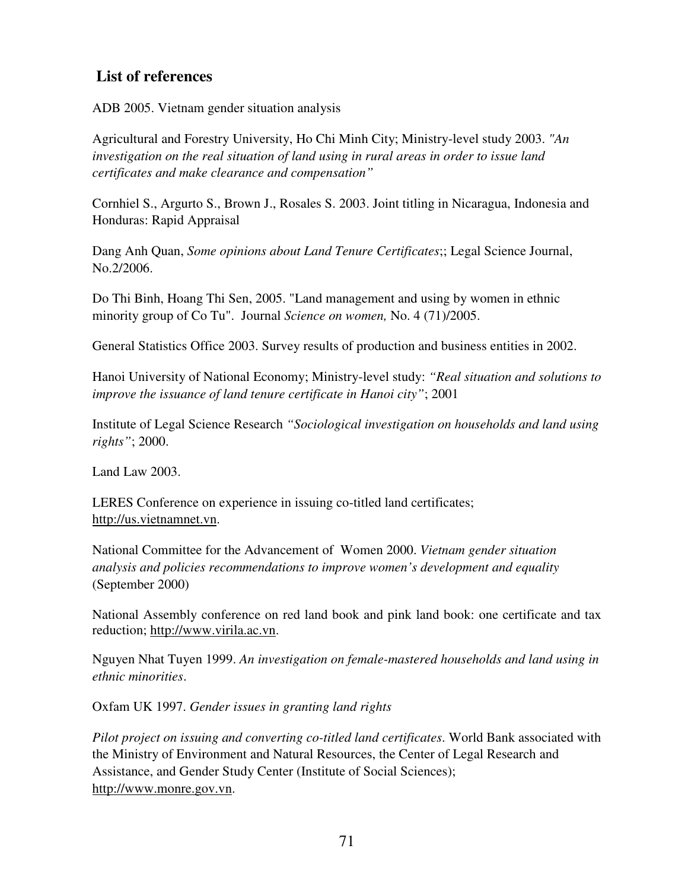## List of references

ADB 2005. Vietnam gender situation analysis

Agricultural and Forestry University, Ho Chi Minh City; Ministry-level study 2003. *"An investigation on the real situation of land using in rural areas in order to issue land certificates and make clearance and compensation"*

Cornhiel S., Argurto S., Brown J., Rosales S. 2003. Joint titling in Nicaragua, Indonesia and Honduras: Rapid Appraisal

Dang Anh Quan, *Some opinions about Land Tenure Certificates*;; Legal Science Journal, No.2/2006.

Do Thi Binh, Hoang Thi Sen, 2005. "Land management and using by women in ethnic minority group of Co Tu". Journal *Science on women,* No. 4 (71)/2005.

General Statistics Office 2003. Survey results of production and business entities in 2002.

Hanoi University of National Economy; Ministry-level study: *"Real situation and solutions to improve the issuance of land tenure certificate in Hanoi city"*; 2001

Institute of Legal Science Research *"Sociological investigation on households and land using rights"*; 2000.

Land Law 2003.

LERES Conference on experience in issuing co-titled land certificates; http://us.vietnamnet.vn.

National Committee for the Advancement of Women 2000. *Vietnam gender situation analysis and policies recommendations to improve women's development and equality* (September 2000)

National Assembly conference on red land book and pink land book: one certificate and tax reduction; http://www.virila.ac.vn.

Nguyen Nhat Tuyen 1999. *An investigation on female-mastered households and land using in ethnic minorities*.

Oxfam UK 1997. *Gender issues in granting land rights*

*Pilot project on issuing and converting co-titled land certificates*. World Bank associated with the Ministry of Environment and Natural Resources, the Center of Legal Research and Assistance, and Gender Study Center (Institute of Social Sciences); http://www.monre.gov.vn.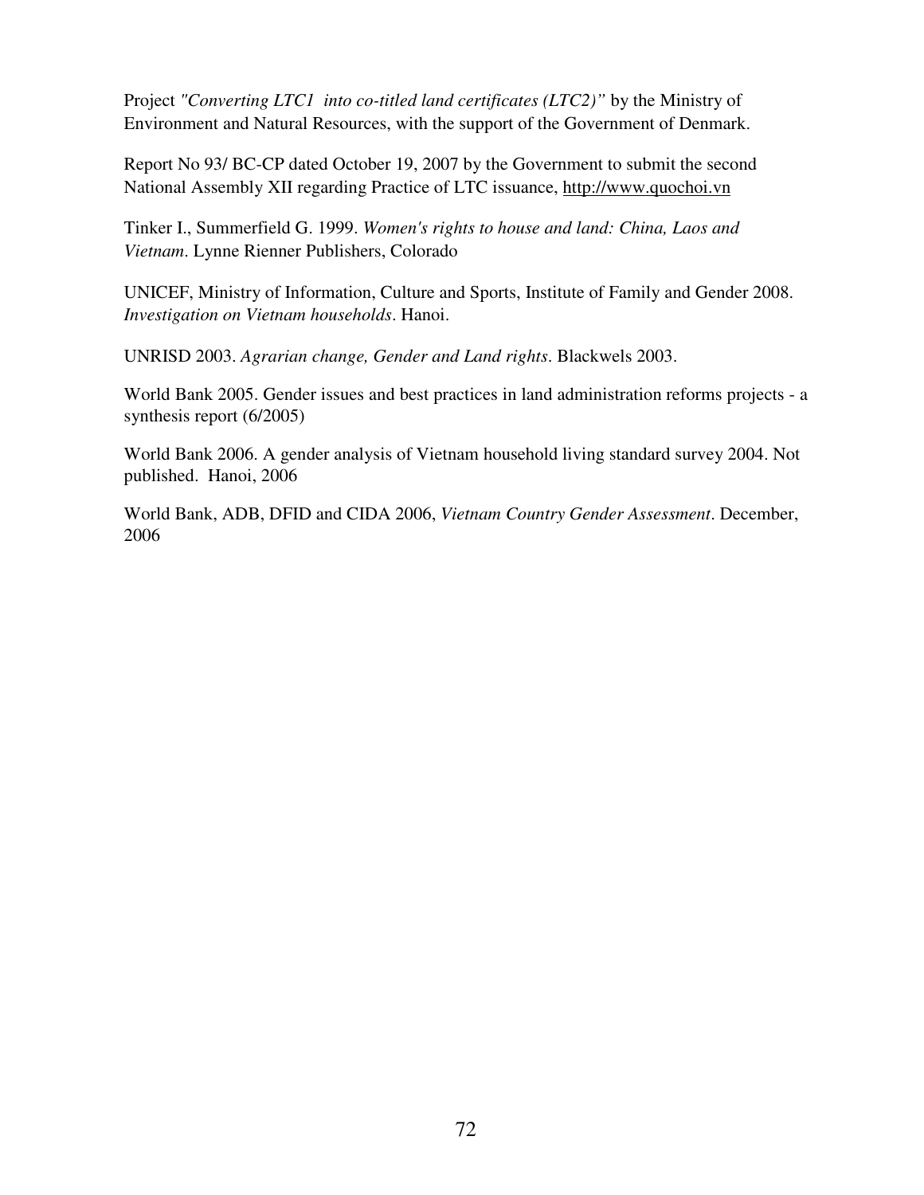Project *"Converting LTC1 into co-titled land certificates (LTC2)"* by the Ministry of Environment and Natural Resources, with the support of the Government of Denmark.

Report No 93/ BC-CP dated October 19, 2007 by the Government to submit the second National Assembly XII regarding Practice of LTC issuance, http://www.quochoi.vn

Tinker I., Summerfield G. 1999. *Women's rights to house and land: China, Laos and Vietnam*. Lynne Rienner Publishers, Colorado

UNICEF, Ministry of Information, Culture and Sports, Institute of Family and Gender 2008. *Investigation on Vietnam households*. Hanoi.

UNRISD 2003. *Agrarian change, Gender and Land rights*. Blackwels 2003.

World Bank 2005. Gender issues and best practices in land administration reforms projects - a synthesis report (6/2005)

World Bank 2006. A gender analysis of Vietnam household living standard survey 2004. Not published. Hanoi, 2006

World Bank, ADB, DFID and CIDA 2006, *Vietnam Country Gender Assessment*. December, 2006